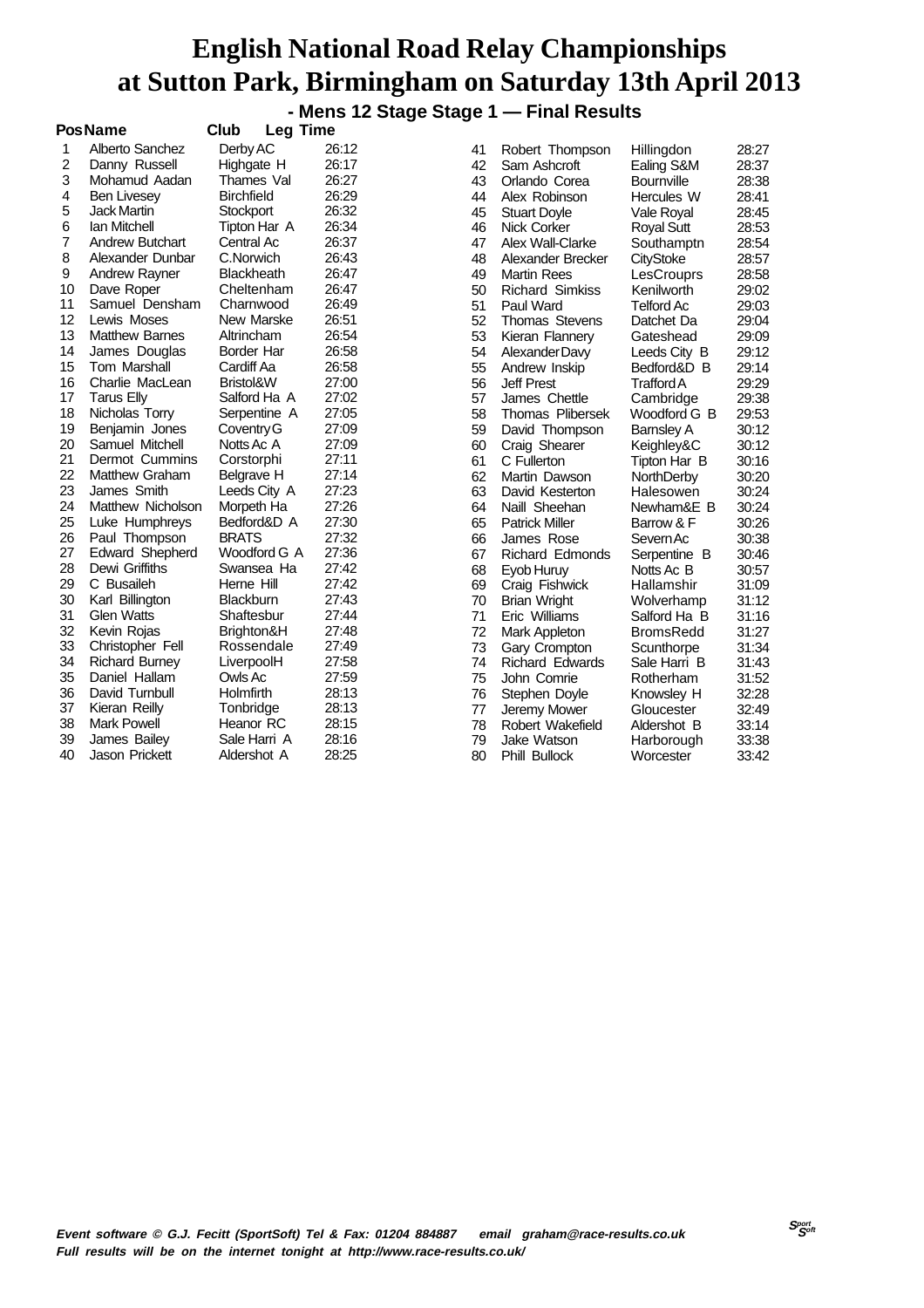# English National Road Relay Championships
# at Sutton Park, Birmingham on Saturday 13th April 2013

## - Mens 12 Stage Stage 1 — Final Results

| Pos | Name | Club | Leg Time |
|---|---|---|---|
| 1 | Alberto Sanchez | Derby AC | 26:12 |
| 2 | Danny Russell | Highgate H | 26:17 |
| 3 | Mohamud Aadan | Thames Val | 26:27 |
| 4 | Ben Livesey | Birchfield | 26:29 |
| 5 | Jack Martin | Stockport | 26:32 |
| 6 | Ian Mitchell | Tipton Har A | 26:34 |
| 7 | Andrew Butchart | Central Ac | 26:37 |
| 8 | Alexander Dunbar | C.Norwich | 26:43 |
| 9 | Andrew Rayner | Blackheath | 26:47 |
| 10 | Dave Roper | Cheltenham | 26:47 |
| 11 | Samuel Densham | Charnwood | 26:49 |
| 12 | Lewis Moses | New Marske | 26:51 |
| 13 | Matthew Barnes | Altrincham | 26:54 |
| 14 | James Douglas | Border Har | 26:58 |
| 15 | Tom Marshall | Cardiff Aa | 26:58 |
| 16 | Charlie MacLean | Bristol&W | 27:00 |
| 17 | Tarus Elly | Salford Ha A | 27:02 |
| 18 | Nicholas Torry | Serpentine A | 27:05 |
| 19 | Benjamin Jones | Coventry G | 27:09 |
| 20 | Samuel Mitchell | Notts Ac A | 27:09 |
| 21 | Dermot Cummins | Corstorphi | 27:11 |
| 22 | Matthew Graham | Belgrave H | 27:14 |
| 23 | James Smith | Leeds City A | 27:23 |
| 24 | Matthew Nicholson | Morpeth Ha | 27:26 |
| 25 | Luke Humphreys | Bedford&D A | 27:30 |
| 26 | Paul Thompson | BRATS | 27:32 |
| 27 | Edward Shepherd | Woodford G A | 27:36 |
| 28 | Dewi Griffiths | Swansea Ha | 27:42 |
| 29 | C Busaileh | Herne Hill | 27:42 |
| 30 | Karl Billington | Blackburn | 27:43 |
| 31 | Glen Watts | Shaftesbur | 27:44 |
| 32 | Kevin Rojas | Brighton&H | 27:48 |
| 33 | Christopher Fell | Rossendale | 27:49 |
| 34 | Richard Burney | LiverpoolH | 27:58 |
| 35 | Daniel Hallam | Owls Ac | 27:59 |
| 36 | David Turnbull | Holmfirth | 28:13 |
| 37 | Kieran Reilly | Tonbridge | 28:13 |
| 38 | Mark Powell | Heanor RC | 28:15 |
| 39 | James Bailey | Sale Harri A | 28:16 |
| 40 | Jason Prickett | Aldershot A | 28:25 |
| 41 | Robert Thompson | Hillingdon | 28:27 |
| 42 | Sam Ashcroft | Ealing S&M | 28:37 |
| 43 | Orlando Corea | Bournville | 28:38 |
| 44 | Alex Robinson | Hercules W | 28:41 |
| 45 | Stuart Doyle | Vale Royal | 28:45 |
| 46 | Nick Corker | Royal Sutt | 28:53 |
| 47 | Alex Wall-Clarke | Southamptn | 28:54 |
| 48 | Alexander Brecker | CityStoke | 28:57 |
| 49 | Martin Rees | LesCrouprs | 28:58 |
| 50 | Richard Simkiss | Kenilworth | 29:02 |
| 51 | Paul Ward | Telford Ac | 29:03 |
| 52 | Thomas Stevens | Datchet Da | 29:04 |
| 53 | Kieran Flannery | Gateshead | 29:09 |
| 54 | Alexander Davy | Leeds City B | 29:12 |
| 55 | Andrew Inskip | Bedford&D B | 29:14 |
| 56 | Jeff Prest | Trafford A | 29:29 |
| 57 | James Chettle | Cambridge | 29:38 |
| 58 | Thomas Plibersek | Woodford G B | 29:53 |
| 59 | David Thompson | Barnsley A | 30:12 |
| 60 | Craig Shearer | Keighley&C | 30:12 |
| 61 | C Fullerton | Tipton Har B | 30:16 |
| 62 | Martin Dawson | NorthDerby | 30:20 |
| 63 | David Kesterton | Halesowen | 30:24 |
| 64 | Naill Sheehan | Newham&E B | 30:24 |
| 65 | Patrick Miller | Barrow & F | 30:26 |
| 66 | James Rose | Severn Ac | 30:38 |
| 67 | Richard Edmonds | Serpentine B | 30:46 |
| 68 | Eyob Huruy | Notts Ac B | 30:57 |
| 69 | Craig Fishwick | Hallamshir | 31:09 |
| 70 | Brian Wright | Wolverhamp | 31:12 |
| 71 | Eric Williams | Salford Ha B | 31:16 |
| 72 | Mark Appleton | BromsRedd | 31:27 |
| 73 | Gary Crompton | Scunthorpe | 31:34 |
| 74 | Richard Edwards | Sale Harri B | 31:43 |
| 75 | John Comrie | Rotherham | 31:52 |
| 76 | Stephen Doyle | Knowsley H | 32:28 |
| 77 | Jeremy Mower | Gloucester | 32:49 |
| 78 | Robert Wakefield | Aldershot B | 33:14 |
| 79 | Jake Watson | Harborough | 33:38 |
| 80 | Phill Bullock | Worcester | 33:42 |

*Event software © G.J. Fecitt (SportSoft) Tel & Fax: 01204 884887 email graham@race-results.co.uk*
*Full results will be on the internet tonight at http://www.race-results.co.uk/*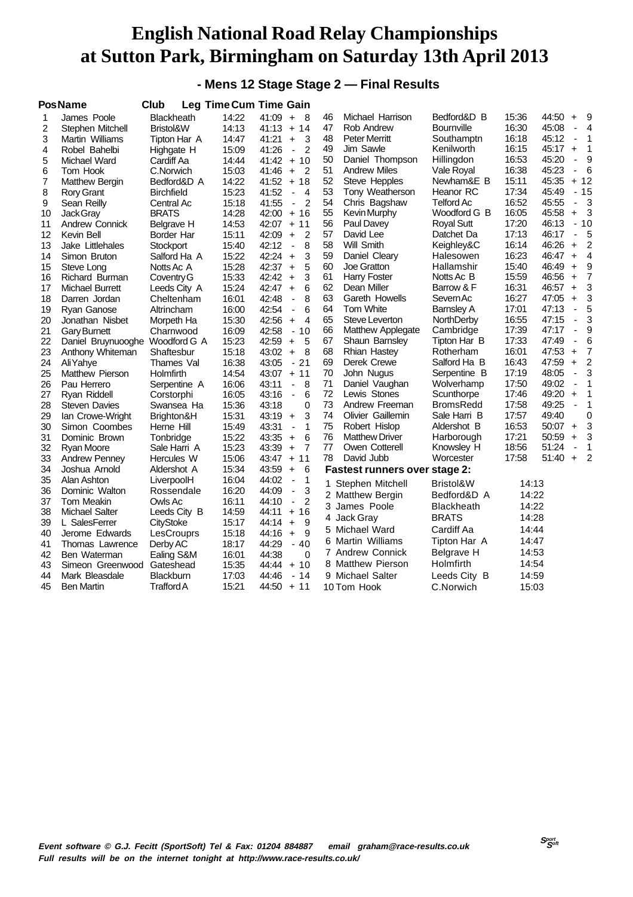# English National Road Relay Championships at Sutton Park, Birmingham on Saturday 13th April 2013

## - Mens 12 Stage Stage 2 — Final Results

| Pos | Name | Club | Leg Time | Cum Time | Gain |
|---|---|---|---|---|---|
| 1 | James Poole | Blackheath | 14:22 | 41:09 | + 8 |
| 2 | Stephen Mitchell | Bristol&W | 14:13 | 41:13 | + 14 |
| 3 | Martin Williams | Tipton Har A | 14:47 | 41:21 | + 3 |
| 4 | Robel Bahelbi | Highgate H | 15:09 | 41:26 | - 2 |
| 5 | Michael Ward | Cardiff Aa | 14:44 | 41:42 | + 10 |
| 6 | Tom Hook | C.Norwich | 15:03 | 41:46 | + 2 |
| 7 | Matthew Bergin | Bedford&D A | 14:22 | 41:52 | + 18 |
| 8 | Rory Grant | Birchfield | 15:23 | 41:52 | - 4 |
| 9 | Sean Reilly | Central Ac | 15:18 | 41:55 | - 2 |
| 10 | Jack Gray | BRATS | 14:28 | 42:00 | + 16 |
| 11 | Andrew Connick | Belgrave H | 14:53 | 42:07 | + 11 |
| 12 | Kevin Bell | Border Har | 15:11 | 42:09 | + 2 |
| 13 | Jake Littlehales | Stockport | 15:40 | 42:12 | - 8 |
| 14 | Simon Bruton | Salford Ha A | 15:22 | 42:24 | + 3 |
| 15 | Steve Long | Notts Ac A | 15:28 | 42:37 | + 5 |
| 16 | Richard Burman | Coventry G | 15:33 | 42:42 | + 3 |
| 17 | Michael Burrett | Leeds City A | 15:24 | 42:47 | + 6 |
| 18 | Darren Jordan | Cheltenham | 16:01 | 42:48 | - 8 |
| 19 | Ryan Ganose | Altrincham | 16:00 | 42:54 | - 6 |
| 20 | Jonathan Nisbet | Morpeth Ha | 15:30 | 42:56 | + 4 |
| 21 | Gary Burnett | Charnwood | 16:09 | 42:58 | - 10 |
| 22 | Daniel Bruynuooghe | Woodford G A | 15:23 | 42:59 | + 5 |
| 23 | Anthony Whiteman | Shaftesbur | 15:18 | 43:02 | + 8 |
| 24 | Ali Yahye | Thames Val | 16:38 | 43:05 | - 21 |
| 25 | Matthew Pierson | Holmfirth | 14:54 | 43:07 | + 11 |
| 26 | Pau Herrero | Serpentine A | 16:06 | 43:11 | - 8 |
| 27 | Ryan Riddell | Corstorphi | 16:05 | 43:16 | - 6 |
| 28 | Steven Davies | Swansea Ha | 15:36 | 43:18 | 0 |
| 29 | Ian Crowe-Wright | Brighton&H | 15:31 | 43:19 | + 3 |
| 30 | Simon Coombes | Herne Hill | 15:49 | 43:31 | - 1 |
| 31 | Dominic Brown | Tonbridge | 15:22 | 43:35 | + 6 |
| 32 | Ryan Moore | Sale Harri A | 15:23 | 43:39 | + 7 |
| 33 | Andrew Penney | Hercules W | 15:06 | 43:47 | + 11 |
| 34 | Joshua Arnold | Aldershot A | 15:34 | 43:59 | + 6 |
| 35 | Alan Ashton | LiverpoolH | 16:04 | 44:02 | - 1 |
| 36 | Dominic Walton | Rossendale | 16:20 | 44:09 | - 3 |
| 37 | Tom Meakin | Owls Ac | 16:11 | 44:10 | - 2 |
| 38 | Michael Salter | Leeds City B | 14:59 | 44:11 | + 16 |
| 39 | L SalesFerrer | CityStoke | 15:17 | 44:14 | + 9 |
| 40 | Jerome Edwards | LesCrouprs | 15:18 | 44:16 | + 9 |
| 41 | Thomas Lawrence | Derby AC | 18:17 | 44:29 | - 40 |
| 42 | Ben Waterman | Ealing S&M | 16:01 | 44:38 | 0 |
| 43 | Simeon Greenwood | Gateshead | 15:35 | 44:44 | + 10 |
| 44 | Mark Bleasdale | Blackburn | 17:03 | 44:46 | - 14 |
| 45 | Ben Martin | Trafford A | 15:21 | 44:50 | + 11 |
| 46 | Michael Harrison | Bedford&D B | 15:36 | 44:50 | + 9 |
| 47 | Rob Andrew | Bournville | 16:30 | 45:08 | - 4 |
| 48 | Peter Merritt | Southamptn | 16:18 | 45:12 | - 1 |
| 49 | Jim Sawle | Kenilworth | 16:15 | 45:17 | + 1 |
| 50 | Daniel Thompson | Hillingdon | 16:53 | 45:20 | - 9 |
| 51 | Andrew Miles | Vale Royal | 16:38 | 45:23 | - 6 |
| 52 | Steve Hepples | Newham&E B | 15:11 | 45:35 | + 12 |
| 53 | Tony Weatherson | Heanor RC | 17:34 | 45:49 | - 15 |
| 54 | Chris Bagshaw | Telford Ac | 16:52 | 45:55 | - 3 |
| 55 | Kevin Murphy | Woodford G B | 16:05 | 45:58 | + 3 |
| 56 | Paul Davey | Royal Sutt | 17:20 | 46:13 | - 10 |
| 57 | David Lee | Datchet Da | 17:13 | 46:17 | - 5 |
| 58 | Will Smith | Keighley&C | 16:14 | 46:26 | + 2 |
| 59 | Daniel Cleary | Halesowen | 16:23 | 46:47 | + 4 |
| 60 | Joe Gratton | Hallamshir | 15:40 | 46:49 | + 9 |
| 61 | Harry Foster | Notts Ac B | 15:59 | 46:56 | + 7 |
| 62 | Dean Miller | Barrow & F | 16:31 | 46:57 | + 3 |
| 63 | Gareth Howells | Severn Ac | 16:27 | 47:05 | + 3 |
| 64 | Tom White | Barnsley A | 17:01 | 47:13 | - 5 |
| 65 | Steve Leverton | NorthDerby | 16:55 | 47:15 | - 3 |
| 66 | Matthew Applegate | Cambridge | 17:39 | 47:17 | - 9 |
| 67 | Shaun Barnsley | Tipton Har B | 17:33 | 47:49 | - 6 |
| 68 | Rhian Hastey | Rotherham | 16:01 | 47:53 | + 7 |
| 69 | Derek Crewe | Salford Ha B | 16:43 | 47:59 | + 2 |
| 70 | John Nugus | Serpentine B | 17:19 | 48:05 | - 3 |
| 71 | Daniel Vaughan | Wolverhamp | 17:50 | 49:02 | - 1 |
| 72 | Lewis Stones | Scunthorpe | 17:46 | 49:20 | + 1 |
| 73 | Andrew Freeman | BromsRedd | 17:58 | 49:25 | - 1 |
| 74 | Olivier Gaillemin | Sale Harri B | 17:57 | 49:40 | 0 |
| 75 | Robert Hislop | Aldershot B | 16:53 | 50:07 | + 3 |
| 76 | Matthew Driver | Harborough | 17:21 | 50:59 | + 3 |
| 77 | Owen Cotterell | Knowsley H | 18:56 | 51:24 | - 1 |
| 78 | David Jubb | Worcester | 17:58 | 51:40 | + 2 |

### Fastest runners over stage 2:

| | | | |
|---|---|---|---|
| 1 | Stephen Mitchell | Bristol&W | 14:13 |
| 2 | Matthew Bergin | Bedford&D A | 14:22 |
| 3 | James Poole | Blackheath | 14:22 |
| 4 | Jack Gray | BRATS | 14:28 |
| 5 | Michael Ward | Cardiff Aa | 14:44 |
| 6 | Martin Williams | Tipton Har A | 14:47 |
| 7 | Andrew Connick | Belgrave H | 14:53 |
| 8 | Matthew Pierson | Holmfirth | 14:54 |
| 9 | Michael Salter | Leeds City B | 14:59 |
| 10 | Tom Hook | C.Norwich | 15:03 |

*Event software © G.J. Fecitt (SportSoft) Tel & Fax: 01204 884887 email graham@race-results.co.uk*
*Full results will be on the internet tonight at http://www.race-results.co.uk/*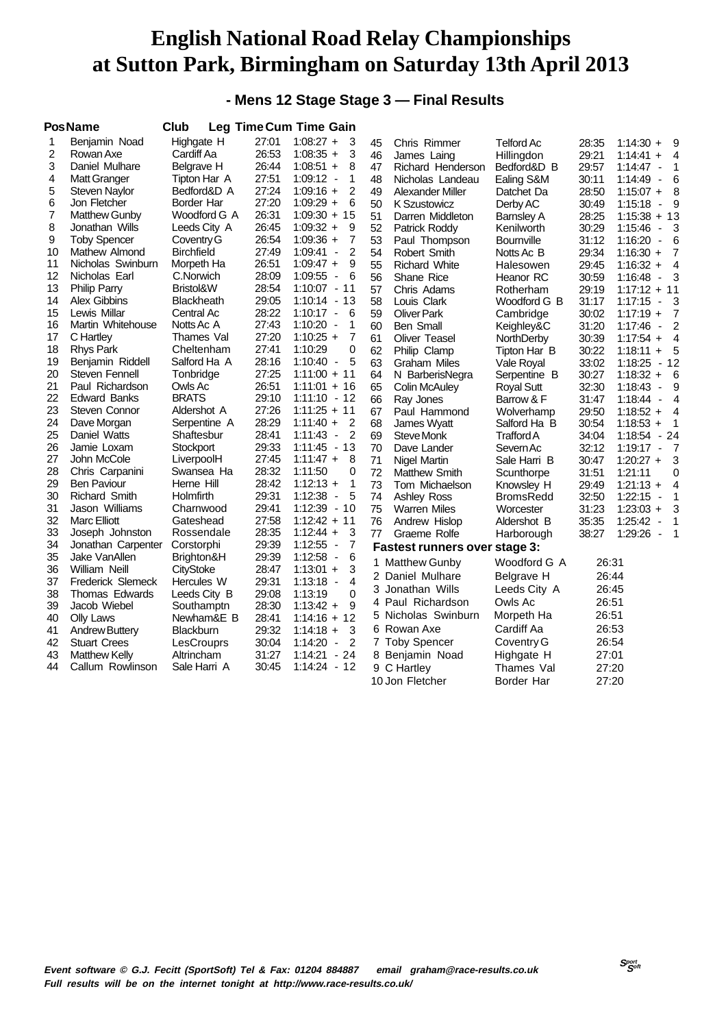# English National Road Relay Championships at Sutton Park, Birmingham on Saturday 13th April 2013

## - Mens 12 Stage Stage 3 — Final Results

| Pos | Name | Club | Leg Time | Cum Time | Gain |
|---|---|---|---|---|---|
| 1 | Benjamin Noad | Highgate H | 27:01 | 1:08:27 | + 3 |
| 2 | Rowan Axe | Cardiff Aa | 26:53 | 1:08:35 | + 3 |
| 3 | Daniel Mulhare | Belgrave H | 26:44 | 1:08:51 | + 8 |
| 4 | Matt Granger | Tipton Har A | 27:51 | 1:09:12 | - 1 |
| 5 | Steven Naylor | Bedford&D A | 27:24 | 1:09:16 | + 2 |
| 6 | Jon Fletcher | Border Har | 27:20 | 1:09:29 | + 6 |
| 7 | Matthew Gunby | Woodford G A | 26:31 | 1:09:30 | + 15 |
| 8 | Jonathan Wills | Leeds City A | 26:45 | 1:09:32 | + 9 |
| 9 | Toby Spencer | Coventry G | 26:54 | 1:09:36 | + 7 |
| 10 | Mathew Almond | Birchfield | 27:49 | 1:09:41 | - 2 |
| 11 | Nicholas Swinburn | Morpeth Ha | 26:51 | 1:09:47 | + 9 |
| 12 | Nicholas Earl | C.Norwich | 28:09 | 1:09:55 | - 6 |
| 13 | Philip Parry | Bristol&W | 28:54 | 1:10:07 | - 11 |
| 14 | Alex Gibbins | Blackheath | 29:05 | 1:10:14 | - 13 |
| 15 | Lewis Millar | Central Ac | 28:22 | 1:10:17 | - 6 |
| 16 | Martin Whitehouse | Notts Ac A | 27:43 | 1:10:20 | - 1 |
| 17 | C Hartley | Thames Val | 27:20 | 1:10:25 | + 7 |
| 18 | Rhys Park | Cheltenham | 27:41 | 1:10:29 | 0 |
| 19 | Benjamin Riddell | Salford Ha A | 28:16 | 1:10:40 | - 5 |
| 20 | Steven Fennell | Tonbridge | 27:25 | 1:11:00 | + 11 |
| 21 | Paul Richardson | Owls Ac | 26:51 | 1:11:01 | + 16 |
| 22 | Edward Banks | BRATS | 29:10 | 1:11:10 | - 12 |
| 23 | Steven Connor | Aldershot A | 27:26 | 1:11:25 | + 11 |
| 24 | Dave Morgan | Serpentine A | 28:29 | 1:11:40 | + 2 |
| 25 | Daniel Watts | Shaftesbur | 28:41 | 1:11:43 | - 2 |
| 26 | Jamie Loxam | Stockport | 29:33 | 1:11:45 | - 13 |
| 27 | John McCole | LiverpoolH | 27:45 | 1:11:47 | + 8 |
| 28 | Chris Carpanini | Swansea Ha | 28:32 | 1:11:50 | 0 |
| 29 | Ben Paviour | Herne Hill | 28:42 | 1:12:13 | + 1 |
| 30 | Richard Smith | Holmfirth | 29:31 | 1:12:38 | - 5 |
| 31 | Jason Williams | Charnwood | 29:41 | 1:12:39 | - 10 |
| 32 | Marc Elliott | Gateshead | 27:58 | 1:12:42 | + 11 |
| 33 | Joseph Johnston | Rossendale | 28:35 | 1:12:44 | + 3 |
| 34 | Jonathan Carpenter | Corstorphi | 29:39 | 1:12:55 | - 7 |
| 35 | Jake VanAllen | Brighton&H | 29:39 | 1:12:58 | - 6 |
| 36 | William Neill | CityStoke | 28:47 | 1:13:01 | + 3 |
| 37 | Frederick Slemeck | Hercules W | 29:31 | 1:13:18 | - 4 |
| 38 | Thomas Edwards | Leeds City B | 29:08 | 1:13:19 | 0 |
| 39 | Jacob Wiebel | Southamptn | 28:30 | 1:13:42 | + 9 |
| 40 | Olly Laws | Newham&E B | 28:41 | 1:14:16 | + 12 |
| 41 | Andrew Buttery | Blackburn | 29:32 | 1:14:18 | + 3 |
| 42 | Stuart Crees | LesCrouprs | 30:04 | 1:14:20 | - 2 |
| 43 | Matthew Kelly | Altrincham | 31:27 | 1:14:21 | - 24 |
| 44 | Callum Rowlinson | Sale Harri A | 30:45 | 1:14:24 | - 12 |
| 45 | Chris Rimmer | Telford Ac | 28:35 | 1:14:30 | + 9 |
| 46 | James Laing | Hillingdon | 29:21 | 1:14:41 | + 4 |
| 47 | Richard Henderson | Bedford&D B | 29:57 | 1:14:47 | - 1 |
| 48 | Nicholas Landeau | Ealing S&M | 30:11 | 1:14:49 | - 6 |
| 49 | Alexander Miller | Datchet Da | 28:50 | 1:15:07 | + 8 |
| 50 | K Szustowicz | Derby AC | 30:49 | 1:15:18 | - 9 |
| 51 | Darren Middleton | Barnsley A | 28:25 | 1:15:38 | + 13 |
| 52 | Patrick Roddy | Kenilworth | 30:29 | 1:15:46 | - 3 |
| 53 | Paul Thompson | Bournville | 31:12 | 1:16:20 | - 6 |
| 54 | Robert Smith | Notts Ac B | 29:34 | 1:16:30 | + 7 |
| 55 | Richard White | Halesowen | 29:45 | 1:16:32 | + 4 |
| 56 | Shane Rice | Heanor RC | 30:59 | 1:16:48 | - 3 |
| 57 | Chris Adams | Rotherham | 29:19 | 1:17:12 | + 11 |
| 58 | Louis Clark | Woodford G B | 31:17 | 1:17:15 | - 3 |
| 59 | Oliver Park | Cambridge | 30:02 | 1:17:19 | + 7 |
| 60 | Ben Small | Keighley&C | 31:20 | 1:17:46 | - 2 |
| 61 | Oliver Teasel | NorthDerby | 30:39 | 1:17:54 | + 4 |
| 62 | Philip Clamp | Tipton Har B | 30:22 | 1:18:11 | + 5 |
| 63 | Graham Miles | Vale Royal | 33:02 | 1:18:25 | - 12 |
| 64 | N BarberisNegra | Serpentine B | 30:27 | 1:18:32 | + 6 |
| 65 | Colin McAuley | Royal Sutt | 32:30 | 1:18:43 | - 9 |
| 66 | Ray Jones | Barrow & F | 31:47 | 1:18:44 | - 4 |
| 67 | Paul Hammond | Wolverhamp | 29:50 | 1:18:52 | + 4 |
| 68 | James Wyatt | Salford Ha B | 30:54 | 1:18:53 | + 1 |
| 69 | Steve Monk | Trafford A | 34:04 | 1:18:54 | - 24 |
| 70 | Dave Lander | Severn Ac | 32:12 | 1:19:17 | - 7 |
| 71 | Nigel Martin | Sale Harri B | 30:47 | 1:20:27 | + 3 |
| 72 | Matthew Smith | Scunthorpe | 31:51 | 1:21:11 | 0 |
| 73 | Tom Michaelson | Knowsley H | 29:49 | 1:21:13 | + 4 |
| 74 | Ashley Ross | BromsRedd | 32:50 | 1:22:15 | - 1 |
| 75 | Warren Miles | Worcester | 31:23 | 1:23:03 | + 3 |
| 76 | Andrew Hislop | Aldershot B | 35:35 | 1:25:42 | - 1 |
| 77 | Graeme Rolfe | Harborough | 38:27 | 1:29:26 | - 1 |

**Fastest runners over stage 3:**

| | Name | Club | Time |
|---|---|---|---|
| 1 | Matthew Gunby | Woodford G A | 26:31 |
| 2 | Daniel Mulhare | Belgrave H | 26:44 |
| 3 | Jonathan Wills | Leeds City A | 26:45 |
| 4 | Paul Richardson | Owls Ac | 26:51 |
| 5 | Nicholas Swinburn | Morpeth Ha | 26:51 |
| 6 | Rowan Axe | Cardiff Aa | 26:53 |
| 7 | Toby Spencer | Coventry G | 26:54 |
| 8 | Benjamin Noad | Highgate H | 27:01 |
| 9 | C Hartley | Thames Val | 27:20 |
| 10 | Jon Fletcher | Border Har | 27:20 |

*Event software © G.J. Fecitt (SportSoft) Tel & Fax: 01204 884887 email graham@race-results.co.uk*
*Full results will be on the internet tonight at http://www.race-results.co.uk/*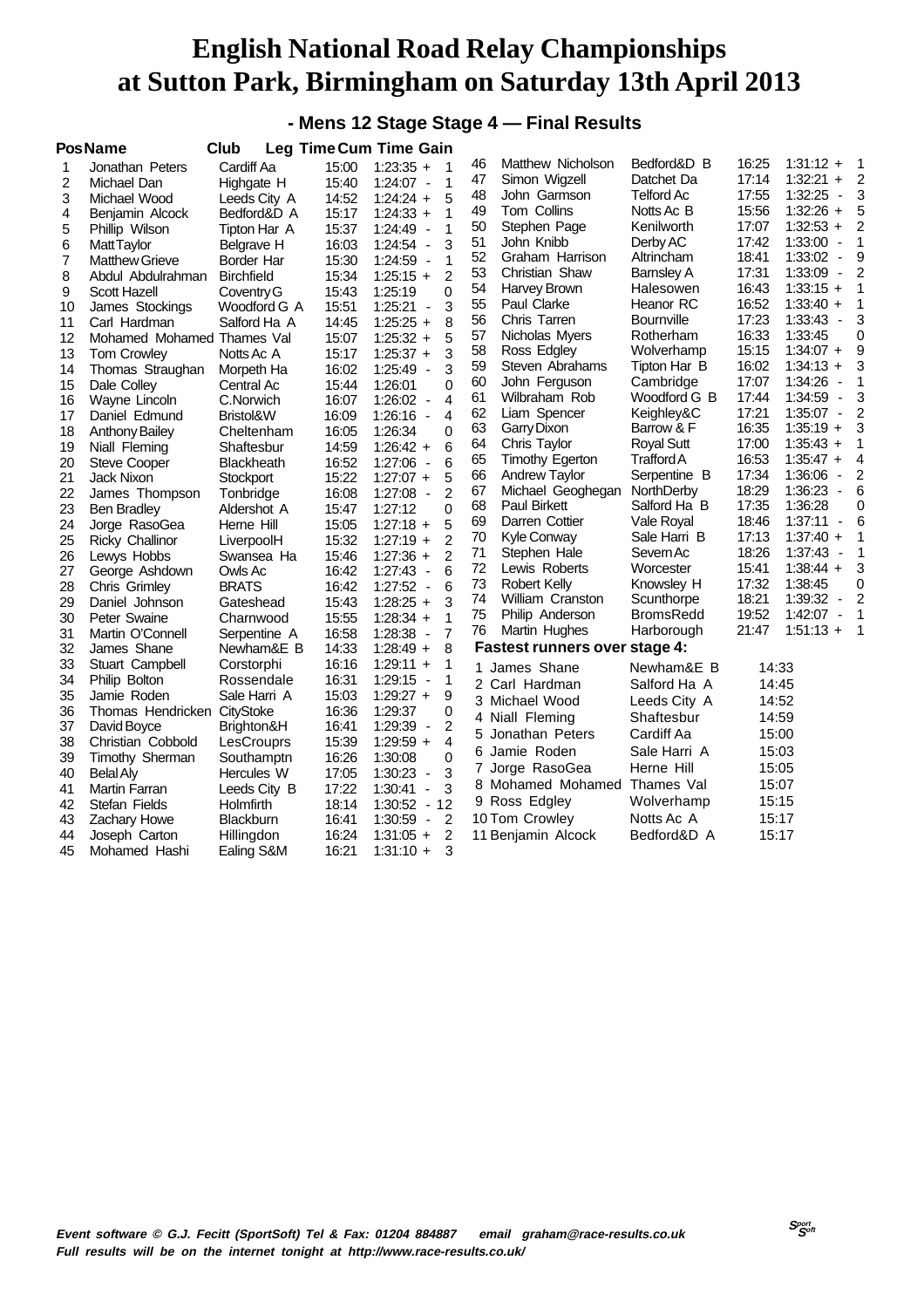# English National Road Relay Championships at Sutton Park, Birmingham on Saturday 13th April 2013

## - Mens 12 Stage Stage 4 — Final Results

| Pos | Name | Club | Leg Time | Cum Time | Gain |
|---|---|---|---|---|---|
| 1 | Jonathan Peters | Cardiff Aa | 15:00 | 1:23:35 + | 1 |
| 2 | Michael Dan | Highgate H | 15:40 | 1:24:07 - | 1 |
| 3 | Michael Wood | Leeds City A | 14:52 | 1:24:24 + | 5 |
| 4 | Benjamin Alcock | Bedford&D A | 15:17 | 1:24:33 + | 1 |
| 5 | Phillip Wilson | Tipton Har A | 15:37 | 1:24:49 - | 1 |
| 6 | Matt Taylor | Belgrave H | 16:03 | 1:24:54 - | 3 |
| 7 | Matthew Grieve | Border Har | 15:30 | 1:24:59 - | 1 |
| 8 | Abdul Abdulrahman | Birchfield | 15:34 | 1:25:15 + | 2 |
| 9 | Scott Hazell | Coventry G | 15:43 | 1:25:19 | 0 |
| 10 | James Stockings | Woodford G A | 15:51 | 1:25:21 - | 3 |
| 11 | Carl Hardman | Salford Ha A | 14:45 | 1:25:25 + | 8 |
| 12 | Mohamed Mohamed | Thames Val | 15:07 | 1:25:32 + | 5 |
| 13 | Tom Crowley | Notts Ac A | 15:17 | 1:25:37 + | 3 |
| 14 | Thomas Straughan | Morpeth Ha | 16:02 | 1:25:49 - | 3 |
| 15 | Dale Colley | Central Ac | 15:44 | 1:26:01 | 0 |
| 16 | Wayne Lincoln | C.Norwich | 16:07 | 1:26:02 - | 4 |
| 17 | Daniel Edmund | Bristol&W | 16:09 | 1:26:16 - | 4 |
| 18 | Anthony Bailey | Cheltenham | 16:05 | 1:26:34 | 0 |
| 19 | Niall Fleming | Shaftesbur | 14:59 | 1:26:42 + | 6 |
| 20 | Steve Cooper | Blackheath | 16:52 | 1:27:06 - | 6 |
| 21 | Jack Nixon | Stockport | 15:22 | 1:27:07 + | 5 |
| 22 | James Thompson | Tonbridge | 16:08 | 1:27:08 - | 2 |
| 23 | Ben Bradley | Aldershot A | 15:47 | 1:27:12 | 0 |
| 24 | Jorge RasoGea | Herne Hill | 15:05 | 1:27:18 + | 5 |
| 25 | Ricky Challinor | LiverpoolH | 15:32 | 1:27:19 + | 2 |
| 26 | Lewys Hobbs | Swansea Ha | 15:46 | 1:27:36 + | 2 |
| 27 | George Ashdown | Owls Ac | 16:42 | 1:27:43 - | 6 |
| 28 | Chris Grimley | BRATS | 16:42 | 1:27:52 - | 6 |
| 29 | Daniel Johnson | Gateshead | 15:43 | 1:28:25 + | 3 |
| 30 | Peter Swaine | Charnwood | 15:55 | 1:28:34 + | 1 |
| 31 | Martin O'Connell | Serpentine A | 16:58 | 1:28:38 - | 7 |
| 32 | James Shane | Newham&E B | 14:33 | 1:28:49 + | 8 |
| 33 | Stuart Campbell | Corstorphi | 16:16 | 1:29:11 + | 1 |
| 34 | Philip Bolton | Rossendale | 16:31 | 1:29:15 - | 1 |
| 35 | Jamie Roden | Sale Harri A | 15:03 | 1:29:27 + | 9 |
| 36 | Thomas Hendricken | CityStoke | 16:36 | 1:29:37 | 0 |
| 37 | David Boyce | Brighton&H | 16:41 | 1:29:39 - | 2 |
| 38 | Christian Cobbold | LesCrouprs | 15:39 | 1:29:59 + | 4 |
| 39 | Timothy Sherman | Southamptn | 16:26 | 1:30:08 | 0 |
| 40 | Belal Aly | Hercules W | 17:05 | 1:30:23 - | 3 |
| 41 | Martin Farran | Leeds City B | 17:22 | 1:30:41 - | 3 |
| 42 | Stefan Fields | Holmfirth | 18:14 | 1:30:52 - | 12 |
| 43 | Zachary Howe | Blackburn | 16:41 | 1:30:59 - | 2 |
| 44 | Joseph Carton | Hillingdon | 16:24 | 1:31:05 + | 2 |
| 45 | Mohamed Hashi | Ealing S&M | 16:21 | 1:31:10 + | 3 |
| 46 | Matthew Nicholson | Bedford&D B | 16:25 | 1:31:12 + | 1 |
| 47 | Simon Wigzell | Datchet Da | 17:14 | 1:32:21 + | 2 |
| 48 | John Garmson | Telford Ac | 17:55 | 1:32:25 - | 3 |
| 49 | Tom Collins | Notts Ac B | 15:56 | 1:32:26 + | 5 |
| 50 | Stephen Page | Kenilworth | 17:07 | 1:32:53 + | 2 |
| 51 | John Knibb | Derby AC | 17:42 | 1:33:00 - | 1 |
| 52 | Graham Harrison | Altrincham | 18:41 | 1:33:02 - | 9 |
| 53 | Christian Shaw | Barnsley A | 17:31 | 1:33:09 - | 2 |
| 54 | Harvey Brown | Halesowen | 16:43 | 1:33:15 + | 1 |
| 55 | Paul Clarke | Heanor RC | 16:52 | 1:33:40 + | 1 |
| 56 | Chris Tarren | Bournville | 17:23 | 1:33:43 - | 3 |
| 57 | Nicholas Myers | Rotherham | 16:33 | 1:33:45 | 0 |
| 58 | Ross Edgley | Wolverhamp | 15:15 | 1:34:07 + | 9 |
| 59 | Steven Abrahams | Tipton Har B | 16:02 | 1:34:13 + | 3 |
| 60 | John Ferguson | Cambridge | 17:07 | 1:34:26 - | 1 |
| 61 | Wilbraham Rob | Woodford G B | 17:44 | 1:34:59 - | 3 |
| 62 | Liam Spencer | Keighley&C | 17:21 | 1:35:07 - | 2 |
| 63 | Garry Dixon | Barrow & F | 16:35 | 1:35:19 + | 3 |
| 64 | Chris Taylor | Royal Sutt | 17:00 | 1:35:43 + | 1 |
| 65 | Timothy Egerton | Trafford A | 16:53 | 1:35:47 + | 4 |
| 66 | Andrew Taylor | Serpentine B | 17:34 | 1:36:06 - | 2 |
| 67 | Michael Geoghegan | NorthDerby | 18:29 | 1:36:23 - | 6 |
| 68 | Paul Birkett | Salford Ha B | 17:35 | 1:36:28 | 0 |
| 69 | Darren Cottier | Vale Royal | 18:46 | 1:37:11 - | 6 |
| 70 | Kyle Conway | Sale Harri B | 17:13 | 1:37:40 + | 1 |
| 71 | Stephen Hale | Severn Ac | 18:26 | 1:37:43 - | 1 |
| 72 | Lewis Roberts | Worcester | 15:41 | 1:38:44 + | 3 |
| 73 | Robert Kelly | Knowsley H | 17:32 | 1:38:45 | 0 |
| 74 | William Cranston | Scunthorpe | 18:21 | 1:39:32 - | 2 |
| 75 | Philip Anderson | BromsRedd | 19:52 | 1:42:07 - | 1 |
| 76 | Martin Hughes | Harborough | 21:47 | 1:51:13 + | 1 |

### Fastest runners over stage 4:

| | Name | Club | Time |
|---|---|---|---|
| 1 | James Shane | Newham&E B | 14:33 |
| 2 | Carl Hardman | Salford Ha A | 14:45 |
| 3 | Michael Wood | Leeds City A | 14:52 |
| 4 | Niall Fleming | Shaftesbur | 14:59 |
| 5 | Jonathan Peters | Cardiff Aa | 15:00 |
| 6 | Jamie Roden | Sale Harri A | 15:03 |
| 7 | Jorge RasoGea | Herne Hill | 15:05 |
| 8 | Mohamed Mohamed | Thames Val | 15:07 |
| 9 | Ross Edgley | Wolverhamp | 15:15 |
| 10 | Tom Crowley | Notts Ac A | 15:17 |
| 11 | Benjamin Alcock | Bedford&D A | 15:17 |

*Event software © G.J. Fecitt (SportSoft) Tel & Fax: 01204 884887 email graham@race-results.co.uk*
*Full results will be on the internet tonight at http://www.race-results.co.uk/*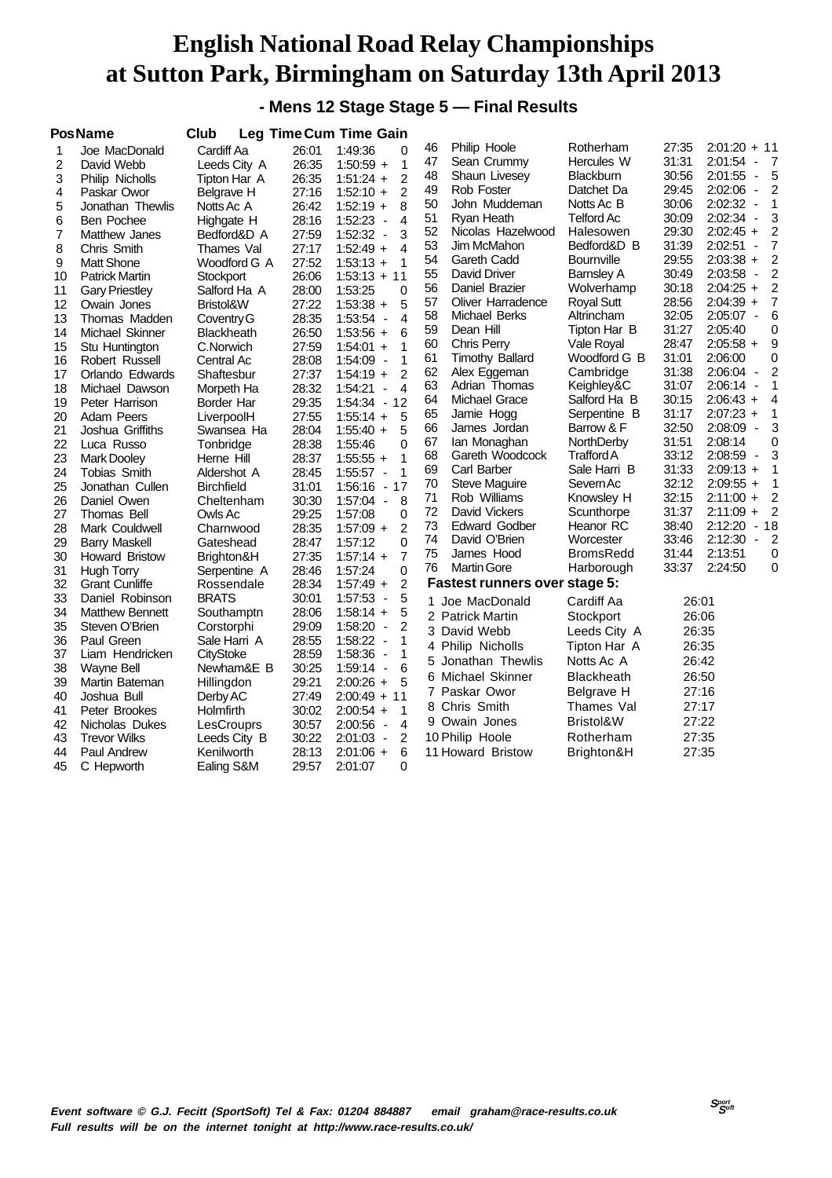# English National Road Relay Championships at Sutton Park, Birmingham on Saturday 13th April 2013

## - Mens 12 Stage Stage 5 — Final Results

| Pos | Name | Club | Leg Time | Cum Time | Gain |
|---|---|---|---|---|---|
| 1 | Joe MacDonald | Cardiff Aa | 26:01 | 1:49:36 | 0 |
| 2 | David Webb | Leeds City A | 26:35 | 1:50:59 + | 1 |
| 3 | Philip Nicholls | Tipton Har A | 26:35 | 1:51:24 + | 2 |
| 4 | Paskar Owor | Belgrave H | 27:16 | 1:52:10 + | 2 |
| 5 | Jonathan Thewlis | Notts Ac A | 26:42 | 1:52:19 + | 8 |
| 6 | Ben Pochee | Highgate H | 28:16 | 1:52:23 - | 4 |
| 7 | Matthew Janes | Bedford&D A | 27:59 | 1:52:32 - | 3 |
| 8 | Chris Smith | Thames Val | 27:17 | 1:52:49 + | 4 |
| 9 | Matt Shone | Woodford G A | 27:52 | 1:53:13 + | 1 |
| 10 | Patrick Martin | Stockport | 26:06 | 1:53:13 + | 11 |
| 11 | Gary Priestley | Salford Ha A | 28:00 | 1:53:25 | 0 |
| 12 | Owain Jones | Bristol&W | 27:22 | 1:53:38 + | 5 |
| 13 | Thomas Madden | Coventry G | 28:35 | 1:53:54 - | 4 |
| 14 | Michael Skinner | Blackheath | 26:50 | 1:53:56 + | 6 |
| 15 | Stu Huntington | C.Norwich | 27:59 | 1:54:01 + | 1 |
| 16 | Robert Russell | Central Ac | 28:08 | 1:54:09 - | 1 |
| 17 | Orlando Edwards | Shaftesbur | 27:37 | 1:54:19 + | 2 |
| 18 | Michael Dawson | Morpeth Ha | 28:32 | 1:54:21 - | 4 |
| 19 | Peter Harrison | Border Har | 29:35 | 1:54:34 - | 12 |
| 20 | Adam Peers | LiverpoolH | 27:55 | 1:55:14 + | 5 |
| 21 | Joshua Griffiths | Swansea Ha | 28:04 | 1:55:40 + | 5 |
| 22 | Luca Russo | Tonbridge | 28:38 | 1:55:46 | 0 |
| 23 | Mark Dooley | Herne Hill | 28:37 | 1:55:55 + | 1 |
| 24 | Tobias Smith | Aldershot A | 28:45 | 1:55:57 - | 1 |
| 25 | Jonathan Cullen | Birchfield | 31:01 | 1:56:16 - | 17 |
| 26 | Daniel Owen | Cheltenham | 30:30 | 1:57:04 - | 8 |
| 27 | Thomas Bell | Owls Ac | 29:25 | 1:57:08 | 0 |
| 28 | Mark Couldwell | Charnwood | 28:35 | 1:57:09 + | 2 |
| 29 | Barry Maskell | Gateshead | 28:47 | 1:57:12 | 0 |
| 30 | Howard Bristow | Brighton&H | 27:35 | 1:57:14 + | 7 |
| 31 | Hugh Torry | Serpentine A | 28:46 | 1:57:24 | 0 |
| 32 | Grant Cunliffe | Rossendale | 28:34 | 1:57:49 + | 2 |
| 33 | Daniel Robinson | BRATS | 30:01 | 1:57:53 - | 5 |
| 34 | Matthew Bennett | Southamptn | 28:06 | 1:58:14 + | 5 |
| 35 | Steven O'Brien | Corstorphi | 29:09 | 1:58:20 - | 2 |
| 36 | Paul Green | Sale Harri A | 28:55 | 1:58:22 - | 1 |
| 37 | Liam Hendricken | CityStoke | 28:59 | 1:58:36 - | 1 |
| 38 | Wayne Bell | Newham&E B | 30:25 | 1:59:14 - | 6 |
| 39 | Martin Bateman | Hillingdon | 29:21 | 2:00:26 + | 5 |
| 40 | Joshua Bull | Derby AC | 27:49 | 2:00:49 + | 11 |
| 41 | Peter Brookes | Holmfirth | 30:02 | 2:00:54 + | 1 |
| 42 | Nicholas Dukes | LesCrouprs | 30:57 | 2:00:56 - | 4 |
| 43 | Trevor Wilks | Leeds City B | 30:22 | 2:01:03 - | 2 |
| 44 | Paul Andrew | Kenilworth | 28:13 | 2:01:06 + | 6 |
| 45 | C Hepworth | Ealing S&M | 29:57 | 2:01:07 | 0 |
| 46 | Philip Hoole | Rotherham | 27:35 | 2:01:20 + | 11 |
| 47 | Sean Crummy | Hercules W | 31:31 | 2:01:54 - | 7 |
| 48 | Shaun Livesey | Blackburn | 30:56 | 2:01:55 - | 5 |
| 49 | Rob Foster | Datchet Da | 29:45 | 2:02:06 - | 2 |
| 50 | John Muddeman | Notts Ac B | 30:06 | 2:02:32 - | 1 |
| 51 | Ryan Heath | Telford Ac | 30:09 | 2:02:34 - | 3 |
| 52 | Nicolas Hazelwood | Halesowen | 29:30 | 2:02:45 + | 2 |
| 53 | Jim McMahon | Bedford&D B | 31:39 | 2:02:51 - | 7 |
| 54 | Gareth Cadd | Bournville | 29:55 | 2:03:38 + | 2 |
| 55 | David Driver | Barnsley A | 30:49 | 2:03:58 - | 2 |
| 56 | Daniel Brazier | Wolverhamp | 30:18 | 2:04:25 + | 2 |
| 57 | Oliver Harradence | Royal Sutt | 28:56 | 2:04:39 + | 7 |
| 58 | Michael Berks | Altrincham | 32:05 | 2:05:07 - | 6 |
| 59 | Dean Hill | Tipton Har B | 31:27 | 2:05:40 | 0 |
| 60 | Chris Perry | Vale Royal | 28:47 | 2:05:58 + | 9 |
| 61 | Timothy Ballard | Woodford G B | 31:01 | 2:06:00 | 0 |
| 62 | Alex Eggeman | Cambridge | 31:38 | 2:06:04 - | 2 |
| 63 | Adrian Thomas | Keighley&C | 31:07 | 2:06:14 - | 1 |
| 64 | Michael Grace | Salford Ha B | 30:15 | 2:06:43 + | 4 |
| 65 | Jamie Hogg | Serpentine B | 31:17 | 2:07:23 + | 1 |
| 66 | James Jordan | Barrow & F | 32:50 | 2:08:09 - | 3 |
| 67 | Ian Monaghan | NorthDerby | 31:51 | 2:08:14 | 0 |
| 68 | Gareth Woodcock | Trafford A | 33:12 | 2:08:59 - | 3 |
| 69 | Carl Barber | Sale Harri B | 31:33 | 2:09:13 + | 1 |
| 70 | Steve Maguire | Severn Ac | 32:12 | 2:09:55 + | 1 |
| 71 | Rob Williams | Knowsley H | 32:15 | 2:11:00 + | 2 |
| 72 | David Vickers | Scunthorpe | 31:37 | 2:11:09 + | 2 |
| 73 | Edward Godber | Heanor RC | 38:40 | 2:12:20 - | 18 |
| 74 | David O'Brien | Worcester | 33:46 | 2:12:30 - | 2 |
| 75 | James Hood | BromsRedd | 31:44 | 2:13:51 | 0 |
| 76 | Martin Gore | Harborough | 33:37 | 2:24:50 | 0 |

### Fastest runners over stage 5:

| | | | |
|---|---|---|---|
| 1 | Joe MacDonald | Cardiff Aa | 26:01 |
| 2 | Patrick Martin | Stockport | 26:06 |
| 3 | David Webb | Leeds City A | 26:35 |
| 4 | Philip Nicholls | Tipton Har A | 26:35 |
| 5 | Jonathan Thewlis | Notts Ac A | 26:42 |
| 6 | Michael Skinner | Blackheath | 26:50 |
| 7 | Paskar Owor | Belgrave H | 27:16 |
| 8 | Chris Smith | Thames Val | 27:17 |
| 9 | Owain Jones | Bristol&W | 27:22 |
| 10 | Philip Hoole | Rotherham | 27:35 |
| 11 | Howard Bristow | Brighton&H | 27:35 |

*Event software © G.J. Fecitt (SportSoft) Tel & Fax: 01204 884887 email graham@race-results.co.uk*
*Full results will be on the internet tonight at http://www.race-results.co.uk/*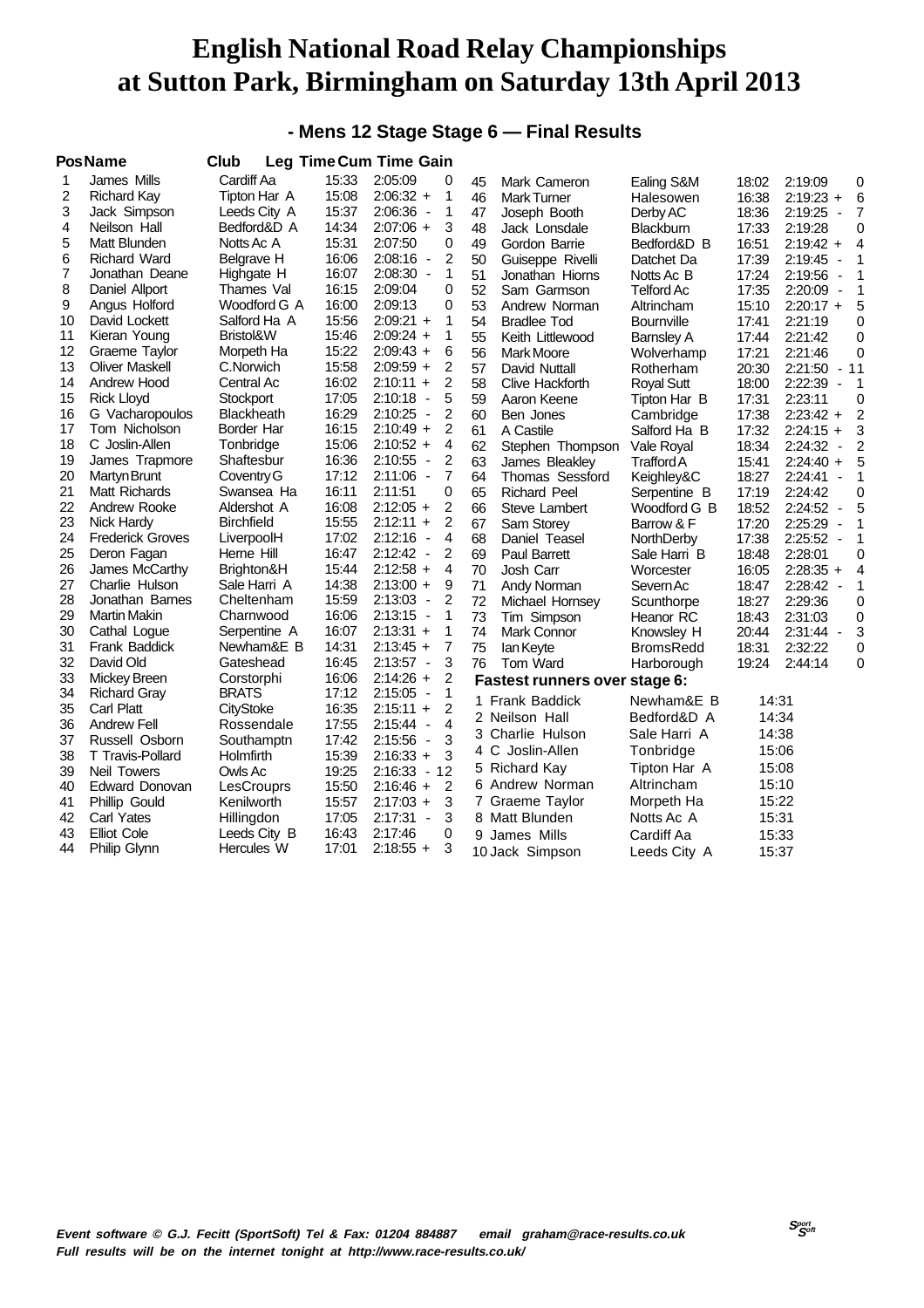# English National Road Relay Championships at Sutton Park, Birmingham on Saturday 13th April 2013

## - Mens 12 Stage Stage 6 — Final Results

| Pos | Name | Club | Leg Time | Cum Time | Gain |
|---|---|---|---|---|---|
| 1 | James Mills | Cardiff Aa | 15:33 | 2:05:09 | 0 |
| 2 | Richard Kay | Tipton Har A | 15:08 | 2:06:32 + | 1 |
| 3 | Jack Simpson | Leeds City A | 15:37 | 2:06:36 - | 1 |
| 4 | Neilson Hall | Bedford&D A | 14:34 | 2:07:06 + | 3 |
| 5 | Matt Blunden | Notts Ac A | 15:31 | 2:07:50 | 0 |
| 6 | Richard Ward | Belgrave H | 16:06 | 2:08:16 - | 2 |
| 7 | Jonathan Deane | Highgate H | 16:07 | 2:08:30 - | 1 |
| 8 | Daniel Allport | Thames Val | 16:15 | 2:09:04 | 0 |
| 9 | Angus Holford | Woodford G A | 16:00 | 2:09:13 | 0 |
| 10 | David Lockett | Salford Ha A | 15:56 | 2:09:21 + | 1 |
| 11 | Kieran Young | Bristol&W | 15:46 | 2:09:24 + | 1 |
| 12 | Graeme Taylor | Morpeth Ha | 15:22 | 2:09:43 + | 6 |
| 13 | Oliver Maskell | C.Norwich | 15:58 | 2:09:59 + | 2 |
| 14 | Andrew Hood | Central Ac | 16:02 | 2:10:11 + | 2 |
| 15 | Rick Lloyd | Stockport | 17:05 | 2:10:18 - | 5 |
| 16 | G Vacharopoulos | Blackheath | 16:29 | 2:10:25 - | 2 |
| 17 | Tom Nicholson | Border Har | 16:15 | 2:10:49 + | 2 |
| 18 | C Joslin-Allen | Tonbridge | 15:06 | 2:10:52 + | 4 |
| 19 | James Trapmore | Shaftesbur | 16:36 | 2:10:55 - | 2 |
| 20 | Martyn Brunt | Coventry G | 17:12 | 2:11:06 - | 7 |
| 21 | Matt Richards | Swansea Ha | 16:11 | 2:11:51 | 0 |
| 22 | Andrew Rooke | Aldershot A | 16:08 | 2:12:05 + | 2 |
| 23 | Nick Hardy | Birchfield | 15:55 | 2:12:11 + | 2 |
| 24 | Frederick Groves | LiverpoolH | 17:02 | 2:12:16 - | 4 |
| 25 | Deron Fagan | Herne Hill | 16:47 | 2:12:42 - | 2 |
| 26 | James McCarthy | Brighton&H | 15:44 | 2:12:58 + | 4 |
| 27 | Charlie Hulson | Sale Harri A | 14:38 | 2:13:00 + | 9 |
| 28 | Jonathan Barnes | Cheltenham | 15:59 | 2:13:03 - | 2 |
| 29 | Martin Makin | Charnwood | 16:06 | 2:13:15 - | 1 |
| 30 | Cathal Logue | Serpentine A | 16:07 | 2:13:31 + | 1 |
| 31 | Frank Baddick | Newham&E B | 14:31 | 2:13:45 + | 7 |
| 32 | David Old | Gateshead | 16:45 | 2:13:57 - | 3 |
| 33 | Mickey Breen | Corstorphi | 16:06 | 2:14:26 + | 2 |
| 34 | Richard Gray | BRATS | 17:12 | 2:15:05 - | 1 |
| 35 | Carl Platt | CityStoke | 16:35 | 2:15:11 + | 2 |
| 36 | Andrew Fell | Rossendale | 17:55 | 2:15:44 - | 4 |
| 37 | Russell Osborn | Southamptn | 17:42 | 2:15:56 - | 3 |
| 38 | T Travis-Pollard | Holmfirth | 15:39 | 2:16:33 + | 3 |
| 39 | Neil Towers | Owls Ac | 19:25 | 2:16:33 - | 12 |
| 40 | Edward Donovan | LesCroupirs | 15:50 | 2:16:46 + | 2 |
| 41 | Phillip Gould | Kenilworth | 15:57 | 2:17:03 + | 3 |
| 42 | Carl Yates | Hillingdon | 17:05 | 2:17:31 - | 3 |
| 43 | Elliot Cole | Leeds City B | 16:43 | 2:17:46 | 0 |
| 44 | Philip Glynn | Hercules W | 17:01 | 2:18:55 + | 3 |
| 45 | Mark Cameron | Ealing S&M | 18:02 | 2:19:09 | 0 |
| 46 | Mark Turner | Halesowen | 16:38 | 2:19:23 + | 6 |
| 47 | Joseph Booth | Derby AC | 18:36 | 2:19:25 - | 7 |
| 48 | Jack Lonsdale | Blackburn | 17:33 | 2:19:28 | 0 |
| 49 | Gordon Barrie | Bedford&D B | 16:51 | 2:19:42 + | 4 |
| 50 | Guiseppe Rivelli | Datchet Da | 17:39 | 2:19:45 - | 1 |
| 51 | Jonathan Hiorns | Notts Ac B | 17:24 | 2:19:56 - | 1 |
| 52 | Sam Garmson | Telford Ac | 17:35 | 2:20:09 - | 1 |
| 53 | Andrew Norman | Altrincham | 15:10 | 2:20:17 + | 5 |
| 54 | Bradlee Tod | Bournville | 17:41 | 2:21:19 | 0 |
| 55 | Keith Littlewood | Barnsley A | 17:44 | 2:21:42 | 0 |
| 56 | Mark Moore | Wolverhamp | 17:21 | 2:21:46 | 0 |
| 57 | David Nuttall | Rotherham | 20:30 | 2:21:50 - | 11 |
| 58 | Clive Hackforth | Royal Sutt | 18:00 | 2:22:39 - | 1 |
| 59 | Aaron Keene | Tipton Har B | 17:31 | 2:23:11 | 0 |
| 60 | Ben Jones | Cambridge | 17:38 | 2:23:42 + | 2 |
| 61 | A Castile | Salford Ha B | 17:32 | 2:24:15 + | 3 |
| 62 | Stephen Thompson | Vale Royal | 18:34 | 2:24:32 - | 2 |
| 63 | James Bleakley | Trafford A | 15:41 | 2:24:40 + | 5 |
| 64 | Thomas Sessford | Keighley&C | 18:27 | 2:24:41 - | 1 |
| 65 | Richard Peel | Serpentine B | 17:19 | 2:24:42 | 0 |
| 66 | Steve Lambert | Woodford G B | 18:52 | 2:24:52 - | 5 |
| 67 | Sam Storey | Barrow & F | 17:20 | 2:25:29 - | 1 |
| 68 | Daniel Teasel | NorthDerby | 17:38 | 2:25:52 - | 1 |
| 69 | Paul Barrett | Sale Harri B | 18:48 | 2:28:01 | 0 |
| 70 | Josh Carr | Worcester | 16:05 | 2:28:35 + | 4 |
| 71 | Andy Norman | Severn Ac | 18:47 | 2:28:42 - | 1 |
| 72 | Michael Hornsey | Scunthorpe | 18:27 | 2:29:36 | 0 |
| 73 | Tim Simpson | Heanor RC | 18:43 | 2:31:03 | 0 |
| 74 | Mark Connor | Knowsley H | 20:44 | 2:31:44 - | 3 |
| 75 | Ian Keyte | BromsRedd | 18:31 | 2:32:22 | 0 |
| 76 | Tom Ward | Harborough | 19:24 | 2:44:14 | 0 |

### Fastest runners over stage 6:

| | | | |
|---|---|---|---|
| 1 | Frank Baddick | Newham&E B | 14:31 |
| 2 | Neilson Hall | Bedford&D A | 14:34 |
| 3 | Charlie Hulson | Sale Harri A | 14:38 |
| 4 | C Joslin-Allen | Tonbridge | 15:06 |
| 5 | Richard Kay | Tipton Har A | 15:08 |
| 6 | Andrew Norman | Altrincham | 15:10 |
| 7 | Graeme Taylor | Morpeth Ha | 15:22 |
| 8 | Matt Blunden | Notts Ac A | 15:31 |
| 9 | James Mills | Cardiff Aa | 15:33 |
| 10 | Jack Simpson | Leeds City A | 15:37 |

*Event software © G.J. Fecitt (SportSoft) Tel & Fax: 01204 884887 email graham@race-results.co.uk*
*Full results will be on the internet tonight at http://www.race-results.co.uk/*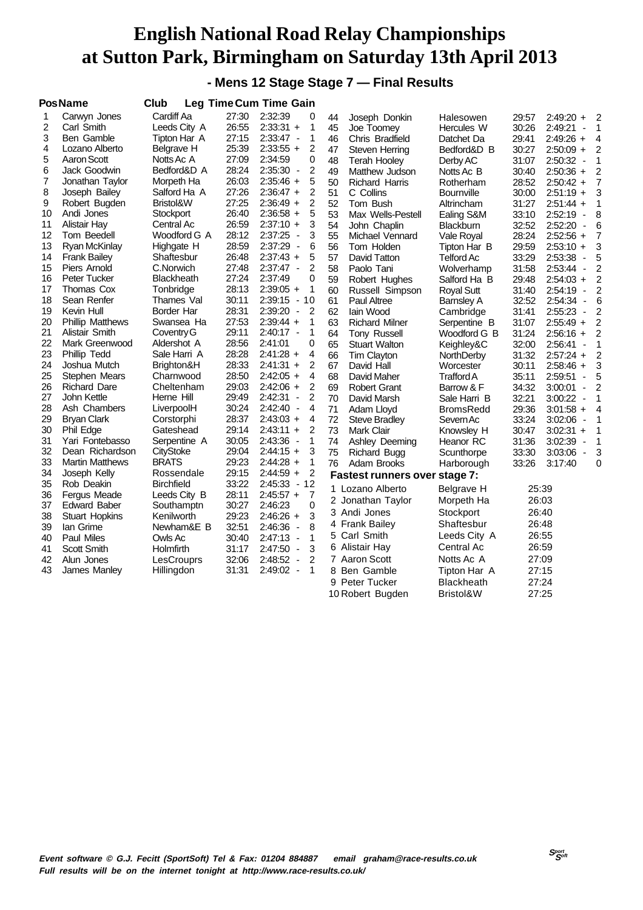# English National Road Relay Championships at Sutton Park, Birmingham on Saturday 13th April 2013

## - Mens 12 Stage Stage 7 — Final Results

| Pos | Name | Club | Leg Time | Cum Time | Gain |
|---|---|---|---|---|---|
| 1 | Carwyn Jones | Cardiff Aa | 27:30 | 2:32:39 | 0 |
| 2 | Carl Smith | Leeds City A | 26:55 | 2:33:31 + | 1 |
| 3 | Ben Gamble | Tipton Har A | 27:15 | 2:33:47 - | 1 |
| 4 | Lozano Alberto | Belgrave H | 25:39 | 2:33:55 + | 2 |
| 5 | Aaron Scott | Notts Ac A | 27:09 | 2:34:59 | 0 |
| 6 | Jack Goodwin | Bedford&D A | 28:24 | 2:35:30 - | 2 |
| 7 | Jonathan Taylor | Morpeth Ha | 26:03 | 2:35:46 + | 5 |
| 8 | Joseph Bailey | Salford Ha A | 27:26 | 2:36:47 + | 2 |
| 9 | Robert Bugden | Bristol&W | 27:25 | 2:36:49 + | 2 |
| 10 | Andi Jones | Stockport | 26:40 | 2:36:58 + | 5 |
| 11 | Alistair Hay | Central Ac | 26:59 | 2:37:10 + | 3 |
| 12 | Tom Beedell | Woodford G A | 28:12 | 2:37:25 - | 3 |
| 13 | Ryan McKinlay | Highgate H | 28:59 | 2:37:29 - | 6 |
| 14 | Frank Bailey | Shaftesbur | 26:48 | 2:37:43 + | 5 |
| 15 | Piers Arnold | C.Norwich | 27:48 | 2:37:47 - | 2 |
| 16 | Peter Tucker | Blackheath | 27:24 | 2:37:49 | 0 |
| 17 | Thomas Cox | Tonbridge | 28:13 | 2:39:05 + | 1 |
| 18 | Sean Renfer | Thames Val | 30:11 | 2:39:15 - | 10 |
| 19 | Kevin Hull | Border Har | 28:31 | 2:39:20 - | 2 |
| 20 | Phillip Matthews | Swansea Ha | 27:53 | 2:39:44 + | 1 |
| 21 | Alistair Smith | Coventry G | 29:11 | 2:40:17 - | 1 |
| 22 | Mark Greenwood | Aldershot A | 28:56 | 2:41:01 | 0 |
| 23 | Phillip Tedd | Sale Harri A | 28:28 | 2:41:28 + | 4 |
| 24 | Joshua Mutch | Brighton&H | 28:33 | 2:41:31 + | 2 |
| 25 | Stephen Mears | Charnwood | 28:50 | 2:42:05 + | 4 |
| 26 | Richard Dare | Cheltenham | 29:03 | 2:42:06 + | 2 |
| 27 | John Kettle | Herne Hill | 29:49 | 2:42:31 - | 2 |
| 28 | Ash Chambers | LiverpoolH | 30:24 | 2:42:40 - | 4 |
| 29 | Bryan Clark | Corstorphi | 28:37 | 2:43:03 + | 4 |
| 30 | Phil Edge | Gateshead | 29:14 | 2:43:11 + | 2 |
| 31 | Yari Fontebasso | Serpentine A | 30:05 | 2:43:36 - | 1 |
| 32 | Dean Richardson | CityStoke | 29:04 | 2:44:15 + | 3 |
| 33 | Martin Matthews | BRATS | 29:23 | 2:44:28 + | 1 |
| 34 | Joseph Kelly | Rossendale | 29:15 | 2:44:59 + | 2 |
| 35 | Rob Deakin | Birchfield | 33:22 | 2:45:33 - | 12 |
| 36 | Fergus Meade | Leeds City B | 28:11 | 2:45:57 + | 7 |
| 37 | Edward Baber | Southamptn | 30:27 | 2:46:23 | 0 |
| 38 | Stuart Hopkins | Kenilworth | 29:23 | 2:46:26 + | 3 |
| 39 | Ian Grime | Newham&E B | 32:51 | 2:46:36 - | 8 |
| 40 | Paul Miles | Owls Ac | 30:40 | 2:47:13 - | 1 |
| 41 | Scott Smith | Holmfirth | 31:17 | 2:47:50 - | 3 |
| 42 | Alun Jones | LesCroupRs | 32:06 | 2:48:52 - | 2 |
| 43 | James Manley | Hillingdon | 31:31 | 2:49:02 - | 1 |
| 44 | Joseph Donkin | Halesowen | 29:57 | 2:49:20 + | 2 |
| 45 | Joe Toomey | Hercules W | 30:26 | 2:49:21 - | 1 |
| 46 | Chris Bradfield | Datchet Da | 29:41 | 2:49:26 + | 4 |
| 47 | Steven Herring | Bedford&D B | 30:27 | 2:50:09 + | 2 |
| 48 | Terah Hooley | Derby AC | 31:07 | 2:50:32 - | 1 |
| 49 | Matthew Judson | Notts Ac B | 30:40 | 2:50:36 + | 2 |
| 50 | Richard Harris | Rotherham | 28:52 | 2:50:42 + | 7 |
| 51 | C Collins | Bournville | 30:00 | 2:51:19 + | 3 |
| 52 | Tom Bush | Altrincham | 31:27 | 2:51:44 + | 1 |
| 53 | Max Wells-Pestell | Ealing S&M | 33:10 | 2:52:19 - | 8 |
| 54 | John Chaplin | Blackburn | 32:52 | 2:52:20 - | 6 |
| 55 | Michael Vennard | Vale Royal | 28:24 | 2:52:56 + | 7 |
| 56 | Tom Holden | Tipton Har B | 29:59 | 2:53:10 + | 3 |
| 57 | David Tatton | Telford Ac | 33:29 | 2:53:38 - | 5 |
| 58 | Paolo Tani | Wolverhamp | 31:58 | 2:53:44 - | 2 |
| 59 | Robert Hughes | Salford Ha B | 29:48 | 2:54:03 + | 2 |
| 60 | Russell Simpson | Royal Sutt | 31:40 | 2:54:19 - | 2 |
| 61 | Paul Altree | Barnsley A | 32:52 | 2:54:34 - | 6 |
| 62 | Iain Wood | Cambridge | 31:41 | 2:55:23 - | 2 |
| 63 | Richard Milner | Serpentine B | 31:07 | 2:55:49 + | 2 |
| 64 | Tony Russell | Woodford G B | 31:24 | 2:56:16 + | 2 |
| 65 | Stuart Walton | Keighley&C | 32:00 | 2:56:41 - | 1 |
| 66 | Tim Clayton | NorthDerby | 31:32 | 2:57:24 + | 2 |
| 67 | David Hall | Worcester | 30:11 | 2:58:46 + | 3 |
| 68 | David Maher | Trafford A | 35:11 | 2:59:51 - | 5 |
| 69 | Robert Grant | Barrow & F | 34:32 | 3:00:01 - | 2 |
| 70 | David Marsh | Sale Harri B | 32:21 | 3:00:22 - | 1 |
| 71 | Adam Lloyd | BromsRedd | 29:36 | 3:01:58 + | 4 |
| 72 | Steve Bradley | Severn Ac | 33:24 | 3:02:06 - | 1 |
| 73 | Mark Clair | Knowsley H | 30:47 | 3:02:31 + | 1 |
| 74 | Ashley Deeming | Heanor RC | 31:36 | 3:02:39 - | 1 |
| 75 | Richard Bugg | Scunthorpe | 33:30 | 3:03:06 - | 3 |
| 76 | Adam Brooks | Harborough | 33:26 | 3:17:40 | 0 |

### Fastest runners over stage 7:

| | Name | Club | Time |
|---|---|---|---|
| 1 | Lozano Alberto | Belgrave H | 25:39 |
| 2 | Jonathan Taylor | Morpeth Ha | 26:03 |
| 3 | Andi Jones | Stockport | 26:40 |
| 4 | Frank Bailey | Shaftesbur | 26:48 |
| 5 | Carl Smith | Leeds City A | 26:55 |
| 6 | Alistair Hay | Central Ac | 26:59 |
| 7 | Aaron Scott | Notts Ac A | 27:09 |
| 8 | Ben Gamble | Tipton Har A | 27:15 |
| 9 | Peter Tucker | Blackheath | 27:24 |
| 10 | Robert Bugden | Bristol&W | 27:25 |

*Event software © G.J. Fecitt (SportSoft) Tel & Fax: 01204 884887 email graham@race-results.co.uk*
*Full results will be on the internet tonight at http://www.race-results.co.uk/*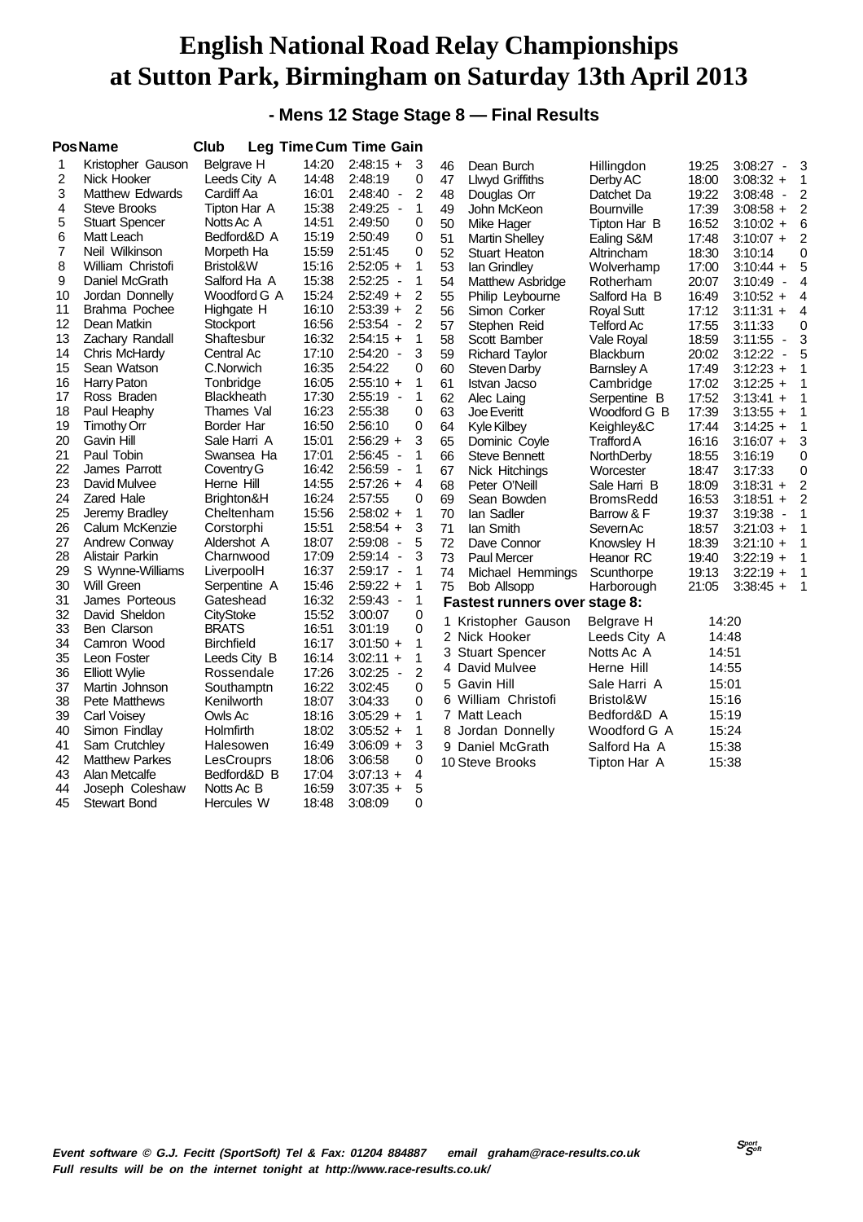# English National Road Relay Championships at Sutton Park, Birmingham on Saturday 13th April 2013

## - Mens 12 Stage Stage 8 — Final Results

| Pos | Name | Club | Leg Time | Cum Time | Gain |
|---|---|---|---|---|---|
| 1 | Kristopher Gauson | Belgrave H | 14:20 | 2:48:15 + | 3 |
| 2 | Nick Hooker | Leeds City A | 14:48 | 2:48:19 | 0 |
| 3 | Matthew Edwards | Cardiff Aa | 16:01 | 2:48:40 - | 2 |
| 4 | Steve Brooks | Tipton Har A | 15:38 | 2:49:25 - | 1 |
| 5 | Stuart Spencer | Notts Ac A | 14:51 | 2:49:50 | 0 |
| 6 | Matt Leach | Bedford&D A | 15:19 | 2:50:49 | 0 |
| 7 | Neil Wilkinson | Morpeth Ha | 15:59 | 2:51:45 | 0 |
| 8 | William Christofi | Bristol&W | 15:16 | 2:52:05 + | 1 |
| 9 | Daniel McGrath | Salford Ha A | 15:38 | 2:52:25 - | 1 |
| 10 | Jordan Donnelly | Woodford G A | 15:24 | 2:52:49 + | 2 |
| 11 | Brahma Pochee | Highgate H | 16:10 | 2:53:39 + | 2 |
| 12 | Dean Matkin | Stockport | 16:56 | 2:53:54 - | 2 |
| 13 | Zachary Randall | Shaftesbur | 16:32 | 2:54:15 + | 1 |
| 14 | Chris McHardy | Central Ac | 17:10 | 2:54:20 - | 3 |
| 15 | Sean Watson | C.Norwich | 16:35 | 2:54:22 | 0 |
| 16 | Harry Paton | Tonbridge | 16:05 | 2:55:10 + | 1 |
| 17 | Ross Braden | Blackheath | 17:30 | 2:55:19 - | 1 |
| 18 | Paul Heaphy | Thames Val | 16:23 | 2:55:38 | 0 |
| 19 | Timothy Orr | Border Har | 16:50 | 2:56:10 | 0 |
| 20 | Gavin Hill | Sale Harri A | 15:01 | 2:56:29 + | 3 |
| 21 | Paul Tobin | Swansea Ha | 17:01 | 2:56:45 - | 1 |
| 22 | James Parrott | Coventry G | 16:42 | 2:56:59 - | 1 |
| 23 | David Mulvee | Herne Hill | 14:55 | 2:57:26 + | 4 |
| 24 | Zared Hale | Brighton&H | 16:24 | 2:57:55 | 0 |
| 25 | Jeremy Bradley | Cheltenham | 15:56 | 2:58:02 + | 1 |
| 26 | Calum McKenzie | Corstorphi | 15:51 | 2:58:54 + | 3 |
| 27 | Andrew Conway | Aldershot A | 18:07 | 2:59:08 - | 5 |
| 28 | Alistair Parkin | Charnwood | 17:09 | 2:59:14 - | 3 |
| 29 | S Wynne-Williams | LiverpoolH | 16:37 | 2:59:17 - | 1 |
| 30 | Will Green | Serpentine A | 15:46 | 2:59:22 + | 1 |
| 31 | James Porteous | Gateshead | 16:32 | 2:59:43 - | 1 |
| 32 | David Sheldon | CityStoke | 15:52 | 3:00:07 | 0 |
| 33 | Ben Clarson | BRATS | 16:51 | 3:01:19 | 0 |
| 34 | Camron Wood | Birchfield | 16:17 | 3:01:50 + | 1 |
| 35 | Leon Foster | Leeds City B | 16:14 | 3:02:11 + | 1 |
| 36 | Elliott Wylie | Rossendale | 17:26 | 3:02:25 - | 2 |
| 37 | Martin Johnson | Southamptn | 16:22 | 3:02:45 | 0 |
| 38 | Pete Matthews | Kenilworth | 18:07 | 3:04:33 | 0 |
| 39 | Carl Voisey | Owls Ac | 18:16 | 3:05:29 + | 1 |
| 40 | Simon Findlay | Holmfirth | 18:02 | 3:05:52 + | 1 |
| 41 | Sam Crutchley | Halesowen | 16:49 | 3:06:09 + | 3 |
| 42 | Matthew Parkes | LesCroupers | 18:06 | 3:06:58 | 0 |
| 43 | Alan Metcalfe | Bedford&D B | 17:04 | 3:07:13 + | 4 |
| 44 | Joseph Coleshaw | Notts Ac B | 16:59 | 3:07:35 + | 5 |
| 45 | Stewart Bond | Hercules W | 18:48 | 3:08:09 | 0 |
| 46 | Dean Burch | Hillingdon | 19:25 | 3:08:27 - | 3 |
| 47 | Llwyd Griffiths | Derby AC | 18:00 | 3:08:32 + | 1 |
| 48 | Douglas Orr | Datchet Da | 19:22 | 3:08:48 - | 2 |
| 49 | John McKeon | Bournville | 17:39 | 3:08:58 + | 2 |
| 50 | Mike Hager | Tipton Har B | 16:52 | 3:10:02 + | 6 |
| 51 | Martin Shelley | Ealing S&M | 17:48 | 3:10:07 + | 2 |
| 52 | Stuart Heaton | Altrincham | 18:30 | 3:10:14 | 0 |
| 53 | Ian Grindley | Wolverhamp | 17:00 | 3:10:44 + | 5 |
| 54 | Matthew Asbridge | Rotherham | 20:07 | 3:10:49 - | 4 |
| 55 | Philip Leybourne | Salford Ha B | 16:49 | 3:10:52 + | 4 |
| 56 | Simon Corker | Royal Sutt | 17:12 | 3:11:31 + | 4 |
| 57 | Stephen Reid | Telford Ac | 17:55 | 3:11:33 | 0 |
| 58 | Scott Bamber | Vale Royal | 18:59 | 3:11:55 - | 3 |
| 59 | Richard Taylor | Blackburn | 20:02 | 3:12:22 - | 5 |
| 60 | Steven Darby | Barnsley A | 17:49 | 3:12:23 + | 1 |
| 61 | Istvan Jacso | Cambridge | 17:02 | 3:12:25 + | 1 |
| 62 | Alec Laing | Serpentine B | 17:52 | 3:13:41 + | 1 |
| 63 | Joe Everitt | Woodford G B | 17:39 | 3:13:55 + | 1 |
| 64 | Kyle Kilbey | Keighley&C | 17:44 | 3:14:25 + | 1 |
| 65 | Dominic Coyle | Trafford A | 16:16 | 3:16:07 + | 3 |
| 66 | Steve Bennett | NorthDerby | 18:55 | 3:16:19 | 0 |
| 67 | Nick Hitchings | Worcester | 18:47 | 3:17:33 | 0 |
| 68 | Peter O'Neill | Sale Harri B | 18:09 | 3:18:31 + | 2 |
| 69 | Sean Bowden | BromsRedd | 16:53 | 3:18:51 + | 2 |
| 70 | Ian Sadler | Barrow & F | 19:37 | 3:19:38 - | 1 |
| 71 | Ian Smith | Severn Ac | 18:57 | 3:21:03 + | 1 |
| 72 | Dave Connor | Knowsley H | 18:39 | 3:21:10 + | 1 |
| 73 | Paul Mercer | Heanor RC | 19:40 | 3:22:19 + | 1 |
| 74 | Michael Hemmings | Scunthorpe | 19:13 | 3:22:19 + | 1 |
| 75 | Bob Allsopp | Harborough | 21:05 | 3:38:45 + | 1 |

### Fastest runners over stage 8:

| | Name | Club | Time |
|---|---|---|---|
| 1 | Kristopher Gauson | Belgrave H | 14:20 |
| 2 | Nick Hooker | Leeds City A | 14:48 |
| 3 | Stuart Spencer | Notts Ac A | 14:51 |
| 4 | David Mulvee | Herne Hill | 14:55 |
| 5 | Gavin Hill | Sale Harri A | 15:01 |
| 6 | William Christofi | Bristol&W | 15:16 |
| 7 | Matt Leach | Bedford&D A | 15:19 |
| 8 | Jordan Donnelly | Woodford G A | 15:24 |
| 9 | Daniel McGrath | Salford Ha A | 15:38 |
| 10 | Steve Brooks | Tipton Har A | 15:38 |

*Event software © G.J. Fecitt (SportSoft) Tel & Fax: 01204 884887 email graham@race-results.co.uk*
*Full results will be on the internet tonight at http://www.race-results.co.uk/*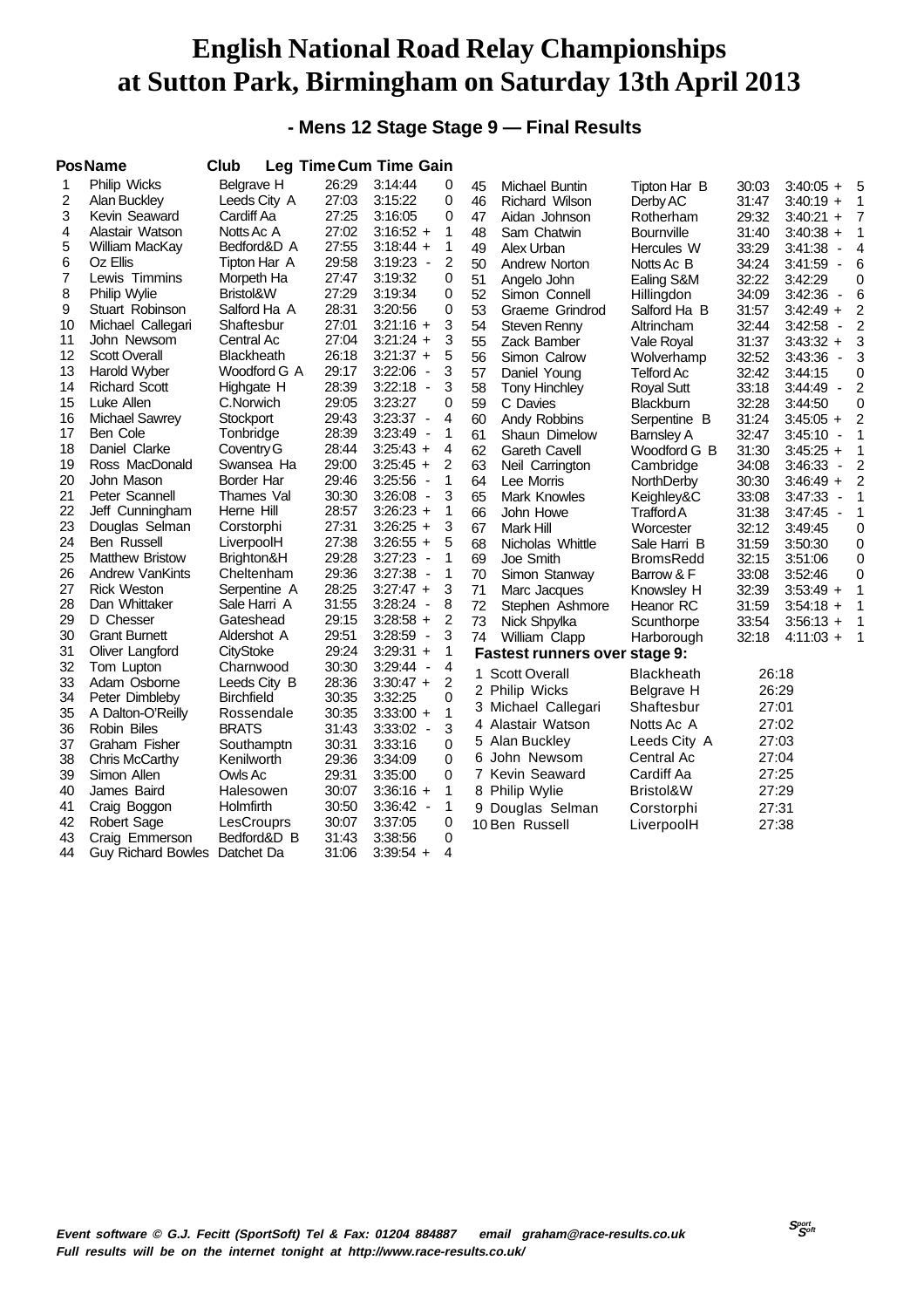# English National Road Relay Championships at Sutton Park, Birmingham on Saturday 13th April 2013

## - Mens 12 Stage Stage 9 — Final Results

| Pos | Name | Club | Leg Time | Cum Time | Gain |
|---|---|---|---|---|---|
| 1 | Philip Wicks | Belgrave H | 26:29 | 3:14:44 | 0 |
| 2 | Alan Buckley | Leeds City A | 27:03 | 3:15:22 | 0 |
| 3 | Kevin Seaward | Cardiff Aa | 27:25 | 3:16:05 | 0 |
| 4 | Alastair Watson | Notts Ac A | 27:02 | 3:16:52 + | 1 |
| 5 | William MacKay | Bedford&D A | 27:55 | 3:18:44 + | 1 |
| 6 | Oz Ellis | Tipton Har A | 29:58 | 3:19:23 - | 2 |
| 7 | Lewis Timmins | Morpeth Ha | 27:47 | 3:19:32 | 0 |
| 8 | Philip Wylie | Bristol&W | 27:29 | 3:19:34 | 0 |
| 9 | Stuart Robinson | Salford Ha A | 28:31 | 3:20:56 | 0 |
| 10 | Michael Callegari | Shaftesbur | 27:01 | 3:21:16 + | 3 |
| 11 | John Newsom | Central Ac | 27:04 | 3:21:24 + | 3 |
| 12 | Scott Overall | Blackheath | 26:18 | 3:21:37 + | 5 |
| 13 | Harold Wyber | Woodford G A | 29:17 | 3:22:06 - | 3 |
| 14 | Richard Scott | Highgate H | 28:39 | 3:22:18 - | 3 |
| 15 | Luke Allen | C.Norwich | 29:05 | 3:23:27 | 0 |
| 16 | Michael Sawrey | Stockport | 29:43 | 3:23:37 - | 4 |
| 17 | Ben Cole | Tonbridge | 28:39 | 3:23:49 - | 1 |
| 18 | Daniel Clarke | Coventry G | 28:44 | 3:25:43 + | 4 |
| 19 | Ross MacDonald | Swansea Ha | 29:00 | 3:25:45 + | 2 |
| 20 | John Mason | Border Har | 29:46 | 3:25:56 - | 1 |
| 21 | Peter Scannell | Thames Val | 30:30 | 3:26:08 - | 3 |
| 22 | Jeff Cunningham | Herne Hill | 28:57 | 3:26:23 + | 1 |
| 23 | Douglas Selman | Corstorphi | 27:31 | 3:26:25 + | 3 |
| 24 | Ben Russell | LiverpoolH | 27:38 | 3:26:55 + | 5 |
| 25 | Matthew Bristow | Brighton&H | 29:28 | 3:27:23 - | 1 |
| 26 | Andrew VanKints | Cheltenham | 29:36 | 3:27:38 - | 1 |
| 27 | Rick Weston | Serpentine A | 28:25 | 3:27:47 + | 3 |
| 28 | Dan Whittaker | Sale Harri A | 31:55 | 3:28:24 - | 8 |
| 29 | D Chesser | Gateshead | 29:15 | 3:28:58 + | 2 |
| 30 | Grant Burnett | Aldershot A | 29:51 | 3:28:59 - | 3 |
| 31 | Oliver Langford | CityStoke | 29:24 | 3:29:31 + | 1 |
| 32 | Tom Lupton | Charnwood | 30:30 | 3:29:44 - | 4 |
| 33 | Adam Osborne | Leeds City B | 28:36 | 3:30:47 + | 2 |
| 34 | Peter Dimbleby | Birchfield | 30:35 | 3:32:25 | 0 |
| 35 | A Dalton-O'Reilly | Rossendale | 30:35 | 3:33:00 + | 1 |
| 36 | Robin Biles | BRATS | 31:43 | 3:33:02 - | 3 |
| 37 | Graham Fisher | Southamptn | 30:31 | 3:33:16 | 0 |
| 38 | Chris McCarthy | Kenilworth | 29:36 | 3:34:09 | 0 |
| 39 | Simon Allen | Owls Ac | 29:31 | 3:35:00 | 0 |
| 40 | James Baird | Halesowen | 30:07 | 3:36:16 + | 1 |
| 41 | Craig Boggon | Holmfirth | 30:50 | 3:36:42 - | 1 |
| 42 | Robert Sage | LesCroupers | 30:07 | 3:37:05 | 0 |
| 43 | Craig Emmerson | Bedford&D B | 31:43 | 3:38:56 | 0 |
| 44 | Guy Richard Bowles | Datchet Da | 31:06 | 3:39:54 + | 4 |
| 45 | Michael Buntin | Tipton Har B | 30:03 | 3:40:05 + | 5 |
| 46 | Richard Wilson | Derby AC | 31:47 | 3:40:19 + | 1 |
| 47 | Aidan Johnson | Rotherham | 29:32 | 3:40:21 + | 7 |
| 48 | Sam Chatwin | Bournville | 31:40 | 3:40:38 + | 1 |
| 49 | Alex Urban | Hercules W | 33:29 | 3:41:38 - | 4 |
| 50 | Andrew Norton | Notts Ac B | 34:24 | 3:41:59 - | 6 |
| 51 | Angelo John | Ealing S&M | 32:22 | 3:42:29 | 0 |
| 52 | Simon Connell | Hillingdon | 34:09 | 3:42:36 - | 6 |
| 53 | Graeme Grindrod | Salford Ha B | 31:57 | 3:42:49 + | 2 |
| 54 | Steven Renny | Altrincham | 32:44 | 3:42:58 - | 2 |
| 55 | Zack Bamber | Vale Royal | 31:37 | 3:43:32 + | 3 |
| 56 | Simon Calrow | Wolverhamp | 32:52 | 3:43:36 - | 3 |
| 57 | Daniel Young | Telford Ac | 32:42 | 3:44:15 | 0 |
| 58 | Tony Hinchley | Royal Sutt | 33:18 | 3:44:49 - | 2 |
| 59 | C Davies | Blackburn | 32:28 | 3:44:50 | 0 |
| 60 | Andy Robbins | Serpentine B | 31:24 | 3:45:05 + | 2 |
| 61 | Shaun Dimelow | Barnsley A | 32:47 | 3:45:10 - | 1 |
| 62 | Gareth Cavell | Woodford G B | 31:30 | 3:45:25 + | 1 |
| 63 | Neil Carrington | Cambridge | 34:08 | 3:46:33 - | 2 |
| 64 | Lee Morris | NorthDerby | 30:30 | 3:46:49 + | 2 |
| 65 | Mark Knowles | Keighley&C | 33:08 | 3:47:33 - | 1 |
| 66 | John Howe | Trafford A | 31:38 | 3:47:45 - | 1 |
| 67 | Mark Hill | Worcester | 32:12 | 3:49:45 | 0 |
| 68 | Nicholas Whittle | Sale Harri B | 31:59 | 3:50:30 | 0 |
| 69 | Joe Smith | BromsRedd | 32:15 | 3:51:06 | 0 |
| 70 | Simon Stanway | Barrow & F | 33:08 | 3:52:46 | 0 |
| 71 | Marc Jacques | Knowsley H | 32:39 | 3:53:49 + | 1 |
| 72 | Stephen Ashmore | Heanor RC | 31:59 | 3:54:18 + | 1 |
| 73 | Nick Shpylka | Scunthorpe | 33:54 | 3:56:13 + | 1 |
| 74 | William Clapp | Harborough | 32:18 | 4:11:03 + | 1 |

### Fastest runners over stage 9:

| | Name | Club | Time |
|---|---|---|---|
| 1 | Scott Overall | Blackheath | 26:18 |
| 2 | Philip Wicks | Belgrave H | 26:29 |
| 3 | Michael Callegari | Shaftesbur | 27:01 |
| 4 | Alastair Watson | Notts Ac A | 27:02 |
| 5 | Alan Buckley | Leeds City A | 27:03 |
| 6 | John Newsom | Central Ac | 27:04 |
| 7 | Kevin Seaward | Cardiff Aa | 27:25 |
| 8 | Philip Wylie | Bristol&W | 27:29 |
| 9 | Douglas Selman | Corstorphi | 27:31 |
| 10 | Ben Russell | LiverpoolH | 27:38 |

*Event software © G.J. Fecitt (SportSoft) Tel & Fax: 01204 884887 email graham@race-results.co.uk*
*Full results will be on the internet tonight at http://www.race-results.co.uk/*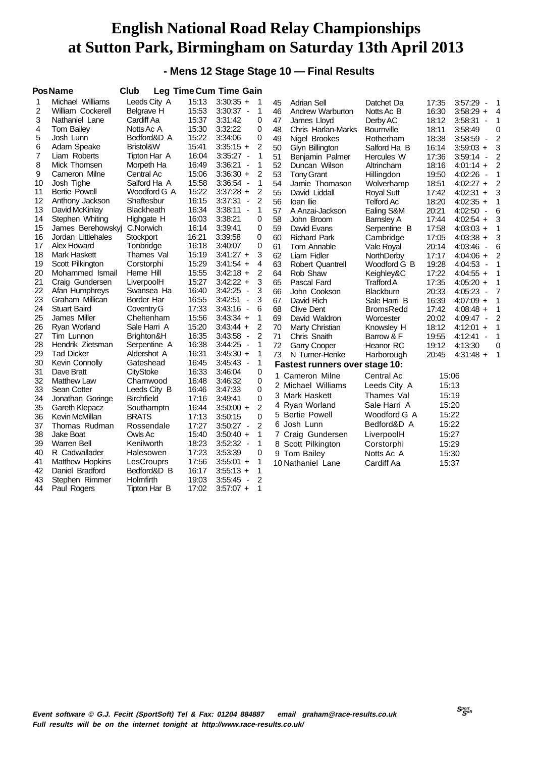# English National Road Relay Championships at Sutton Park, Birmingham on Saturday 13th April 2013

## - Mens 12 Stage Stage 10 — Final Results

| Pos | Name | Club | Leg Time | Cum Time | Gain |
|---|---|---|---|---|---|
| 1 | Michael Williams | Leeds City A | 15:13 | 3:30:35 + | 1 |
| 2 | William Cockerell | Belgrave H | 15:53 | 3:30:37 - | 1 |
| 3 | Nathaniel Lane | Cardiff Aa | 15:37 | 3:31:42 | 0 |
| 4 | Tom Bailey | Notts Ac A | 15:30 | 3:32:22 | 0 |
| 5 | Josh Lunn | Bedford&D A | 15:22 | 3:34:06 | 0 |
| 6 | Adam Speake | Bristol&W | 15:41 | 3:35:15 + | 2 |
| 7 | Liam Roberts | Tipton Har A | 16:04 | 3:35:27 - | 1 |
| 8 | Mick Thomsen | Morpeth Ha | 16:49 | 3:36:21 - | 1 |
| 9 | Cameron Milne | Central Ac | 15:06 | 3:36:30 + | 2 |
| 10 | Josh Tighe | Salford Ha A | 15:58 | 3:36:54 - | 1 |
| 11 | Bertie Powell | Woodford G A | 15:22 | 3:37:28 + | 2 |
| 12 | Anthony Jackson | Shaftesbur | 16:15 | 3:37:31 - | 2 |
| 13 | David McKinlay | Blackheath | 16:34 | 3:38:11 - | 1 |
| 14 | Stephen Whiting | Highgate H | 16:03 | 3:38:21 | 0 |
| 15 | James Berehowskyj | C.Norwich | 16:14 | 3:39:41 | 0 |
| 16 | Jordan Littlehales | Stockport | 16:21 | 3:39:58 | 0 |
| 17 | Alex Howard | Tonbridge | 16:18 | 3:40:07 | 0 |
| 18 | Mark Haskett | Thames Val | 15:19 | 3:41:27 + | 3 |
| 19 | Scott Pilkington | Corstorphi | 15:29 | 3:41:54 + | 4 |
| 20 | Mohammed Ismail | Herne Hill | 15:55 | 3:42:18 + | 2 |
| 21 | Craig Gundersen | LiverpoolH | 15:27 | 3:42:22 + | 3 |
| 22 | Afan Humphreys | Swansea Ha | 16:40 | 3:42:25 - | 3 |
| 23 | Graham Millican | Border Har | 16:55 | 3:42:51 - | 3 |
| 24 | Stuart Baird | Coventry G | 17:33 | 3:43:16 - | 6 |
| 25 | James Miller | Cheltenham | 15:56 | 3:43:34 + | 1 |
| 26 | Ryan Worland | Sale Harri A | 15:20 | 3:43:44 + | 2 |
| 27 | Tim Lunnon | Brighton&H | 16:35 | 3:43:58 - | 2 |
| 28 | Hendrik Zietsman | Serpentine A | 16:38 | 3:44:25 - | 1 |
| 29 | Tad Dicker | Aldershot A | 16:31 | 3:45:30 + | 1 |
| 30 | Kevin Connolly | Gateshead | 16:45 | 3:45:43 - | 1 |
| 31 | Dave Bratt | CityStoke | 16:33 | 3:46:04 | 0 |
| 32 | Matthew Law | Charnwood | 16:48 | 3:46:32 | 0 |
| 33 | Sean Cotter | Leeds City B | 16:46 | 3:47:33 | 0 |
| 34 | Jonathan Goringe | Birchfield | 17:16 | 3:49:41 | 0 |
| 35 | Gareth Klepacz | Southamptn | 16:44 | 3:50:00 + | 2 |
| 36 | Kevin McMillan | BRATS | 17:13 | 3:50:15 | 0 |
| 37 | Thomas Rudman | Rossendale | 17:27 | 3:50:27 - | 2 |
| 38 | Jake Boat | Owls Ac | 15:40 | 3:50:40 + | 1 |
| 39 | Warren Bell | Kenilworth | 18:23 | 3:52:32 - | 1 |
| 40 | R Cadwallader | Halesowen | 17:23 | 3:53:39 | 0 |
| 41 | Matthew Hopkins | LesCroupers | 17:56 | 3:55:01 + | 1 |
| 42 | Daniel Bradford | Bedford&D B | 16:17 | 3:55:13 + | 1 |
| 43 | Stephen Rimmer | Holmfirth | 19:03 | 3:55:45 - | 2 |
| 44 | Paul Rogers | Tipton Har B | 17:02 | 3:57:07 + | 1 |
| 45 | Adrian Sell | Datchet Da | 17:35 | 3:57:29 - | 1 |
| 46 | Andrew Warburton | Notts Ac B | 16:30 | 3:58:29 + | 4 |
| 47 | James Lloyd | Derby AC | 18:12 | 3:58:31 - | 1 |
| 48 | Chris Harlan-Marks | Bournville | 18:11 | 3:58:49 | 0 |
| 49 | Nigel Brookes | Rotherham | 18:38 | 3:58:59 - | 2 |
| 50 | Glyn Billington | Salford Ha B | 16:14 | 3:59:03 + | 3 |
| 51 | Benjamin Palmer | Hercules W | 17:36 | 3:59:14 - | 2 |
| 52 | Duncan Wilson | Altrincham | 18:16 | 4:01:14 + | 2 |
| 53 | Tony Grant | Hillingdon | 19:50 | 4:02:26 - | 1 |
| 54 | Jamie Thomason | Wolverhamp | 18:51 | 4:02:27 + | 2 |
| 55 | David Liddall | Royal Sutt | 17:42 | 4:02:31 + | 3 |
| 56 | Ioan Ilie | Telford Ac | 18:20 | 4:02:35 + | 1 |
| 57 | A Anzai-Jackson | Ealing S&M | 20:21 | 4:02:50 - | 6 |
| 58 | John Broom | Barnsley A | 17:44 | 4:02:54 + | 3 |
| 59 | David Evans | Serpentine B | 17:58 | 4:03:03 + | 1 |
| 60 | Richard Park | Cambridge | 17:05 | 4:03:38 + | 3 |
| 61 | Tom Annable | Vale Royal | 20:14 | 4:03:46 - | 6 |
| 62 | Liam Fidler | NorthDerby | 17:17 | 4:04:06 + | 2 |
| 63 | Robert Quantrell | Woodford G B | 19:28 | 4:04:53 - | 1 |
| 64 | Rob Shaw | Keighley&C | 17:22 | 4:04:55 + | 1 |
| 65 | Pascal Fard | Trafford A | 17:35 | 4:05:20 + | 1 |
| 66 | John Cookson | Blackburn | 20:33 | 4:05:23 - | 7 |
| 67 | David Rich | Sale Harri B | 16:39 | 4:07:09 + | 1 |
| 68 | Clive Dent | BromsRedd | 17:42 | 4:08:48 + | 1 |
| 69 | David Waldron | Worcester | 20:02 | 4:09:47 - | 2 |
| 70 | Marty Christian | Knowsley H | 18:12 | 4:12:01 + | 1 |
| 71 | Chris Snaith | Barrow & F | 19:55 | 4:12:41 - | 1 |
| 72 | Garry Cooper | Heanor RC | 19:12 | 4:13:30 | 0 |
| 73 | N Turner-Henke | Harborough | 20:45 | 4:31:48 + | 1 |

**Fastest runners over stage 10:**

| | Name | Club | Time |
|---|---|---|---|
| 1 | Cameron Milne | Central Ac | 15:06 |
| 2 | Michael Williams | Leeds City A | 15:13 |
| 3 | Mark Haskett | Thames Val | 15:19 |
| 4 | Ryan Worland | Sale Harri A | 15:20 |
| 5 | Bertie Powell | Woodford G A | 15:22 |
| 6 | Josh Lunn | Bedford&D A | 15:22 |
| 7 | Craig Gundersen | LiverpoolH | 15:27 |
| 8 | Scott Pilkington | Corstorphi | 15:29 |
| 9 | Tom Bailey | Notts Ac A | 15:30 |
| 10 | Nathaniel Lane | Cardiff Aa | 15:37 |

*Event software © G.J. Fecitt (SportSoft) Tel & Fax: 01204 884887 email graham@race-results.co.uk*
*Full results will be on the internet tonight at http://www.race-results.co.uk/*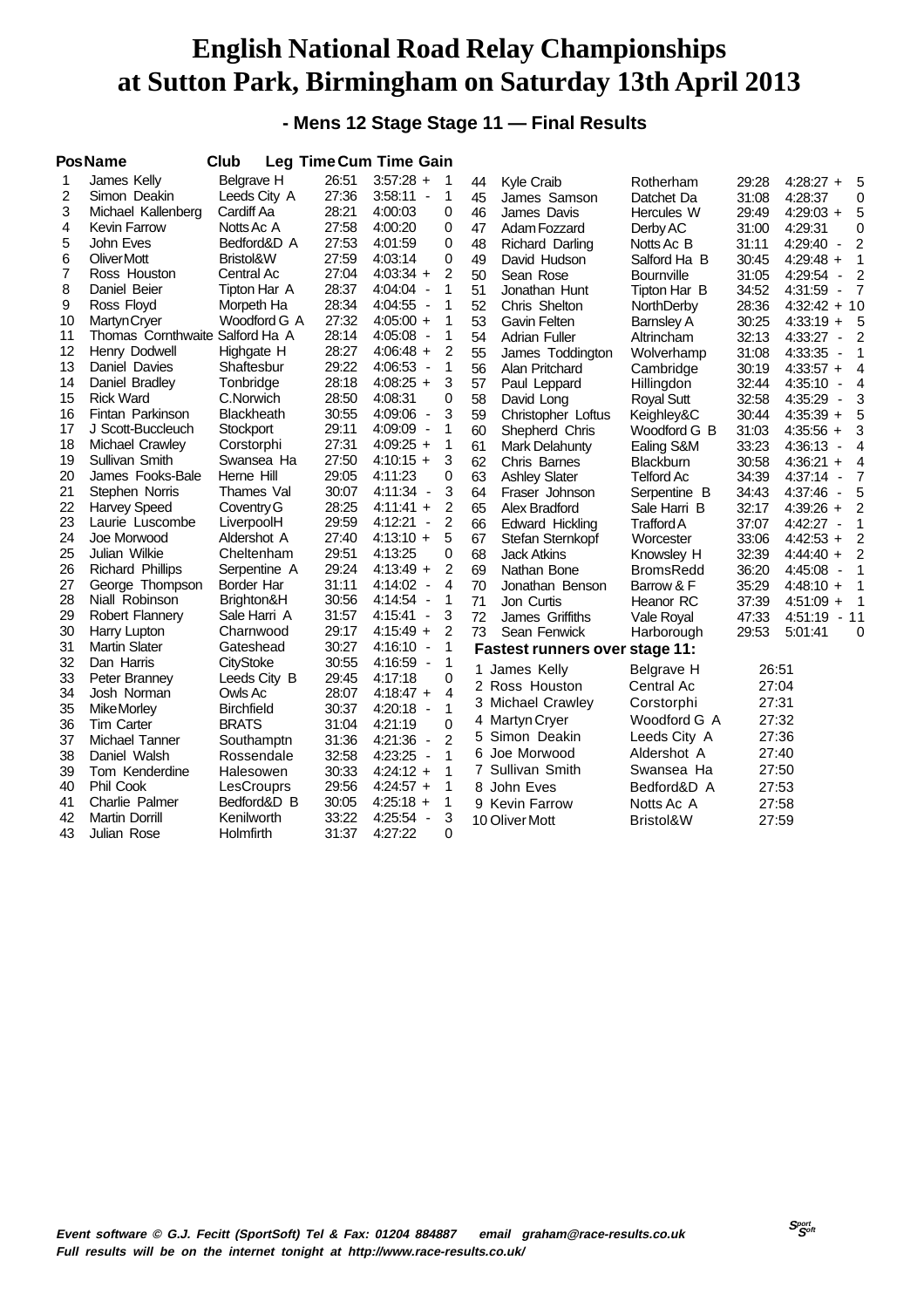# English National Road Relay Championships at Sutton Park, Birmingham on Saturday 13th April 2013

## - Mens 12 Stage Stage 11 — Final Results

| Pos | Name | Club | Leg Time | Cum Time | Gain |
|---|---|---|---|---|---|
| 1 | James Kelly | Belgrave H | 26:51 | 3:57:28 + | 1 |
| 2 | Simon Deakin | Leeds City A | 27:36 | 3:58:11 - | 1 |
| 3 | Michael Kallenberg | Cardiff Aa | 28:21 | 4:00:03 | 0 |
| 4 | Kevin Farrow | Notts Ac A | 27:58 | 4:00:20 | 0 |
| 5 | John Eves | Bedford&D A | 27:53 | 4:01:59 | 0 |
| 6 | Oliver Mott | Bristol&W | 27:59 | 4:03:14 | 0 |
| 7 | Ross Houston | Central Ac | 27:04 | 4:03:34 + | 2 |
| 8 | Daniel Beier | Tipton Har A | 28:37 | 4:04:04 - | 1 |
| 9 | Ross Floyd | Morpeth Ha | 28:34 | 4:04:55 - | 1 |
| 10 | Martyn Cryer | Woodford G A | 27:32 | 4:05:00 + | 1 |
| 11 | Thomas Cornthwaite | Salford Ha A | 28:14 | 4:05:08 - | 1 |
| 12 | Henry Dodwell | Highgate H | 28:27 | 4:06:48 + | 2 |
| 13 | Daniel Davies | Shaftesbur | 29:22 | 4:06:53 - | 1 |
| 14 | Daniel Bradley | Tonbridge | 28:18 | 4:08:25 + | 3 |
| 15 | Rick Ward | C.Norwich | 28:50 | 4:08:31 | 0 |
| 16 | Fintan Parkinson | Blackheath | 30:55 | 4:09:06 - | 3 |
| 17 | J Scott-Buccleuch | Stockport | 29:11 | 4:09:09 - | 1 |
| 18 | Michael Crawley | Corstorphi | 27:31 | 4:09:25 + | 1 |
| 19 | Sullivan Smith | Swansea Ha | 27:50 | 4:10:15 + | 3 |
| 20 | James Fooks-Bale | Herne Hill | 29:05 | 4:11:23 | 0 |
| 21 | Stephen Norris | Thames Val | 30:07 | 4:11:34 - | 3 |
| 22 | Harvey Speed | Coventry G | 28:25 | 4:11:41 + | 2 |
| 23 | Laurie Luscombe | LiverpoolH | 29:59 | 4:12:21 - | 2 |
| 24 | Joe Morwood | Aldershot A | 27:40 | 4:13:10 + | 5 |
| 25 | Julian Wilkie | Cheltenham | 29:51 | 4:13:25 | 0 |
| 26 | Richard Phillips | Serpentine A | 29:24 | 4:13:49 + | 2 |
| 27 | George Thompson | Border Har | 31:11 | 4:14:02 - | 4 |
| 28 | Niall Robinson | Brighton&H | 30:56 | 4:14:54 - | 1 |
| 29 | Robert Flannery | Sale Harri A | 31:57 | 4:15:41 - | 3 |
| 30 | Harry Lupton | Charnwood | 29:17 | 4:15:49 + | 2 |
| 31 | Martin Slater | Gateshead | 30:27 | 4:16:10 - | 1 |
| 32 | Dan Harris | CityStoke | 30:55 | 4:16:59 - | 1 |
| 33 | Peter Branney | Leeds City B | 29:45 | 4:17:18 | 0 |
| 34 | Josh Norman | Owls Ac | 28:07 | 4:18:47 + | 4 |
| 35 | Mike Morley | Birchfield | 30:37 | 4:20:18 - | 1 |
| 36 | Tim Carter | BRATS | 31:04 | 4:21:19 | 0 |
| 37 | Michael Tanner | Southamptn | 31:36 | 4:21:36 - | 2 |
| 38 | Daniel Walsh | Rossendale | 32:58 | 4:23:25 - | 1 |
| 39 | Tom Kenderdine | Halesowen | 30:33 | 4:24:12 + | 1 |
| 40 | Phil Cook | LesCrouprs | 29:56 | 4:24:57 + | 1 |
| 41 | Charlie Palmer | Bedford&D B | 30:05 | 4:25:18 + | 1 |
| 42 | Martin Dorrill | Kenilworth | 33:22 | 4:25:54 - | 3 |
| 43 | Julian Rose | Holmfirth | 31:37 | 4:27:22 | 0 |
| 44 | Kyle Craib | Rotherham | 29:28 | 4:28:27 + | 5 |
| 45 | James Samson | Datchet Da | 31:08 | 4:28:37 | 0 |
| 46 | James Davis | Hercules W | 29:49 | 4:29:03 + | 5 |
| 47 | Adam Fozzard | Derby AC | 31:00 | 4:29:31 | 0 |
| 48 | Richard Darling | Notts Ac B | 31:11 | 4:29:40 - | 2 |
| 49 | David Hudson | Salford Ha B | 30:45 | 4:29:48 + | 1 |
| 50 | Sean Rose | Bournville | 31:05 | 4:29:54 - | 2 |
| 51 | Jonathan Hunt | Tipton Har B | 34:52 | 4:31:59 - | 7 |
| 52 | Chris Shelton | NorthDerby | 28:36 | 4:32:42 + | 10 |
| 53 | Gavin Felten | Barnsley A | 30:25 | 4:33:19 + | 5 |
| 54 | Adrian Fuller | Altrincham | 32:13 | 4:33:27 - | 2 |
| 55 | James Toddington | Wolverhamp | 31:08 | 4:33:35 - | 1 |
| 56 | Alan Pritchard | Cambridge | 30:19 | 4:33:57 + | 4 |
| 57 | Paul Leppard | Hillingdon | 32:44 | 4:35:10 - | 4 |
| 58 | David Long | Royal Sutt | 32:58 | 4:35:29 - | 3 |
| 59 | Christopher Loftus | Keighley&C | 30:44 | 4:35:39 + | 5 |
| 60 | Shepherd Chris | Woodford G B | 31:03 | 4:35:56 + | 3 |
| 61 | Mark Delahunty | Ealing S&M | 33:23 | 4:36:13 - | 4 |
| 62 | Chris Barnes | Blackburn | 30:58 | 4:36:21 + | 4 |
| 63 | Ashley Slater | Telford Ac | 34:39 | 4:37:14 - | 7 |
| 64 | Fraser Johnson | Serpentine B | 34:43 | 4:37:46 - | 5 |
| 65 | Alex Bradford | Sale Harri B | 32:17 | 4:39:26 + | 2 |
| 66 | Edward Hickling | Trafford A | 37:07 | 4:42:27 - | 1 |
| 67 | Stefan Sternkopf | Worcester | 33:06 | 4:42:53 + | 2 |
| 68 | Jack Atkins | Knowsley H | 32:39 | 4:44:40 + | 2 |
| 69 | Nathan Bone | BromsRedd | 36:20 | 4:45:08 - | 1 |
| 70 | Jonathan Benson | Barrow & F | 35:29 | 4:48:10 + | 1 |
| 71 | Jon Curtis | Heanor RC | 37:39 | 4:51:09 + | 1 |
| 72 | James Griffiths | Vale Royal | 47:33 | 4:51:19 - | 11 |
| 73 | Sean Fenwick | Harborough | 29:53 | 5:01:41 | 0 |

### Fastest runners over stage 11:

| | Name | Club | Time |
|---|---|---|---|
| 1 | James Kelly | Belgrave H | 26:51 |
| 2 | Ross Houston | Central Ac | 27:04 |
| 3 | Michael Crawley | Corstorphi | 27:31 |
| 4 | Martyn Cryer | Woodford G A | 27:32 |
| 5 | Simon Deakin | Leeds City A | 27:36 |
| 6 | Joe Morwood | Aldershot A | 27:40 |
| 7 | Sullivan Smith | Swansea Ha | 27:50 |
| 8 | John Eves | Bedford&D A | 27:53 |
| 9 | Kevin Farrow | Notts Ac A | 27:58 |
| 10 | Oliver Mott | Bristol&W | 27:59 |

*Event software © G.J. Fecitt (SportSoft) Tel & Fax: 01204 884887 email graham@race-results.co.uk*
*Full results will be on the internet tonight at http://www.race-results.co.uk/*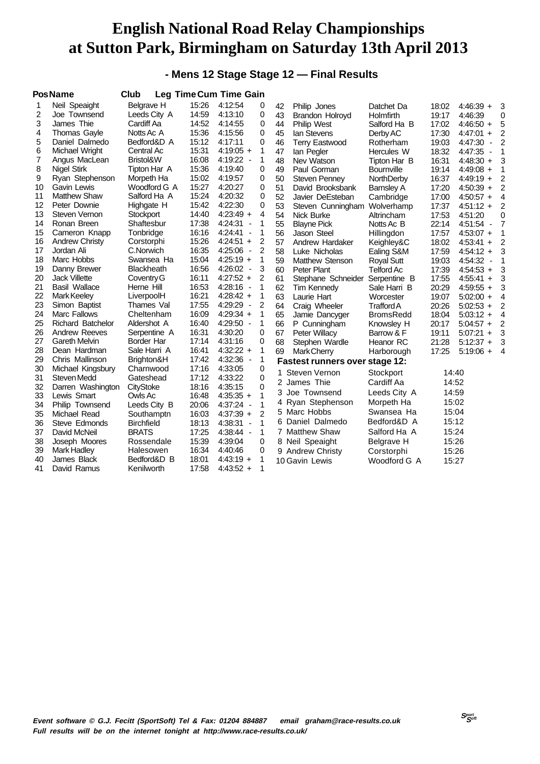# English National Road Relay Championships at Sutton Park, Birmingham on Saturday 13th April 2013

## - Mens 12 Stage Stage 12 — Final Results

| Pos | Name | Club | Leg Time | Cum Time | Gain |
|---|---|---|---|---|---|
| 1 | Neil Speaight | Belgrave H | 15:26 | 4:12:54 | 0 |
| 2 | Joe Townsend | Leeds City A | 14:59 | 4:13:10 | 0 |
| 3 | James Thie | Cardiff Aa | 14:52 | 4:14:55 | 0 |
| 4 | Thomas Gayle | Notts Ac A | 15:36 | 4:15:56 | 0 |
| 5 | Daniel Dalmedo | Bedford&D A | 15:12 | 4:17:11 | 0 |
| 6 | Michael Wright | Central Ac | 15:31 | 4:19:05 + | 1 |
| 7 | Angus MacLean | Bristol&W | 16:08 | 4:19:22 - | 1 |
| 8 | Nigel Stirk | Tipton Har A | 15:36 | 4:19:40 | 0 |
| 9 | Ryan Stephenson | Morpeth Ha | 15:02 | 4:19:57 | 0 |
| 10 | Gavin Lewis | Woodford G A | 15:27 | 4:20:27 | 0 |
| 11 | Matthew Shaw | Salford Ha A | 15:24 | 4:20:32 | 0 |
| 12 | Peter Downie | Highgate H | 15:42 | 4:22:30 | 0 |
| 13 | Steven Vernon | Stockport | 14:40 | 4:23:49 + | 4 |
| 14 | Ronan Breen | Shaftesbur | 17:38 | 4:24:31 - | 1 |
| 15 | Cameron Knapp | Tonbridge | 16:16 | 4:24:41 - | 1 |
| 16 | Andrew Christy | Corstorphi | 15:26 | 4:24:51 + | 2 |
| 17 | Jordan Ali | C.Norwich | 16:35 | 4:25:06 - | 2 |
| 18 | Marc Hobbs | Swansea Ha | 15:04 | 4:25:19 + | 1 |
| 19 | Danny Brewer | Blackheath | 16:56 | 4:26:02 - | 3 |
| 20 | Jack Villette | Coventry G | 16:11 | 4:27:52 + | 2 |
| 21 | Basil Wallace | Herne Hill | 16:53 | 4:28:16 - | 1 |
| 22 | Mark Keeley | LiverpoolH | 16:21 | 4:28:42 + | 1 |
| 23 | Simon Baptist | Thames Val | 17:55 | 4:29:29 - | 2 |
| 24 | Marc Fallows | Cheltenham | 16:09 | 4:29:34 + | 1 |
| 25 | Richard Batchelor | Aldershot A | 16:40 | 4:29:50 - | 1 |
| 26 | Andrew Reeves | Serpentine A | 16:31 | 4:30:20 | 0 |
| 27 | Gareth Melvin | Border Har | 17:14 | 4:31:16 | 0 |
| 28 | Dean Hardman | Sale Harri A | 16:41 | 4:32:22 + | 1 |
| 29 | Chris Mallinson | Brighton&H | 17:42 | 4:32:36 - | 1 |
| 30 | Michael Kingsbury | Charnwood | 17:16 | 4:33:05 | 0 |
| 31 | Steven Medd | Gateshead | 17:12 | 4:33:22 | 0 |
| 32 | Darren Washington | CityStoke | 18:16 | 4:35:15 | 0 |
| 33 | Lewis Smart | Owls Ac | 16:48 | 4:35:35 + | 1 |
| 34 | Philip Townsend | Leeds City B | 20:06 | 4:37:24 - | 1 |
| 35 | Michael Read | Southamptn | 16:03 | 4:37:39 + | 2 |
| 36 | Steve Edmonds | Birchfield | 18:13 | 4:38:31 - | 1 |
| 37 | David McNeil | BRATS | 17:25 | 4:38:44 - | 1 |
| 38 | Joseph Moores | Rossendale | 15:39 | 4:39:04 | 0 |
| 39 | Mark Hadley | Halesowen | 16:34 | 4:40:46 | 0 |
| 40 | James Black | Bedford&D B | 18:01 | 4:43:19 + | 1 |
| 41 | David Ramus | Kenilworth | 17:58 | 4:43:52 + | 1 |
| 42 | Philip Jones | Datchet Da | 18:02 | 4:46:39 + | 3 |
| 43 | Brandon Holroyd | Holmfirth | 19:17 | 4:46:39 | 0 |
| 44 | Philip West | Salford Ha B | 17:02 | 4:46:50 + | 5 |
| 45 | Ian Stevens | Derby AC | 17:30 | 4:47:01 + | 2 |
| 46 | Terry Eastwood | Rotherham | 19:03 | 4:47:30 - | 2 |
| 47 | Ian Pegler | Hercules W | 18:32 | 4:47:35 - | 1 |
| 48 | Nev Watson | Tipton Har B | 16:31 | 4:48:30 + | 3 |
| 49 | Paul Gorman | Bournville | 19:14 | 4:49:08 + | 1 |
| 50 | Steven Penney | NorthDerby | 16:37 | 4:49:19 + | 2 |
| 51 | David Brooksbank | Barnsley A | 17:20 | 4:50:39 + | 2 |
| 52 | Javier DeEsteban | Cambridge | 17:00 | 4:50:57 + | 4 |
| 53 | Steven Cunningham | Wolverhamp | 17:37 | 4:51:12 + | 2 |
| 54 | Nick Burke | Altrincham | 17:53 | 4:51:20 | 0 |
| 55 | Blayne Pick | Notts Ac B | 22:14 | 4:51:54 - | 7 |
| 56 | Jason Steel | Hillingdon | 17:57 | 4:53:07 + | 1 |
| 57 | Andrew Hardaker | Keighley&C | 18:02 | 4:53:41 + | 2 |
| 58 | Luke Nicholas | Ealing S&M | 17:59 | 4:54:12 + | 3 |
| 59 | Matthew Stenson | Royal Sutt | 19:03 | 4:54:32 - | 1 |
| 60 | Peter Plant | Telford Ac | 17:39 | 4:54:53 + | 3 |
| 61 | Stephane Schneider | Serpentine B | 17:55 | 4:55:41 + | 3 |
| 62 | Tim Kennedy | Sale Harri B | 20:29 | 4:59:55 + | 3 |
| 63 | Laurie Hart | Worcester | 19:07 | 5:02:00 + | 4 |
| 64 | Craig Wheeler | Trafford A | 20:26 | 5:02:53 + | 2 |
| 65 | Jamie Dancyger | BromsRedd | 18:04 | 5:03:12 + | 4 |
| 66 | P Cunningham | Knowsley H | 20:17 | 5:04:57 + | 2 |
| 67 | Peter Willacy | Barrow & F | 19:11 | 5:07:21 + | 3 |
| 68 | Stephen Wardle | Heanor RC | 21:28 | 5:12:37 + | 3 |
| 69 | Mark Cherry | Harborough | 17:25 | 5:19:06 + | 4 |

**Fastest runners over stage 12:**

| | Name | Club | Time |
|---|---|---|---|
| 1 | Steven Vernon | Stockport | 14:40 |
| 2 | James Thie | Cardiff Aa | 14:52 |
| 3 | Joe Townsend | Leeds City A | 14:59 |
| 4 | Ryan Stephenson | Morpeth Ha | 15:02 |
| 5 | Marc Hobbs | Swansea Ha | 15:04 |
| 6 | Daniel Dalmedo | Bedford&D A | 15:12 |
| 7 | Matthew Shaw | Salford Ha A | 15:24 |
| 8 | Neil Speaight | Belgrave H | 15:26 |
| 9 | Andrew Christy | Corstorphi | 15:26 |
| 10 | Gavin Lewis | Woodford G A | 15:27 |

*Event software © G.J. Fecitt (SportSoft) Tel & Fax: 01204 884887 email graham@race-results.co.uk*
*Full results will be on the internet tonight at http://www.race-results.co.uk/*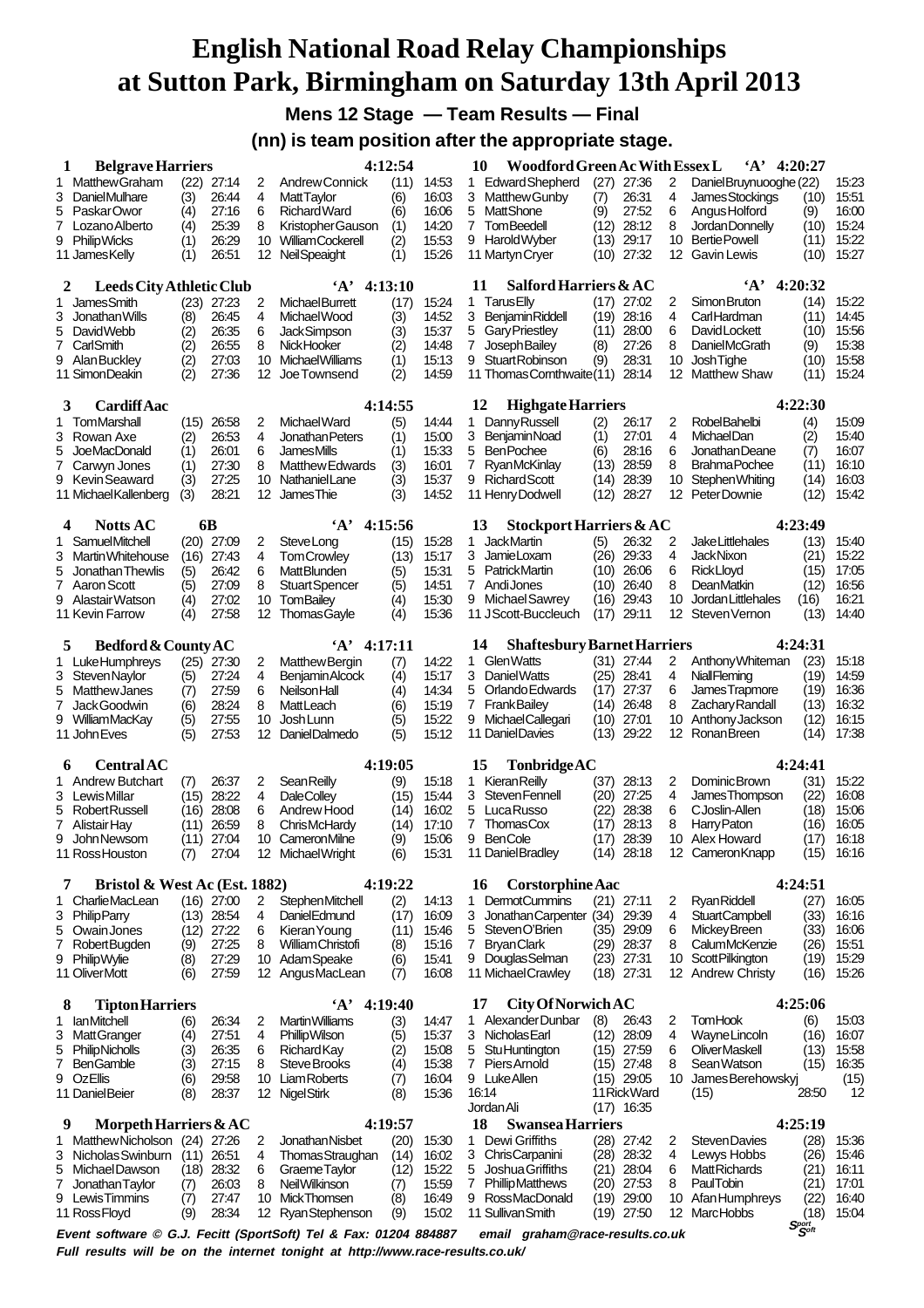# English National Road Relay Championships at Sutton Park, Birmingham on Saturday 13th April 2013

## Mens 12 Stage — Team Results — Final

### (nn) is team position after the appropriate stage.

**1 Belgrave Harriers 4:12:54**

| | | | | | | | | |
|---|---|---|---|---|---|---|---|---|
| 1 | Matthew Graham | (22) | 27:14 | 2 | Andrew Connick | (11) | 14:53 |
| 3 | Daniel Mulhare | (3) | 26:44 | 4 | Matt Taylor | (6) | 16:03 |
| 5 | Paskar Owor | (4) | 27:16 | 6 | Richard Ward | (6) | 16:06 |
| 7 | Lozano Alberto | (4) | 25:39 | 8 | Kristopher Gauson | (1) | 14:20 |
| 9 | Philip Wicks | (1) | 26:29 | 10 | William Cockerell | (2) | 15:53 |
| 11 | James Kelly | (1) | 26:51 | 12 | Neil Speaight | (1) | 15:26 |

**2 Leeds City Athletic Club 'A' 4:13:10**

| | | | | | | | |
|---|---|---|---|---|---|---|---|
| 1 | James Smith | (23) | 27:23 | 2 | Michael Burrett | (17) | 15:24 |
| 3 | Jonathan Wills | (8) | 26:45 | 4 | Michael Wood | (3) | 14:52 |
| 5 | David Webb | (2) | 26:35 | 6 | Jack Simpson | (3) | 15:37 |
| 7 | Carl Smith | (2) | 26:55 | 8 | Nick Hooker | (2) | 14:48 |
| 9 | Alan Buckley | (2) | 27:03 | 10 | Michael Williams | (1) | 15:13 |
| 11 | Simon Deakin | (2) | 27:36 | 12 | Joe Townsend | (2) | 14:59 |

**3 Cardiff Aac 4:14:55**

| | | | | | | | |
|---|---|---|---|---|---|---|---|
| 1 | Tom Marshall | (15) | 26:58 | 2 | Michael Ward | (5) | 14:44 |
| 3 | Rowan Axe | (2) | 26:53 | 4 | Jonathan Peters | (1) | 15:00 |
| 5 | Joe MacDonald | (1) | 26:01 | 6 | James Mills | (1) | 15:33 |
| 7 | Carwyn Jones | (1) | 27:30 | 8 | Matthew Edwards | (3) | 16:01 |
| 9 | Kevin Seaward | (3) | 27:25 | 10 | Nathaniel Lane | (3) | 15:37 |
| 11 | Michael Kallenberg | (3) | 28:21 | 12 | James Thie | (3) | 14:52 |

**4 Notts AC 6B 'A' 4:15:56**

| | | | | | | | |
|---|---|---|---|---|---|---|---|
| 1 | Samuel Mitchell | (20) | 27:09 | 2 | Steve Long | (15) | 15:28 |
| 3 | Martin Whitehouse | (16) | 27:43 | 4 | Tom Crowley | (13) | 15:17 |
| 5 | Jonathan Thewlis | (5) | 26:42 | 6 | Matt Blunden | (5) | 15:31 |
| 7 | Aaron Scott | (5) | 27:09 | 8 | Stuart Spencer | (5) | 14:51 |
| 9 | Alastair Watson | (4) | 27:02 | 10 | Tom Bailey | (4) | 15:30 |
| 11 | Kevin Farrow | (4) | 27:58 | 12 | Thomas Gayle | (4) | 15:36 |

**5 Bedford & County AC 'A' 4:17:11**

| | | | | | | | |
|---|---|---|---|---|---|---|---|
| 1 | Luke Humphreys | (25) | 27:30 | 2 | Matthew Bergin | (7) | 14:22 |
| 3 | Steven Naylor | (5) | 27:24 | 4 | Benjamin Alcock | (4) | 15:17 |
| 5 | Matthew Janes | (7) | 27:59 | 6 | Neilson Hall | (4) | 14:34 |
| 7 | Jack Goodwin | (6) | 28:24 | 8 | Matt Leach | (6) | 15:19 |
| 9 | William MacKay | (5) | 27:55 | 10 | Josh Lunn | (5) | 15:22 |
| 11 | John Eves | (5) | 27:53 | 12 | Daniel Dalmedo | (5) | 15:12 |

**6 Central AC 4:19:05**

| | | | | | | | |
|---|---|---|---|---|---|---|---|
| 1 | Andrew Butchart | (7) | 26:37 | 2 | Sean Reilly | (9) | 15:18 |
| 3 | Lewis Millar | (15) | 28:22 | 4 | Dale Colley | (15) | 15:44 |
| 5 | Robert Russell | (16) | 28:08 | 6 | Andrew Hood | (14) | 16:02 |
| 7 | Alistair Hay | (11) | 26:59 | 8 | Chris McHardy | (14) | 17:10 |
| 9 | John Newsom | (11) | 27:04 | 10 | Cameron Milne | (9) | 15:06 |
| 11 | Ross Houston | (7) | 27:04 | 12 | Michael Wright | (6) | 15:31 |

**7 Bristol & West Ac (Est. 1882) 4:19:22**

| | | | | | | | |
|---|---|---|---|---|---|---|---|
| 1 | Charlie MacLean | (16) | 27:00 | 2 | Stephen Mitchell | (2) | 14:13 |
| 3 | Philip Parry | (13) | 28:54 | 4 | Daniel Edmund | (17) | 16:09 |
| 5 | Owain Jones | (12) | 27:22 | 6 | Kieran Young | (11) | 15:46 |
| 7 | Robert Bugden | (9) | 27:25 | 8 | William Christofi | (8) | 15:16 |
| 9 | Philip Wylie | (8) | 27:29 | 10 | Adam Speake | (6) | 15:41 |
| 11 | Oliver Mott | (6) | 27:59 | 12 | Angus MacLean | (7) | 16:08 |

**8 Tipton Harriers 'A' 4:19:40**

| | | | | | | | |
|---|---|---|---|---|---|---|---|
| 1 | Ian Mitchell | (6) | 26:34 | 2 | Martin Williams | (3) | 14:47 |
| 3 | Matt Granger | (4) | 27:51 | 4 | Phillip Wilson | (5) | 15:37 |
| 5 | Philip Nicholls | (3) | 26:35 | 6 | Richard Kay | (2) | 15:08 |
| 7 | Ben Gamble | (3) | 27:15 | 8 | Steve Brooks | (4) | 15:38 |
| 9 | Oz Ellis | (6) | 29:58 | 10 | Liam Roberts | (7) | 16:04 |
| 11 | Daniel Beier | (8) | 28:37 | 12 | Nigel Stirk | (8) | 15:36 |

**9 Morpeth Harriers & AC 4:19:57**

| | | | | | | | |
|---|---|---|---|---|---|---|---|
| 1 | Matthew Nicholson | (24) | 27:26 | 2 | Jonathan Nisbet | (20) | 15:30 |
| 3 | Nicholas Swinburn | (11) | 26:51 | 4 | Thomas Straughan | (14) | 16:02 |
| 5 | Michael Dawson | (18) | 28:32 | 6 | Graeme Taylor | (12) | 15:22 |
| 7 | Jonathan Taylor | (7) | 26:03 | 8 | Neil Wilkinson | (7) | 15:59 |
| 9 | Lewis Timmins | (7) | 27:47 | 10 | Mick Thomsen | (8) | 16:49 |
| 11 | Ross Floyd | (9) | 28:34 | 12 | Ryan Stephenson | (9) | 15:02 |

**10 Woodford Green Ac With Essex L 'A' 4:20:27**

| | | | | | | | |
|---|---|---|---|---|---|---|---|
| 1 | Edward Shepherd | (27) | 27:36 | 2 | Daniel Bruynuooghe | (22) | 15:23 |
| 3 | Matthew Gunby | (7) | 26:31 | 4 | James Stockings | (10) | 15:51 |
| 5 | Matt Shone | (9) | 27:52 | 6 | Angus Holford | (9) | 16:00 |
| 7 | Tom Beedell | (12) | 28:12 | 8 | Jordan Donnelly | (10) | 15:24 |
| 9 | Harold Wyber | (13) | 29:17 | 10 | Bertie Powell | (11) | 15:22 |
| 11 | Martyn Cryer | (10) | 27:32 | 12 | Gavin Lewis | (10) | 15:27 |

**11 Salford Harriers & AC 'A' 4:20:32**

| | | | | | | | |
|---|---|---|---|---|---|---|---|
| 1 | Tarus Elly | (17) | 27:02 | 2 | Simon Bruton | (14) | 15:22 |
| 3 | Benjamin Riddell | (19) | 28:16 | 4 | Carl Hardman | (11) | 14:45 |
| 5 | Gary Priestley | (11) | 28:00 | 6 | David Lockett | (10) | 15:56 |
| 7 | Joseph Bailey | (8) | 27:26 | 8 | Daniel McGrath | (9) | 15:38 |
| 9 | Stuart Robinson | (9) | 28:31 | 10 | Josh Tighe | (10) | 15:58 |
| 11 | Thomas Cornthwaite | (11) | 28:14 | 12 | Matthew Shaw | (11) | 15:24 |

**12 Highgate Harriers 4:22:30**

| | | | | | | | |
|---|---|---|---|---|---|---|---|
| 1 | Danny Russell | (2) | 26:17 | 2 | Robel Bahelbi | (4) | 15:09 |
| 3 | Benjamin Noad | (1) | 27:01 | 4 | Michael Dan | (2) | 15:40 |
| 5 | Ben Pochee | (6) | 28:16 | 6 | Jonathan Deane | (7) | 16:07 |
| 7 | Ryan McKinlay | (13) | 28:59 | 8 | Brahma Pochee | (11) | 16:10 |
| 9 | Richard Scott | (14) | 28:39 | 10 | Stephen Whiting | (14) | 16:03 |
| 11 | Henry Dodwell | (12) | 28:27 | 12 | Peter Downie | (12) | 15:42 |

**13 Stockport Harriers & AC 4:23:49**

| | | | | | | | |
|---|---|---|---|---|---|---|---|
| 1 | Jack Martin | (5) | 26:32 | 2 | Jake Littlehales | (13) | 15:40 |
| 3 | Jamie Loxam | (26) | 29:33 | 4 | Jack Nixon | (21) | 15:22 |
| 5 | Patrick Martin | (10) | 26:06 | 6 | Rick Lloyd | (15) | 17:05 |
| 7 | Andi Jones | (10) | 26:40 | 8 | Dean Matkin | (12) | 16:56 |
| 9 | Michael Sawrey | (16) | 29:43 | 10 | Jordan Littlehales | (16) | 16:21 |
| 11 | J Scott-Buccleuch | (17) | 29:11 | 12 | Steven Vernon | (13) | 14:40 |

**14 Shaftesbury Barnet Harriers 4:24:31**

| | | | | | | | |
|---|---|---|---|---|---|---|---|
| 1 | Glen Watts | (31) | 27:44 | 2 | Anthony Whiteman | (23) | 15:18 |
| 3 | Daniel Watts | (25) | 28:41 | 4 | Niall Fleming | (19) | 14:59 |
| 5 | Orlando Edwards | (17) | 27:37 | 6 | James Trapmore | (19) | 16:36 |
| 7 | Frank Bailey | (14) | 26:48 | 8 | Zachary Randall | (13) | 16:32 |
| 9 | Michael Callegari | (10) | 27:01 | 10 | Anthony Jackson | (12) | 16:15 |
| 11 | Daniel Davies | (13) | 29:22 | 12 | Ronan Breen | (14) | 17:38 |

**15 Tonbridge AC 4:24:41**

| | | | | | | | |
|---|---|---|---|---|---|---|---|
| 1 | Kieran Reilly | (37) | 28:13 | 2 | Dominic Brown | (31) | 15:22 |
| 3 | Steven Fennell | (20) | 27:25 | 4 | James Thompson | (22) | 16:08 |
| 5 | Luca Russo | (22) | 28:38 | 6 | C Joslin-Allen | (18) | 15:06 |
| 7 | Thomas Cox | (17) | 28:13 | 8 | Harry Paton | (16) | 16:05 |
| 9 | Ben Cole | (17) | 28:39 | 10 | Alex Howard | (17) | 16:18 |
| 11 | Daniel Bradley | (14) | 28:18 | 12 | Cameron Knapp | (15) | 16:16 |

**16 Corstorphine Aac 4:24:51**

| | | | | | | | |
|---|---|---|---|---|---|---|---|
| 1 | Dermot Cummins | (21) | 27:11 | 2 | Ryan Riddell | (27) | 16:05 |
| 3 | Jonathan Carpenter | (34) | 29:39 | 4 | Stuart Campbell | (33) | 16:16 |
| 5 | Steven O'Brien | (35) | 29:09 | 6 | Mickey Breen | (33) | 16:06 |
| 7 | Bryan Clark | (29) | 28:37 | 8 | Calum McKenzie | (26) | 15:51 |
| 9 | Douglas Selman | (23) | 27:31 | 10 | Scott Pilkington | (19) | 15:29 |
| 11 | Michael Crawley | (18) | 27:31 | 12 | Andrew Christy | (16) | 15:26 |

**17 City Of Norwich AC 4:25:06**

| | | | | | | | |
|---|---|---|---|---|---|---|---|
| 1 | Alexander Dunbar | (8) | 26:43 | 2 | Tom Hook | (6) | 15:03 |
| 3 | Nicholas Earl | (12) | 28:09 | 4 | Wayne Lincoln | (16) | 16:07 |
| 5 | Stu Huntington | (15) | 27:59 | 6 | Oliver Maskell | (13) | 15:58 |
| 7 | Piers Arnold | (15) | 27:48 | 8 | Sean Watson | (15) | 16:35 |
| 9 | Luke Allen | (15) | 29:05 | 10 | James Berehowskyj | (15) | 16:14 |
| 11 | Rick Ward | (15) | 28:50 | 12 | Jordan Ali | (17) | 16:35 |

**18 Swansea Harriers 4:25:19**

| | | | | | | | |
|---|---|---|---|---|---|---|---|
| 1 | Dewi Griffiths | (28) | 27:42 | 2 | Steven Davies | (28) | 15:36 |
| 3 | Chris Carpanini | (28) | 28:32 | 4 | Lewys Hobbs | (26) | 15:46 |
| 5 | Joshua Griffiths | (21) | 28:04 | 6 | Matt Richards | (21) | 16:11 |
| 7 | Phillip Matthews | (20) | 27:53 | 8 | Paul Tobin | (21) | 17:01 |
| 9 | Ross MacDonald | (19) | 29:00 | 10 | Afan Humphreys | (22) | 16:40 |
| 11 | Sullivan Smith | (19) | 27:50 | 12 | Marc Hobbs | (18) | 15:04 |

*Event software © G.J. Fecitt (SportSoft) Tel & Fax: 01204 884887 email graham@race-results.co.uk*

*Full results will be on the internet tonight at http://www.race-results.co.uk/*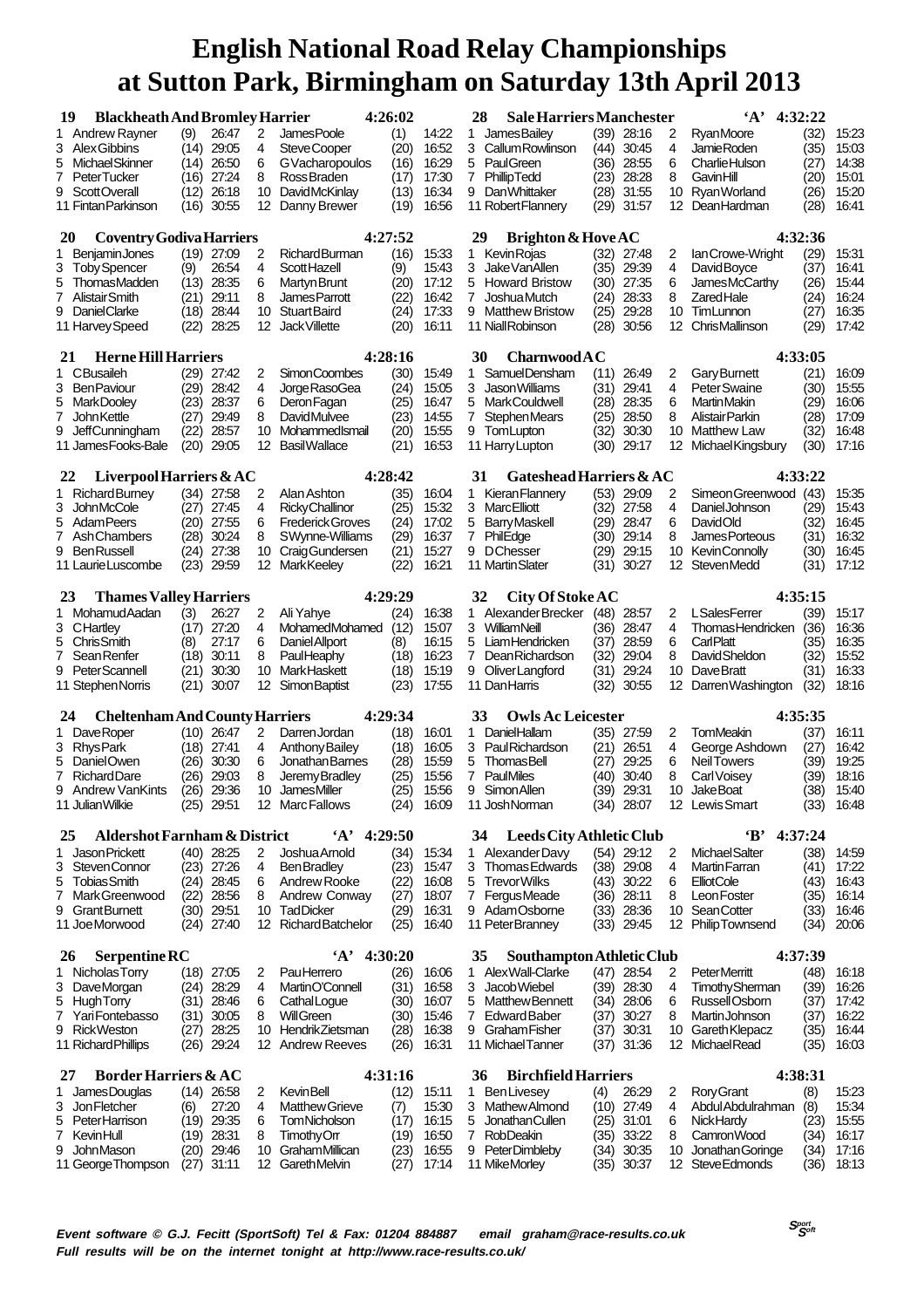# English National Road Relay Championships at Sutton Park, Birmingham on Saturday 13th April 2013

### 19 Blackheath And Bromley Harrier — 4:26:02

| | | | | | | | | | |
|---|---|---|---|---|---|---|---|---|---|
| 1 | Andrew Rayner | (9) | 26:47 | | 2 | James Poole | (1) | 14:22 |
| 3 | Alex Gibbins | (14) | 29:05 | | 4 | Steve Cooper | (20) | 16:52 |
| 5 | Michael Skinner | (14) | 26:50 | | 6 | G Vacharopoulos | (16) | 16:29 |
| 7 | Peter Tucker | (16) | 27:24 | | 8 | Ross Braden | (17) | 17:30 |
| 9 | Scott Overall | (12) | 26:18 | | 10 | David McKinlay | (13) | 16:34 |
| 11 | Fintan Parkinson | (16) | 30:55 | | 12 | Danny Brewer | (19) | 16:56 |

### 20 Coventry Godiva Harriers — 4:27:52

| | | | | | | | | |
|---|---|---|---|---|---|---|---|---|
| 1 | Benjamin Jones | (19) | 27:09 | 2 | Richard Burman | (16) | 15:33 |
| 3 | Toby Spencer | (9) | 26:54 | 4 | Scott Hazell | (9) | 15:43 |
| 5 | Thomas Madden | (13) | 28:35 | 6 | Martyn Brunt | (20) | 17:12 |
| 7 | Alistair Smith | (21) | 29:11 | 8 | James Parrott | (22) | 16:42 |
| 9 | Daniel Clarke | (18) | 28:44 | 10 | Stuart Baird | (24) | 17:33 |
| 11 | Harvey Speed | (22) | 28:25 | 12 | Jack Villette | (20) | 16:11 |

### 21 Herne Hill Harriers — 4:28:16

| | | | | | | | |
|---|---|---|---|---|---|---|---|
| 1 | C Busaileh | (29) | 27:42 | 2 | Simon Coombes | (30) | 15:49 |
| 3 | Ben Paviour | (29) | 28:42 | 4 | Jorge Raso Gea | (24) | 15:05 |
| 5 | Mark Dooley | (23) | 28:37 | 6 | Deron Fagan | (25) | 16:47 |
| 7 | John Kettle | (27) | 29:49 | 8 | David Mulvee | (23) | 14:55 |
| 9 | Jeff Cunningham | (22) | 28:57 | 10 | Mohammed Ismail | (20) | 15:55 |
| 11 | James Fooks-Bale | (20) | 29:05 | 12 | Basil Wallace | (21) | 16:53 |

### 22 Liverpool Harriers & AC — 4:28:42

| | | | | | | | |
|---|---|---|---|---|---|---|---|
| 1 | Richard Burney | (34) | 27:58 | 2 | Alan Ashton | (35) | 16:04 |
| 3 | John McCole | (27) | 27:45 | 4 | Ricky Challinor | (25) | 15:32 |
| 5 | Adam Peers | (20) | 27:55 | 6 | Frederick Groves | (24) | 17:02 |
| 7 | Ash Chambers | (28) | 30:24 | 8 | S Wynne-Williams | (29) | 16:37 |
| 9 | Ben Russell | (24) | 27:38 | 10 | Craig Gundersen | (21) | 15:27 |
| 11 | Laurie Luscombe | (23) | 29:59 | 12 | Mark Keeley | (22) | 16:21 |

### 23 Thames Valley Harriers — 4:29:29

| | | | | | | | |
|---|---|---|---|---|---|---|---|
| 1 | Mohamud Aadan | (3) | 26:27 | 2 | Ali Yahye | (24) | 16:38 |
| 3 | C Hartley | (17) | 27:20 | 4 | Mohamed Mohamed | (12) | 15:07 |
| 5 | Chris Smith | (8) | 27:17 | 6 | Daniel Allport | (8) | 16:15 |
| 7 | Sean Renfer | (18) | 30:11 | 8 | Paul Heaphy | (18) | 16:23 |
| 9 | Peter Scannell | (21) | 30:30 | 10 | Mark Haskett | (18) | 15:19 |
| 11 | Stephen Norris | (21) | 30:07 | 12 | Simon Baptist | (23) | 17:55 |

### 24 Cheltenham And County Harriers — 4:29:34

| | | | | | | | |
|---|---|---|---|---|---|---|---|
| 1 | Dave Roper | (10) | 26:47 | 2 | Darren Jordan | (18) | 16:01 |
| 3 | Rhys Park | (18) | 27:41 | 4 | Anthony Bailey | (18) | 16:05 |
| 5 | Daniel Owen | (26) | 30:30 | 6 | Jonathan Barnes | (28) | 15:59 |
| 7 | Richard Dare | (26) | 29:03 | 8 | Jeremy Bradley | (25) | 15:56 |
| 9 | Andrew VanKints | (26) | 29:36 | 10 | James Miller | (25) | 15:56 |
| 11 | Julian Wilkie | (25) | 29:51 | 12 | Marc Fallows | (24) | 16:09 |

### 25 Aldershot Farnham & District 'A' — 4:29:50

| | | | | | | | |
|---|---|---|---|---|---|---|---|
| 1 | Jason Prickett | (40) | 28:25 | 2 | Joshua Arnold | (34) | 15:34 |
| 3 | Steven Connor | (23) | 27:26 | 4 | Ben Bradley | (23) | 15:47 |
| 5 | Tobias Smith | (24) | 28:45 | 6 | Andrew Rooke | (22) | 16:08 |
| 7 | Mark Greenwood | (22) | 28:56 | 8 | Andrew Conway | (27) | 18:07 |
| 9 | Grant Burnett | (30) | 29:51 | 10 | Tad Dicker | (29) | 16:31 |
| 11 | Joe Morwood | (24) | 27:40 | 12 | Richard Batchelor | (25) | 16:40 |

### 26 Serpentine RC 'A' — 4:30:20

| | | | | | | | |
|---|---|---|---|---|---|---|---|
| 1 | Nicholas Torry | (18) | 27:05 | 2 | Pau Herrero | (26) | 16:06 |
| 3 | Dave Morgan | (24) | 28:29 | 4 | Martin O'Connell | (31) | 16:58 |
| 5 | Hugh Torry | (31) | 28:46 | 6 | Cathal Logue | (30) | 16:07 |
| 7 | Yari Fontebasso | (31) | 30:05 | 8 | Will Green | (30) | 15:46 |
| 9 | Rick Weston | (27) | 28:25 | 10 | Hendrik Zietsman | (28) | 16:38 |
| 11 | Richard Phillips | (26) | 29:24 | 12 | Andrew Reeves | (26) | 16:31 |

### 27 Border Harriers & AC — 4:31:16

| | | | | | | | |
|---|---|---|---|---|---|---|---|
| 1 | James Douglas | (14) | 26:58 | 2 | Kevin Bell | (12) | 15:11 |
| 3 | Jon Fletcher | (6) | 27:20 | 4 | Matthew Grieve | (7) | 15:30 |
| 5 | Peter Harrison | (19) | 29:35 | 6 | Tom Nicholson | (17) | 16:15 |
| 7 | Kevin Hull | (19) | 28:31 | 8 | Timothy Orr | (19) | 16:50 |
| 9 | John Mason | (20) | 29:46 | 10 | Graham Millican | (23) | 16:55 |
| 11 | George Thompson | (27) | 31:11 | 12 | Gareth Melvin | (27) | 17:14 |

### 28 Sale Harriers Manchester 'A' — 4:32:22

| | | | | | | | |
|---|---|---|---|---|---|---|---|
| 1 | James Bailey | (39) | 28:16 | 2 | Ryan Moore | (32) | 15:23 |
| 3 | Callum Rowlinson | (44) | 30:45 | 4 | Jamie Roden | (35) | 15:03 |
| 5 | Paul Green | (36) | 28:55 | 6 | Charlie Hulson | (27) | 14:38 |
| 7 | Phillip Tedd | (23) | 28:28 | 8 | Gavin Hill | (20) | 15:01 |
| 9 | Dan Whittaker | (28) | 31:55 | 10 | Ryan Worland | (26) | 15:20 |
| 11 | Robert Flannery | (29) | 31:57 | 12 | Dean Hardman | (28) | 16:41 |

### 29 Brighton & Hove AC — 4:32:36

| | | | | | | | |
|---|---|---|---|---|---|---|---|
| 1 | Kevin Rojas | (32) | 27:48 | 2 | Ian Crowe-Wright | (29) | 15:31 |
| 3 | Jake Van Allen | (35) | 29:39 | 4 | David Boyce | (37) | 16:41 |
| 5 | Howard Bristow | (30) | 27:35 | 6 | James McCarthy | (26) | 15:44 |
| 7 | Joshua Mutch | (24) | 28:33 | 8 | Zared Hale | (24) | 16:24 |
| 9 | Matthew Bristow | (25) | 29:28 | 10 | Tim Lunnon | (27) | 16:35 |
| 11 | Niall Robinson | (28) | 30:56 | 12 | Chris Mallinson | (29) | 17:42 |

### 30 Charnwood AC — 4:33:05

| | | | | | | | |
|---|---|---|---|---|---|---|---|
| 1 | Samuel Densham | (11) | 26:49 | 2 | Gary Burnett | (21) | 16:09 |
| 3 | Jason Williams | (31) | 29:41 | 4 | Peter Swaine | (30) | 15:55 |
| 5 | Mark Couldwell | (28) | 28:35 | 6 | Martin Makin | (29) | 16:06 |
| 7 | Stephen Mears | (25) | 28:50 | 8 | Alistair Parkin | (28) | 17:09 |
| 9 | Tom Lupton | (32) | 30:30 | 10 | Matthew Law | (32) | 16:48 |
| 11 | Harry Lupton | (30) | 29:17 | 12 | Michael Kingsbury | (30) | 17:16 |

### 31 Gateshead Harriers & AC — 4:33:22

| | | | | | | | |
|---|---|---|---|---|---|---|---|
| 1 | Kieran Flannery | (53) | 29:09 | 2 | Simeon Greenwood | (43) | 15:35 |
| 3 | Marc Elliott | (32) | 27:58 | 4 | Daniel Johnson | (29) | 15:43 |
| 5 | Barry Maskell | (29) | 28:47 | 6 | David Old | (32) | 16:45 |
| 7 | Phil Edge | (30) | 29:14 | 8 | James Porteous | (31) | 16:32 |
| 9 | D Chesser | (29) | 29:15 | 10 | Kevin Connolly | (30) | 16:45 |
| 11 | Martin Slater | (31) | 30:27 | 12 | Steven Medd | (31) | 17:12 |

### 32 City Of Stoke AC — 4:35:15

| | | | | | | | |
|---|---|---|---|---|---|---|---|
| 1 | Alexander Brecker | (48) | 28:57 | 2 | L Sales Ferrer | (39) | 15:17 |
| 3 | William Neill | (36) | 28:47 | 4 | Thomas Hendricken | (36) | 16:36 |
| 5 | Liam Hendricken | (37) | 28:59 | 6 | Carl Platt | (35) | 16:35 |
| 7 | Dean Richardson | (32) | 29:04 | 8 | David Sheldon | (32) | 15:52 |
| 9 | Oliver Langford | (31) | 29:24 | 10 | Dave Bratt | (31) | 16:33 |
| 11 | Dan Harris | (32) | 30:55 | 12 | Darren Washington | (32) | 18:16 |

### 33 Owls Ac Leicester — 4:35:35

| | | | | | | | |
|---|---|---|---|---|---|---|---|
| 1 | Daniel Hallam | (35) | 27:59 | 2 | Tom Meakin | (37) | 16:11 |
| 3 | Paul Richardson | (21) | 26:51 | 4 | George Ashdown | (27) | 16:42 |
| 5 | Thomas Bell | (27) | 29:25 | 6 | Neil Towers | (39) | 19:25 |
| 7 | Paul Miles | (40) | 30:40 | 8 | Carl Voisey | (39) | 18:16 |
| 9 | Simon Allen | (39) | 29:31 | 10 | Jake Boat | (38) | 15:40 |
| 11 | Josh Norman | (34) | 28:07 | 12 | Lewis Smart | (33) | 16:48 |

### 34 Leeds City Athletic Club 'B' — 4:37:24

| | | | | | | | |
|---|---|---|---|---|---|---|---|
| 1 | Alexander Davy | (54) | 29:12 | 2 | Michael Salter | (38) | 14:59 |
| 3 | Thomas Edwards | (38) | 29:08 | 4 | Martin Farran | (41) | 17:22 |
| 5 | Trevor Wilks | (43) | 30:22 | 6 | Elliot Cole | (43) | 16:43 |
| 7 | Fergus Meade | (36) | 28:11 | 8 | Leon Foster | (35) | 16:14 |
| 9 | Adam Osborne | (33) | 28:36 | 10 | Sean Cotter | (33) | 16:46 |
| 11 | Peter Branney | (33) | 29:45 | 12 | Philip Townsend | (34) | 20:06 |

### 35 Southampton Athletic Club — 4:37:39

| | | | | | | | |
|---|---|---|---|---|---|---|---|
| 1 | Alex Wall-Clarke | (47) | 28:54 | 2 | Peter Merritt | (48) | 16:18 |
| 3 | Jacob Wiebel | (39) | 28:30 | 4 | Timothy Sherman | (39) | 16:26 |
| 5 | Matthew Bennett | (34) | 28:06 | 6 | Russell Osborn | (37) | 17:42 |
| 7 | Edward Baber | (37) | 30:27 | 8 | Martin Johnson | (37) | 16:22 |
| 9 | Graham Fisher | (37) | 30:31 | 10 | Gareth Klepacz | (35) | 16:44 |
| 11 | Michael Tanner | (37) | 31:36 | 12 | Michael Read | (35) | 16:03 |

### 36 Birchfield Harriers — 4:38:31

| | | | | | | | |
|---|---|---|---|---|---|---|---|
| 1 | Ben Livesey | (4) | 26:29 | 2 | Rory Grant | (8) | 15:23 |
| 3 | Mathew Almond | (10) | 27:49 | 4 | Abdul Abdulrahman | (8) | 15:34 |
| 5 | Jonathan Cullen | (25) | 31:01 | 6 | Nick Hardy | (23) | 15:55 |
| 7 | Rob Deakin | (35) | 33:22 | 8 | Camron Wood | (34) | 16:17 |
| 9 | Peter Dimbleby | (34) | 30:35 | 10 | Jonathan Goringe | (34) | 17:16 |
| 11 | Mike Morley | (35) | 30:37 | 12 | Steve Edmonds | (36) | 18:13 |

*Event software © G.J. Fecitt (SportSoft) Tel & Fax: 01204 884887 email graham@race-results.co.uk*
*Full results will be on the internet tonight at http://www.race-results.co.uk/*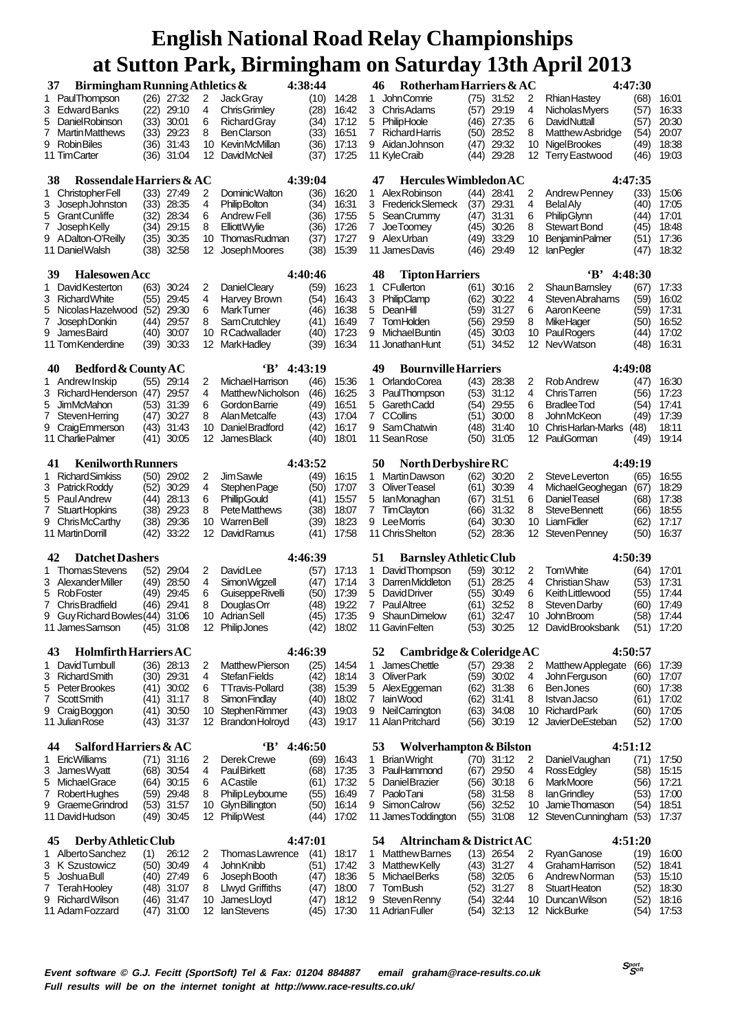# English National Road Relay Championships
# at Sutton Park, Birmingham on Saturday 13th April 2013

**37 Birmingham Running Athletics & — 4:38:44**

| | | | | | | | |
|---|---|---|---|---|---|---|---|
| 1 | Paul Thompson | (26) | 27:32 | 2 | Jack Gray | (10) | 14:28 |
| 3 | Edward Banks | (22) | 29:10 | 4 | Chris Grimley | (28) | 16:42 |
| 5 | Daniel Robinson | (33) | 30:01 | 6 | Richard Gray | (34) | 17:12 |
| 7 | Martin Matthews | (33) | 29:23 | 8 | Ben Clarson | (33) | 16:51 |
| 9 | Robin Biles | (36) | 31:43 | 10 | Kevin McMillan | (36) | 17:13 |
| 11 | Tim Carter | (36) | 31:04 | 12 | David McNeil | (37) | 17:25 |

**38 Rossendale Harriers & AC — 4:39:04**

| | | | | | | | |
|---|---|---|---|---|---|---|---|
| 1 | Christopher Fell | (33) | 27:49 | 2 | Dominic Walton | (36) | 16:20 |
| 3 | Joseph Johnston | (33) | 28:35 | 4 | Philip Bolton | (34) | 16:31 |
| 5 | Grant Cunliffe | (32) | 28:34 | 6 | Andrew Fell | (36) | 17:55 |
| 7 | Joseph Kelly | (34) | 29:15 | 8 | Elliott Wylie | (36) | 17:26 |
| 9 | A Dalton-O'Reilly | (35) | 30:35 | 10 | Thomas Rudman | (37) | 17:27 |
| 11 | Daniel Walsh | (38) | 32:58 | 12 | Joseph Moores | (38) | 15:39 |

**39 Halesowen Acc — 4:40:46**

| | | | | | | | |
|---|---|---|---|---|---|---|---|
| 1 | David Kesterton | (63) | 30:24 | 2 | Daniel Cleary | (59) | 16:23 |
| 3 | Richard White | (55) | 29:45 | 4 | Harvey Brown | (54) | 16:43 |
| 5 | Nicolas Hazelwood | (52) | 29:30 | 6 | Mark Turner | (46) | 16:38 |
| 7 | Joseph Donkin | (44) | 29:57 | 8 | Sam Crutchley | (41) | 16:49 |
| 9 | James Baird | (40) | 30:07 | 10 | R Cadwallader | (40) | 17:23 |
| 11 | Tom Kenderdine | (39) | 30:33 | 12 | Mark Hadley | (39) | 16:34 |

**40 Bedford & County AC 'B' — 4:43:19**

| | | | | | | | |
|---|---|---|---|---|---|---|---|
| 1 | Andrew Inskip | (55) | 29:14 | 2 | Michael Harrison | (46) | 15:36 |
| 3 | Richard Henderson | (47) | 29:57 | 4 | Matthew Nicholson | (46) | 16:25 |
| 5 | Jim McMahon | (53) | 31:39 | 6 | Gordon Barrie | (49) | 16:51 |
| 7 | Steven Herring | (47) | 30:27 | 8 | Alan Metcalfe | (43) | 17:04 |
| 9 | Craig Emmerson | (43) | 31:43 | 10 | Daniel Bradford | (42) | 16:17 |
| 11 | Charlie Palmer | (41) | 30:05 | 12 | James Black | (40) | 18:01 |

**41 Kenilworth Runners — 4:43:52**

| | | | | | | | |
|---|---|---|---|---|---|---|---|
| 1 | Richard Simkiss | (50) | 29:02 | 2 | Jim Sawle | (49) | 16:15 |
| 3 | Patrick Roddy | (52) | 30:29 | 4 | Stephen Page | (50) | 17:07 |
| 5 | Paul Andrew | (44) | 28:13 | 6 | Phillip Gould | (41) | 15:57 |
| 7 | Stuart Hopkins | (38) | 29:23 | 8 | Pete Matthews | (38) | 18:07 |
| 9 | Chris McCarthy | (38) | 29:36 | 10 | Warren Bell | (39) | 18:23 |
| 11 | Martin Dorrill | (42) | 33:22 | 12 | David Ramus | (41) | 17:58 |

**42 Datchet Dashers — 4:46:39**

| | | | | | | | |
|---|---|---|---|---|---|---|---|
| 1 | Thomas Stevens | (52) | 29:04 | 2 | David Lee | (57) | 17:13 |
| 3 | Alexander Miller | (49) | 28:50 | 4 | Simon Wigzell | (47) | 17:14 |
| 5 | Rob Foster | (49) | 29:45 | 6 | Guiseppe Rivelli | (50) | 17:39 |
| 7 | Chris Bradfield | (46) | 29:41 | 8 | Douglas Orr | (48) | 19:22 |
| 9 | Guy Richard Bowles | (44) | 31:06 | 10 | Adrian Sell | (45) | 17:35 |
| 11 | James Samson | (45) | 31:08 | 12 | Philip Jones | (42) | 18:02 |

**43 Holmfirth Harriers AC — 4:46:39**

| | | | | | | | |
|---|---|---|---|---|---|---|---|
| 1 | David Turnbull | (36) | 28:13 | 2 | Matthew Pierson | (25) | 14:54 |
| 3 | Richard Smith | (30) | 29:31 | 4 | Stefan Fields | (42) | 18:14 |
| 5 | Peter Brookes | (41) | 30:02 | 6 | T Travis-Pollard | (38) | 15:39 |
| 7 | Scott Smith | (41) | 31:17 | 8 | Simon Findlay | (40) | 18:02 |
| 9 | Craig Boggon | (41) | 30:50 | 10 | Stephen Rimmer | (43) | 19:03 |
| 11 | Julian Rose | (43) | 31:37 | 12 | Brandon Holroyd | (43) | 19:17 |

**44 Salford Harriers & AC 'B' — 4:46:50**

| | | | | | | | |
|---|---|---|---|---|---|---|---|
| 1 | Eric Williams | (71) | 31:16 | 2 | Derek Crewe | (69) | 16:43 |
| 3 | James Wyatt | (68) | 30:54 | 4 | Paul Birkett | (68) | 17:35 |
| 5 | Michael Grace | (64) | 30:15 | 6 | A Castile | (61) | 17:32 |
| 7 | Robert Hughes | (59) | 29:48 | 8 | Philip Leybourne | (55) | 16:49 |
| 9 | Graeme Grindrod | (53) | 31:57 | 10 | Glyn Billington | (50) | 16:14 |
| 11 | David Hudson | (49) | 30:45 | 12 | Philip West | (44) | 17:02 |

**45 Derby Athletic Club — 4:47:01**

| | | | | | | | |
|---|---|---|---|---|---|---|---|
| 1 | Alberto Sanchez | (1) | 26:12 | 2 | Thomas Lawrence | (41) | 18:17 |
| 3 | K Szustowicz | (50) | 30:49 | 4 | John Knibb | (51) | 17:42 |
| 5 | Joshua Bull | (40) | 27:49 | 6 | Joseph Booth | (47) | 18:36 |
| 7 | Terah Hooley | (48) | 31:07 | 8 | Llwyd Griffiths | (47) | 18:00 |
| 9 | Richard Wilson | (46) | 31:47 | 10 | James Lloyd | (47) | 18:12 |
| 11 | Adam Fozzard | (47) | 31:00 | 12 | Ian Stevens | (45) | 17:30 |

**46 Rotherham Harriers & AC — 4:47:30**

| | | | | | | | |
|---|---|---|---|---|---|---|---|
| 1 | John Comrie | (75) | 31:52 | 2 | Rhian Hastey | (68) | 16:01 |
| 3 | Chris Adams | (57) | 29:19 | 4 | Nicholas Myers | (57) | 16:33 |
| 5 | Philip Hoole | (46) | 27:35 | 6 | David Nuttall | (57) | 20:30 |
| 7 | Richard Harris | (50) | 28:52 | 8 | Matthew Asbridge | (54) | 20:07 |
| 9 | Aidan Johnson | (47) | 29:32 | 10 | Nigel Brookes | (49) | 18:38 |
| 11 | Kyle Craib | (44) | 29:28 | 12 | Terry Eastwood | (46) | 19:03 |

**47 Hercules Wimbledon AC — 4:47:35**

| | | | | | | | |
|---|---|---|---|---|---|---|---|
| 1 | Alex Robinson | (44) | 28:41 | 2 | Andrew Penney | (33) | 15:06 |
| 3 | Frederick Slemeck | (37) | 29:31 | 4 | Belal Aly | (40) | 17:05 |
| 5 | Sean Crummy | (47) | 31:31 | 6 | Philip Glynn | (44) | 17:01 |
| 7 | Joe Toomey | (45) | 30:26 | 8 | Stewart Bond | (45) | 18:48 |
| 9 | Alex Urban | (49) | 33:29 | 10 | Benjamin Palmer | (51) | 17:36 |
| 11 | James Davis | (46) | 29:49 | 12 | Ian Pegler | (47) | 18:32 |

**48 Tipton Harriers 'B' — 4:48:30**

| | | | | | | | |
|---|---|---|---|---|---|---|---|
| 1 | C Fullerton | (61) | 30:16 | 2 | Shaun Barnsley | (67) | 17:33 |
| 3 | Philip Clamp | (62) | 30:22 | 4 | Steven Abrahams | (59) | 16:02 |
| 5 | Dean Hill | (59) | 31:27 | 6 | Aaron Keene | (59) | 17:31 |
| 7 | Tom Holden | (56) | 29:59 | 8 | Mike Hager | (50) | 16:52 |
| 9 | Michael Buntin | (45) | 30:03 | 10 | Paul Rogers | (44) | 17:02 |
| 11 | Jonathan Hunt | (51) | 34:52 | 12 | Nev Watson | (48) | 16:31 |

**49 Bournville Harriers — 4:49:08**

| | | | | | | | |
|---|---|---|---|---|---|---|---|
| 1 | Orlando Corea | (43) | 28:38 | 2 | Rob Andrew | (47) | 16:30 |
| 3 | Paul Thompson | (53) | 31:12 | 4 | Chris Tarren | (56) | 17:23 |
| 5 | Gareth Cadd | (54) | 29:55 | 6 | Bradlee Tod | (54) | 17:41 |
| 7 | C Collins | (51) | 30:00 | 8 | John McKeon | (49) | 17:39 |
| 9 | Sam Chatwin | (48) | 31:40 | 10 | Chris Harlan-Marks | (48) | 18:11 |
| 11 | Sean Rose | (50) | 31:05 | 12 | Paul Gorman | (49) | 19:14 |

**50 North Derbyshire RC — 4:49:19**

| | | | | | | | |
|---|---|---|---|---|---|---|---|
| 1 | Martin Dawson | (62) | 30:20 | 2 | Steve Leverton | (65) | 16:55 |
| 3 | Oliver Teasel | (61) | 30:39 | 4 | Michael Geoghegan | (67) | 18:29 |
| 5 | Ian Monaghan | (67) | 31:51 | 6 | Daniel Teasel | (68) | 17:38 |
| 7 | Tim Clayton | (66) | 31:32 | 8 | Steve Bennett | (66) | 18:55 |
| 9 | Lee Morris | (64) | 30:30 | 10 | Liam Fidler | (62) | 17:17 |
| 11 | Chris Shelton | (52) | 28:36 | 12 | Steven Penney | (50) | 16:37 |

**51 Barnsley Athletic Club — 4:50:39**

| | | | | | | | |
|---|---|---|---|---|---|---|---|
| 1 | David Thompson | (59) | 30:12 | 2 | Tom White | (64) | 17:01 |
| 3 | Darren Middleton | (51) | 28:25 | 4 | Christian Shaw | (53) | 17:31 |
| 5 | David Driver | (55) | 30:49 | 6 | Keith Littlewood | (55) | 17:44 |
| 7 | Paul Altree | (61) | 32:52 | 8 | Steven Darby | (60) | 17:49 |
| 9 | Shaun Dimelow | (61) | 32:47 | 10 | John Broom | (58) | 17:44 |
| 11 | Gavin Felten | (53) | 30:25 | 12 | David Brooksbank | (51) | 17:20 |

**52 Cambridge & Coleridge AC — 4:50:57**

| | | | | | | | |
|---|---|---|---|---|---|---|---|
| 1 | James Chettle | (57) | 29:38 | 2 | Matthew Applegate | (66) | 17:39 |
| 3 | Oliver Park | (59) | 30:02 | 4 | John Ferguson | (60) | 17:07 |
| 5 | Alex Eggeman | (62) | 31:38 | 6 | Ben Jones | (60) | 17:38 |
| 7 | Iain Wood | (62) | 31:41 | 8 | Istvan Jacso | (61) | 17:02 |
| 9 | Neil Carrington | (63) | 34:08 | 10 | Richard Park | (60) | 17:05 |
| 11 | Alan Pritchard | (56) | 30:19 | 12 | Javier De Esteban | (52) | 17:00 |

**53 Wolverhampton & Bilston — 4:51:12**

| | | | | | | | |
|---|---|---|---|---|---|---|---|
| 1 | Brian Wright | (70) | 31:12 | 2 | Daniel Vaughan | (71) | 17:50 |
| 3 | Paul Hammond | (67) | 29:50 | 4 | Ross Edgley | (58) | 15:15 |
| 5 | Daniel Brazier | (56) | 30:18 | 6 | Mark Moore | (56) | 17:21 |
| 7 | Paolo Tani | (58) | 31:58 | 8 | Ian Grindley | (53) | 17:00 |
| 9 | Simon Calrow | (56) | 32:52 | 10 | Jamie Thomason | (54) | 18:51 |
| 11 | James Toddington | (55) | 31:08 | 12 | Steven Cunningham | (53) | 17:37 |

**54 Altrincham & District AC — 4:51:20**

| | | | | | | | |
|---|---|---|---|---|---|---|---|
| 1 | Matthew Barnes | (13) | 26:54 | 2 | Ryan Ganose | (19) | 16:00 |
| 3 | Matthew Kelly | (43) | 31:27 | 4 | Graham Harrison | (52) | 18:41 |
| 5 | Michael Berks | (58) | 32:05 | 6 | Andrew Norman | (53) | 15:10 |
| 7 | Tom Bush | (52) | 31:27 | 8 | Stuart Heaton | (52) | 18:30 |
| 9 | Steven Renny | (54) | 32:44 | 10 | Duncan Wilson | (52) | 18:16 |
| 11 | Adrian Fuller | (54) | 32:13 | 12 | Nick Burke | (54) | 17:53 |

*Event software © G.J. Fecitt (SportSoft) Tel & Fax: 01204 884887 email graham@race-results.co.uk*
*Full results will be on the internet tonight at http://www.race-results.co.uk/*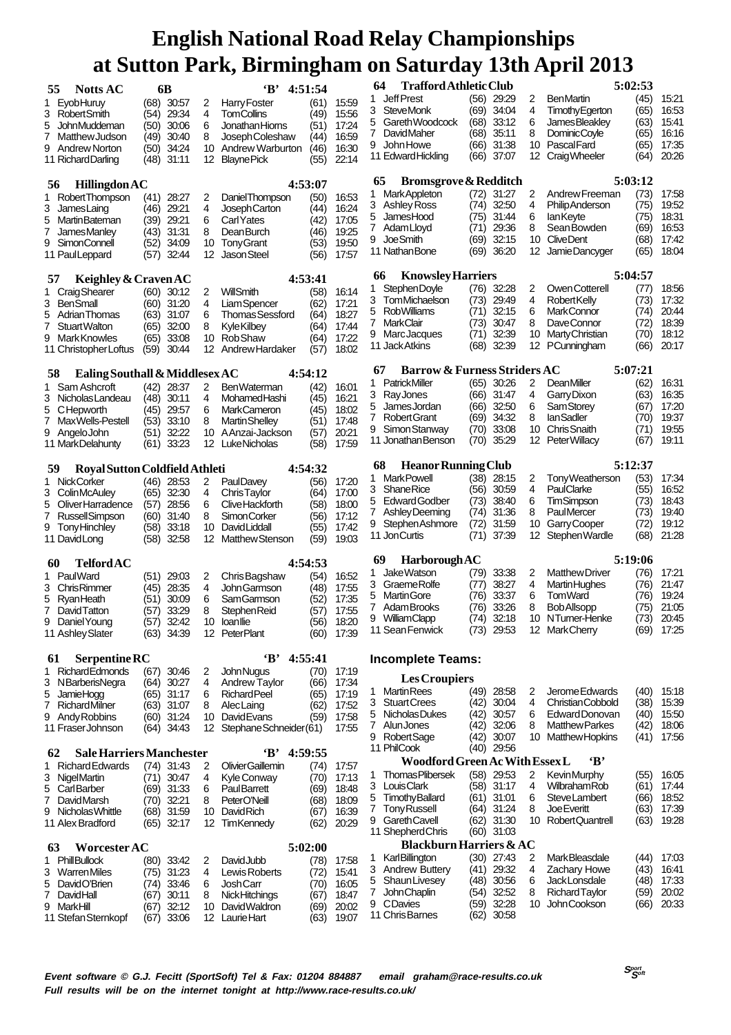# English National Road Relay Championships at Sutton Park, Birmingham on Saturday 13th April 2013

### 55 Notts AC 6B 'B' 4:51:54

| | | | | | | | | | |
|---|---|---|---|---|---|---|---|---|---|
| 1 | Eyob Huruy | (68) | 30:57 | 2 | Harry Foster | (61) | 15:59 |
| 3 | Robert Smith | (54) | 29:34 | 4 | Tom Collins | (49) | 15:56 |
| 5 | John Muddeman | (50) | 30:06 | 6 | Jonathan Hiorns | (51) | 17:24 |
| 7 | Matthew Judson | (49) | 30:40 | 8 | Joseph Coleshaw | (44) | 16:59 |
| 9 | Andrew Norton | (50) | 34:24 | 10 | Andrew Warburton | (46) | 16:30 |
| 11 | Richard Darling | (48) | 31:11 | 12 | Blayne Pick | (55) | 22:14 |

### 56 Hillingdon AC 4:53:07

| | | | | | | | |
|---|---|---|---|---|---|---|---|
| 1 | Robert Thompson | (41) | 28:27 | 2 | Daniel Thompson | (50) | 16:53 |
| 3 | James Laing | (46) | 29:21 | 4 | Joseph Carton | (44) | 16:24 |
| 5 | Martin Bateman | (39) | 29:21 | 6 | Carl Yates | (42) | 17:05 |
| 7 | James Manley | (43) | 31:31 | 8 | Dean Burch | (46) | 19:25 |
| 9 | Simon Connell | (52) | 34:09 | 10 | Tony Grant | (53) | 19:50 |
| 11 | Paul Leppard | (57) | 32:44 | 12 | Jason Steel | (56) | 17:57 |

### 57 Keighley & Craven AC 4:53:41

| | | | | | | | |
|---|---|---|---|---|---|---|---|
| 1 | Craig Shearer | (60) | 30:12 | 2 | Will Smith | (58) | 16:14 |
| 3 | Ben Small | (60) | 31:20 | 4 | Liam Spencer | (62) | 17:21 |
| 5 | Adrian Thomas | (63) | 31:07 | 6 | Thomas Sessford | (64) | 18:27 |
| 7 | Stuart Walton | (65) | 32:00 | 8 | Kyle Kilbey | (64) | 17:44 |
| 9 | Mark Knowles | (65) | 33:08 | 10 | Rob Shaw | (64) | 17:22 |
| 11 | Christopher Loftus | (59) | 30:44 | 12 | Andrew Hardaker | (57) | 18:02 |

### 58 Ealing Southall & Middlesex AC 4:54:12

| | | | | | | | |
|---|---|---|---|---|---|---|---|
| 1 | Sam Ashcroft | (42) | 28:37 | 2 | Ben Waterman | (42) | 16:01 |
| 3 | Nicholas Landeau | (48) | 30:11 | 4 | Mohamed Hashi | (45) | 16:21 |
| 5 | C Hepworth | (45) | 29:57 | 6 | Mark Cameron | (45) | 18:02 |
| 7 | Max Wells-Pestell | (53) | 33:10 | 8 | Martin Shelley | (51) | 17:48 |
| 9 | Angelo John | (51) | 32:22 | 10 | A Anzai-Jackson | (57) | 20:21 |
| 11 | Mark Delahunty | (61) | 33:23 | 12 | Luke Nicholas | (58) | 17:59 |

### 59 Royal Sutton Coldfield Athleti 4:54:32

| | | | | | | | |
|---|---|---|---|---|---|---|---|
| 1 | Nick Corker | (46) | 28:53 | 2 | Paul Davey | (56) | 17:20 |
| 3 | Colin McAuley | (65) | 32:30 | 4 | Chris Taylor | (64) | 17:00 |
| 5 | Oliver Harradence | (57) | 28:56 | 6 | Clive Hackforth | (58) | 18:00 |
| 7 | Russell Simpson | (60) | 31:40 | 8 | Simon Corker | (56) | 17:12 |
| 9 | Tony Hinchley | (58) | 33:18 | 10 | David Liddall | (55) | 17:42 |
| 11 | David Long | (58) | 32:58 | 12 | Matthew Stenson | (59) | 19:03 |

### 60 Telford AC 4:54:53

| | | | | | | | |
|---|---|---|---|---|---|---|---|
| 1 | Paul Ward | (51) | 29:03 | 2 | Chris Bagshaw | (54) | 16:52 |
| 3 | Chris Rimmer | (45) | 28:35 | 4 | John Garmson | (48) | 17:55 |
| 5 | Ryan Heath | (51) | 30:09 | 6 | Sam Garmson | (52) | 17:35 |
| 7 | David Tatton | (57) | 33:29 | 8 | Stephen Reid | (57) | 17:55 |
| 9 | Daniel Young | (57) | 32:42 | 10 | Ioan Ilie | (56) | 18:20 |
| 11 | Ashley Slater | (63) | 34:39 | 12 | Peter Plant | (60) | 17:39 |

### 61 Serpentine RC 'B' 4:55:41

| | | | | | | | |
|---|---|---|---|---|---|---|---|
| 1 | Richard Edmonds | (67) | 30:46 | 2 | John Nugus | (70) | 17:19 |
| 3 | N Barberis Negra | (64) | 30:27 | 4 | Andrew Taylor | (66) | 17:34 |
| 5 | Jamie Hogg | (65) | 31:17 | 6 | Richard Peel | (65) | 17:19 |
| 7 | Richard Milner | (63) | 31:07 | 8 | Alec Laing | (62) | 17:52 |
| 9 | Andy Robbins | (60) | 31:24 | 10 | David Evans | (59) | 17:58 |
| 11 | Fraser Johnson | (64) | 34:43 | 12 | Stephane Schneider | (61) | 17:55 |

### 62 Sale Harriers Manchester 'B' 4:59:55

| | | | | | | | |
|---|---|---|---|---|---|---|---|
| 1 | Richard Edwards | (74) | 31:43 | 2 | Olivier Gaillemin | (74) | 17:57 |
| 3 | Nigel Martin | (71) | 30:47 | 4 | Kyle Conway | (70) | 17:13 |
| 5 | Carl Barber | (69) | 31:33 | 6 | Paul Barrett | (69) | 18:48 |
| 7 | David Marsh | (70) | 32:21 | 8 | Peter O'Neill | (68) | 18:09 |
| 9 | Nicholas Whittle | (68) | 31:59 | 10 | David Rich | (67) | 16:39 |
| 11 | Alex Bradford | (65) | 32:17 | 12 | Tim Kennedy | (62) | 20:29 |

### 63 Worcester AC 5:02:00

| | | | | | | | |
|---|---|---|---|---|---|---|---|
| 1 | Phill Bullock | (80) | 33:42 | 2 | David Jubb | (78) | 17:58 |
| 3 | Warren Miles | (75) | 31:23 | 4 | Lewis Roberts | (72) | 15:41 |
| 5 | David O'Brien | (74) | 33:46 | 6 | Josh Carr | (70) | 16:05 |
| 7 | David Hall | (67) | 30:11 | 8 | Nick Hitchings | (67) | 18:47 |
| 9 | Mark Hill | (67) | 32:12 | 10 | David Waldron | (69) | 20:02 |
| 11 | Stefan Sternkopf | (67) | 33:06 | 12 | Laurie Hart | (63) | 19:07 |

### 64 Trafford Athletic Club 5:02:53

| | | | | | | | |
|---|---|---|---|---|---|---|---|
| 1 | Jeff Prest | (56) | 29:29 | 2 | Ben Martin | (45) | 15:21 |
| 3 | Steve Monk | (69) | 34:04 | 4 | Timothy Egerton | (65) | 16:53 |
| 5 | Gareth Woodcock | (68) | 33:12 | 6 | James Bleakley | (63) | 15:41 |
| 7 | David Maher | (68) | 35:11 | 8 | Dominic Coyle | (65) | 16:16 |
| 9 | John Howe | (66) | 31:38 | 10 | Pascal Fard | (65) | 17:35 |
| 11 | Edward Hickling | (66) | 37:07 | 12 | Craig Wheeler | (64) | 20:26 |

### 65 Bromsgrove & Redditch 5:03:12

| | | | | | | | |
|---|---|---|---|---|---|---|---|
| 1 | Mark Appleton | (72) | 31:27 | 2 | Andrew Freeman | (73) | 17:58 |
| 3 | Ashley Ross | (74) | 32:50 | 4 | Philip Anderson | (75) | 19:52 |
| 5 | James Hood | (75) | 31:44 | 6 | Ian Keyte | (75) | 18:31 |
| 7 | Adam Lloyd | (71) | 29:36 | 8 | Sean Bowden | (69) | 16:53 |
| 9 | Joe Smith | (69) | 32:15 | 10 | Clive Dent | (68) | 17:42 |
| 11 | Nathan Bone | (69) | 36:20 | 12 | Jamie Dancyger | (65) | 18:04 |

### 66 Knowsley Harriers 5:04:57

| | | | | | | | |
|---|---|---|---|---|---|---|---|
| 1 | Stephen Doyle | (76) | 32:28 | 2 | Owen Cotterell | (77) | 18:56 |
| 3 | Tom Michaelson | (73) | 29:49 | 4 | Robert Kelly | (73) | 17:32 |
| 5 | Rob Williams | (71) | 32:15 | 6 | Mark Connor | (74) | 20:44 |
| 7 | Mark Clair | (73) | 30:47 | 8 | Dave Connor | (72) | 18:39 |
| 9 | Marc Jacques | (71) | 32:39 | 10 | Marty Christian | (70) | 18:12 |
| 11 | Jack Atkins | (68) | 32:39 | 12 | P Cunningham | (66) | 20:17 |

### 67 Barrow & Furness Striders AC 5:07:21

| | | | | | | | |
|---|---|---|---|---|---|---|---|
| 1 | Patrick Miller | (65) | 30:26 | 2 | Dean Miller | (62) | 16:31 |
| 3 | Ray Jones | (66) | 31:47 | 4 | Garry Dixon | (63) | 16:35 |
| 5 | James Jordan | (66) | 32:50 | 6 | Sam Storey | (67) | 17:20 |
| 7 | Robert Grant | (69) | 34:32 | 8 | Ian Sadler | (70) | 19:37 |
| 9 | Simon Stanway | (70) | 33:08 | 10 | Chris Snaith | (71) | 19:55 |
| 11 | Jonathan Benson | (70) | 35:29 | 12 | Peter Willacy | (67) | 19:11 |

### 68 Heanor Running Club 5:12:37

| | | | | | | | |
|---|---|---|---|---|---|---|---|
| 1 | Mark Powell | (38) | 28:15 | 2 | Tony Weatherson | (53) | 17:34 |
| 3 | Shane Rice | (56) | 30:59 | 4 | Paul Clarke | (55) | 16:52 |
| 5 | Edward Godber | (73) | 38:40 | 6 | Tim Simpson | (73) | 18:43 |
| 7 | Ashley Deeming | (74) | 31:36 | 8 | Paul Mercer | (73) | 19:40 |
| 9 | Stephen Ashmore | (72) | 31:59 | 10 | Garry Cooper | (72) | 19:12 |
| 11 | Jon Curtis | (71) | 37:39 | 12 | Stephen Wardle | (68) | 21:28 |

### 69 Harborough AC 5:19:06

| | | | | | | | |
|---|---|---|---|---|---|---|---|
| 1 | Jake Watson | (79) | 33:38 | 2 | Matthew Driver | (76) | 17:21 |
| 3 | Graeme Rolfe | (77) | 38:27 | 4 | Martin Hughes | (76) | 21:47 |
| 5 | Martin Gore | (76) | 33:37 | 6 | Tom Ward | (76) | 19:24 |
| 7 | Adam Brooks | (76) | 33:26 | 8 | Bob Allsopp | (75) | 21:05 |
| 9 | William Clapp | (74) | 32:18 | 10 | N Turner-Henke | (73) | 20:45 |
| 11 | Sean Fenwick | (73) | 29:53 | 12 | Mark Cherry | (69) | 17:25 |

## Incomplete Teams:

### Les Croupiers

| | | | | | | | |
|---|---|---|---|---|---|---|---|
| 1 | Martin Rees | (49) | 28:58 | 2 | Jerome Edwards | (40) | 15:18 |
| 3 | Stuart Crees | (42) | 30:04 | 4 | Christian Cobbold | (38) | 15:39 |
| 5 | Nicholas Dukes | (42) | 30:57 | 6 | Edward Donovan | (40) | 15:50 |
| 7 | Alun Jones | (42) | 32:06 | 8 | Matthew Parkes | (42) | 18:06 |
| 9 | Robert Sage | (42) | 30:07 | 10 | Matthew Hopkins | (41) | 17:56 |
| 11 | Phil Cook | (40) | 29:56 | | | | |

### Woodford Green Ac With Essex L 'B'

| | | | | | | | |
|---|---|---|---|---|---|---|---|
| 1 | Thomas Plibersek | (58) | 29:53 | 2 | Kevin Murphy | (55) | 16:05 |
| 3 | Louis Clark | (58) | 31:17 | 4 | Wilbraham Rob | (61) | 17:44 |
| 5 | Timothy Ballard | (61) | 31:01 | 6 | Steve Lambert | (66) | 18:52 |
| 7 | Tony Russell | (64) | 31:24 | 8 | Joe Everitt | (63) | 17:39 |
| 9 | Gareth Cavell | (62) | 31:30 | 10 | Robert Quantrell | (63) | 19:28 |
| 11 | Shepherd Chris | (60) | 31:03 | | | | |

### Blackburn Harriers & AC

| | | | | | | | |
|---|---|---|---|---|---|---|---|
| 1 | Karl Billington | (30) | 27:43 | 2 | Mark Bleasdale | (44) | 17:03 |
| 3 | Andrew Buttery | (41) | 29:32 | 4 | Zachary Howe | (43) | 16:41 |
| 5 | Shaun Livesey | (48) | 30:56 | 6 | Jack Lonsdale | (48) | 17:33 |
| 7 | John Chaplin | (54) | 32:52 | 8 | Richard Taylor | (59) | 20:02 |
| 9 | C Davies | (59) | 32:28 | 10 | John Cookson | (66) | 20:33 |
| 11 | Chris Barnes | (62) | 30:58 | | | | |

*Event software © G.J. Fecitt (SportSoft) Tel & Fax: 01204 884887 email graham@race-results.co.uk*
*Full results will be on the internet tonight at http://www.race-results.co.uk/*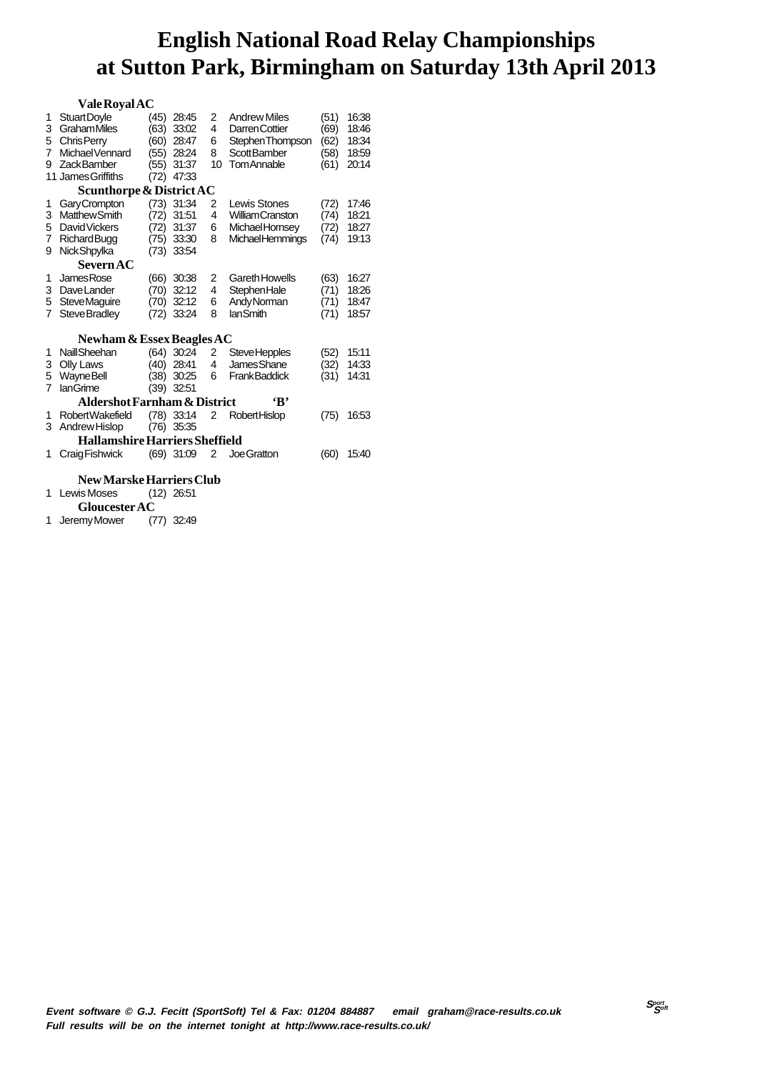# English National Road Relay Championships at Sutton Park, Birmingham on Saturday 13th April 2013

**Vale Royal AC**

| | | | | | | | |
|---|---|---|---|---|---|---|---|
| 1 | Stuart Doyle | (45) | 28:45 | 2 | Andrew Miles | (51) | 16:38 |
| 3 | Graham Miles | (63) | 33:02 | 4 | Darren Cottier | (69) | 18:46 |
| 5 | Chris Perry | (60) | 28:47 | 6 | Stephen Thompson | (62) | 18:34 |
| 7 | Michael Vennard | (55) | 28:24 | 8 | Scott Bamber | (58) | 18:59 |
| 9 | Zack Bamber | (55) | 31:37 | 10 | Tom Annable | (61) | 20:14 |
| 11 | James Griffiths | (72) | 47:33 | | | | |

**Scunthorpe & District AC**

| | | | | | | | |
|---|---|---|---|---|---|---|---|
| 1 | Gary Crompton | (73) | 31:34 | 2 | Lewis Stones | (72) | 17:46 |
| 3 | Matthew Smith | (72) | 31:51 | 4 | William Cranston | (74) | 18:21 |
| 5 | David Vickers | (72) | 31:37 | 6 | Michael Hornsey | (72) | 18:27 |
| 7 | Richard Bugg | (75) | 33:30 | 8 | Michael Hemmings | (74) | 19:13 |
| 9 | Nick Shpylka | (73) | 33:54 | | | | |

**Severn AC**

| | | | | | | | |
|---|---|---|---|---|---|---|---|
| 1 | James Rose | (66) | 30:38 | 2 | Gareth Howells | (63) | 16:27 |
| 3 | Dave Lander | (70) | 32:12 | 4 | Stephen Hale | (71) | 18:26 |
| 5 | Steve Maguire | (70) | 32:12 | 6 | Andy Norman | (71) | 18:47 |
| 7 | Steve Bradley | (72) | 33:24 | 8 | Ian Smith | (71) | 18:57 |

**Newham & Essex Beagles AC**

| | | | | | | | |
|---|---|---|---|---|---|---|---|
| 1 | Naill Sheehan | (64) | 30:24 | 2 | Steve Hepples | (52) | 15:11 |
| 3 | Olly Laws | (40) | 28:41 | 4 | James Shane | (32) | 14:33 |
| 5 | Wayne Bell | (38) | 30:25 | 6 | Frank Baddick | (31) | 14:31 |
| 7 | Ian Grime | (39) | 32:51 | | | | |

**Aldershot Farnham & District 'B'**

| | | | | | | | |
|---|---|---|---|---|---|---|---|
| 1 | Robert Wakefield | (78) | 33:14 | 2 | Robert Hislop | (75) | 16:53 |
| 3 | Andrew Hislop | (76) | 35:35 | | | | |

**Hallamshire Harriers Sheffield**

| | | | | | | | |
|---|---|---|---|---|---|---|---|
| 1 | Craig Fishwick | (69) | 31:09 | 2 | Joe Gratton | (60) | 15:40 |

**New Marske Harriers Club**

| | | | |
|---|---|---|---|
| 1 | Lewis Moses | (12) | 26:51 |

**Gloucester AC**

| | | | |
|---|---|---|---|
| 1 | Jeremy Mower | (77) | 32:49 |

*Event software © G.J. Fecitt (SportSoft) Tel & Fax: 01204 884887 email graham@race-results.co.uk*
*Full results will be on the internet tonight at http://www.race-results.co.uk/*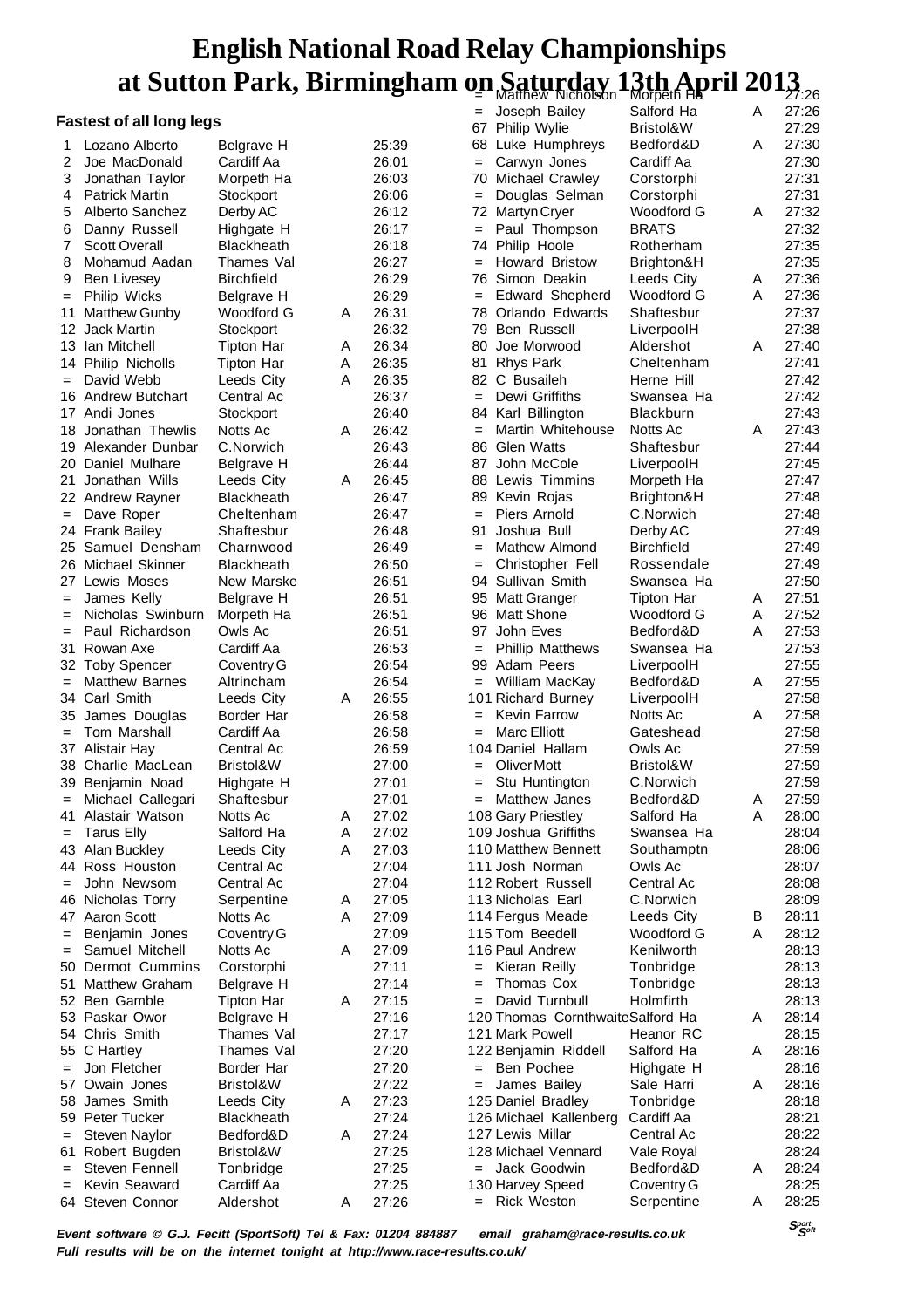# English National Road Relay Championships

# at Sutton Park, Birmingham on Saturday 13th April 2013

## Fastest of all long legs

| | | | | |
|---|---|---|---|---|
| 1 | Lozano Alberto | Belgrave H | | 25:39 |
| 2 | Joe MacDonald | Cardiff Aa | | 26:01 |
| 3 | Jonathan Taylor | Morpeth Ha | | 26:03 |
| 4 | Patrick Martin | Stockport | | 26:06 |
| 5 | Alberto Sanchez | Derby AC | | 26:12 |
| 6 | Danny Russell | Highgate H | | 26:17 |
| 7 | Scott Overall | Blackheath | | 26:18 |
| 8 | Mohamud Aadan | Thames Val | | 26:27 |
| 9 | Ben Livesey | Birchfield | | 26:29 |
| = | Philip Wicks | Belgrave H | | 26:29 |
| 11 | Matthew Gunby | Woodford G | A | 26:31 |
| 12 | Jack Martin | Stockport | | 26:32 |
| 13 | Ian Mitchell | Tipton Har | A | 26:34 |
| 14 | Philip Nicholls | Tipton Har | A | 26:35 |
| = | David Webb | Leeds City | A | 26:35 |
| 16 | Andrew Butchart | Central Ac | | 26:37 |
| 17 | Andi Jones | Stockport | | 26:40 |
| 18 | Jonathan Thewlis | Notts Ac | A | 26:42 |
| 19 | Alexander Dunbar | C.Norwich | | 26:43 |
| 20 | Daniel Mulhare | Belgrave H | | 26:44 |
| 21 | Jonathan Wills | Leeds City | A | 26:45 |
| 22 | Andrew Rayner | Blackheath | | 26:47 |
| = | Dave Roper | Cheltenham | | 26:47 |
| 24 | Frank Bailey | Shaftesbur | | 26:48 |
| 25 | Samuel Densham | Charnwood | | 26:49 |
| 26 | Michael Skinner | Blackheath | | 26:50 |
| 27 | Lewis Moses | New Marske | | 26:51 |
| = | James Kelly | Belgrave H | | 26:51 |
| = | Nicholas Swinburn | Morpeth Ha | | 26:51 |
| = | Paul Richardson | Owls Ac | | 26:51 |
| 31 | Rowan Axe | Cardiff Aa | | 26:53 |
| 32 | Toby Spencer | Coventry G | | 26:54 |
| = | Matthew Barnes | Altrincham | | 26:54 |
| 34 | Carl Smith | Leeds City | A | 26:55 |
| 35 | James Douglas | Border Har | | 26:58 |
| = | Tom Marshall | Cardiff Aa | | 26:58 |
| 37 | Alistair Hay | Central Ac | | 26:59 |
| 38 | Charlie MacLean | Bristol&W | | 27:00 |
| 39 | Benjamin Noad | Highgate H | | 27:01 |
| = | Michael Callegari | Shaftesbur | | 27:01 |
| 41 | Alastair Watson | Notts Ac | A | 27:02 |
| = | Tarus Elly | Salford Ha | A | 27:02 |
| 43 | Alan Buckley | Leeds City | A | 27:03 |
| 44 | Ross Houston | Central Ac | | 27:04 |
| = | John Newsom | Central Ac | | 27:04 |
| 46 | Nicholas Torry | Serpentine | A | 27:05 |
| 47 | Aaron Scott | Notts Ac | A | 27:09 |
| = | Benjamin Jones | Coventry G | | 27:09 |
| = | Samuel Mitchell | Notts Ac | A | 27:09 |
| 50 | Dermot Cummins | Corstorphi | | 27:11 |
| 51 | Matthew Graham | Belgrave H | | 27:14 |
| 52 | Ben Gamble | Tipton Har | A | 27:15 |
| 53 | Paskar Owor | Belgrave H | | 27:16 |
| 54 | Chris Smith | Thames Val | | 27:17 |
| 55 | C Hartley | Thames Val | | 27:20 |
| = | Jon Fletcher | Border Har | | 27:20 |
| 57 | Owain Jones | Bristol&W | | 27:22 |
| 58 | James Smith | Leeds City | A | 27:23 |
| 59 | Peter Tucker | Blackheath | | 27:24 |
| = | Steven Naylor | Bedford&D | A | 27:24 |
| 61 | Robert Bugden | Bristol&W | | 27:25 |
| = | Steven Fennell | Tonbridge | | 27:25 |
| = | Kevin Seaward | Cardiff Aa | | 27:25 |
| 64 | Steven Connor | Aldershot | A | 27:26 |
| = | Matthew Nicholson | Morpeth Ha | | 27:26 |
| = | Joseph Bailey | Salford Ha | A | 27:26 |
| 67 | Philip Wylie | Bristol&W | | 27:29 |
| 68 | Luke Humphreys | Bedford&D | A | 27:30 |
| = | Carwyn Jones | Cardiff Aa | | 27:30 |
| 70 | Michael Crawley | Corstorphi | | 27:31 |
| = | Douglas Selman | Corstorphi | | 27:31 |
| 72 | Martyn Cryer | Woodford G | A | 27:32 |
| = | Paul Thompson | BRATS | | 27:32 |
| 74 | Philip Hoole | Rotherham | | 27:35 |
| = | Howard Bristow | Brighton&H | | 27:35 |
| 76 | Simon Deakin | Leeds City | A | 27:36 |
| = | Edward Shepherd | Woodford G | A | 27:36 |
| 78 | Orlando Edwards | Shaftesbur | | 27:37 |
| 79 | Ben Russell | LiverpoolH | | 27:38 |
| 80 | Joe Morwood | Aldershot | A | 27:40 |
| 81 | Rhys Park | Cheltenham | | 27:41 |
| 82 | C Busaileh | Herne Hill | | 27:42 |
| = | Dewi Griffiths | Swansea Ha | | 27:42 |
| 84 | Karl Billington | Blackburn | | 27:43 |
| = | Martin Whitehouse | Notts Ac | A | 27:43 |
| 86 | Glen Watts | Shaftesbur | | 27:44 |
| 87 | John McCole | LiverpoolH | | 27:45 |
| 88 | Lewis Timmins | Morpeth Ha | | 27:47 |
| 89 | Kevin Rojas | Brighton&H | | 27:48 |
| = | Piers Arnold | C.Norwich | | 27:48 |
| 91 | Joshua Bull | Derby AC | | 27:49 |
| = | Mathew Almond | Birchfield | | 27:49 |
| = | Christopher Fell | Rossendale | | 27:49 |
| 94 | Sullivan Smith | Swansea Ha | | 27:50 |
| 95 | Matt Granger | Tipton Har | A | 27:51 |
| 96 | Matt Shone | Woodford G | A | 27:52 |
| 97 | John Eves | Bedford&D | A | 27:53 |
| = | Phillip Matthews | Swansea Ha | | 27:53 |
| 99 | Adam Peers | LiverpoolH | | 27:55 |
| = | William MacKay | Bedford&D | A | 27:55 |
| 101 | Richard Burney | LiverpoolH | | 27:58 |
| = | Kevin Farrow | Notts Ac | A | 27:58 |
| = | Marc Elliott | Gateshead | | 27:58 |
| 104 | Daniel Hallam | Owls Ac | | 27:59 |
| = | Oliver Mott | Bristol&W | | 27:59 |
| = | Stu Huntington | C.Norwich | | 27:59 |
| = | Matthew Janes | Bedford&D | A | 27:59 |
| 108 | Gary Priestley | Salford Ha | A | 28:00 |
| 109 | Joshua Griffiths | Swansea Ha | | 28:04 |
| 110 | Matthew Bennett | Southamptn | | 28:06 |
| 111 | Josh Norman | Owls Ac | | 28:07 |
| 112 | Robert Russell | Central Ac | | 28:08 |
| 113 | Nicholas Earl | C.Norwich | | 28:09 |
| 114 | Fergus Meade | Leeds City | B | 28:11 |
| 115 | Tom Beedell | Woodford G | A | 28:12 |
| 116 | Paul Andrew | Kenilworth | | 28:13 |
| = | Kieran Reilly | Tonbridge | | 28:13 |
| = | Thomas Cox | Tonbridge | | 28:13 |
| = | David Turnbull | Holmfirth | | 28:13 |
| 120 | Thomas Cornthwaite | Salford Ha | A | 28:14 |
| 121 | Mark Powell | Heanor RC | | 28:15 |
| 122 | Benjamin Riddell | Salford Ha | A | 28:16 |
| = | Ben Pochee | Highgate H | | 28:16 |
| = | James Bailey | Sale Harri | A | 28:16 |
| 125 | Daniel Bradley | Tonbridge | | 28:18 |
| 126 | Michael Kallenberg | Cardiff Aa | | 28:21 |
| 127 | Lewis Millar | Central Ac | | 28:22 |
| 128 | Michael Vennard | Vale Royal | | 28:24 |
| = | Jack Goodwin | Bedford&D | A | 28:24 |
| 130 | Harvey Speed | Coventry G | | 28:25 |
| = | Rick Weston | Serpentine | A | 28:25 |

*Event software © G.J. Fecitt (SportSoft) Tel & Fax: 01204 884887 email graham@race-results.co.uk*
*Full results will be on the internet tonight at http://www.race-results.co.uk/*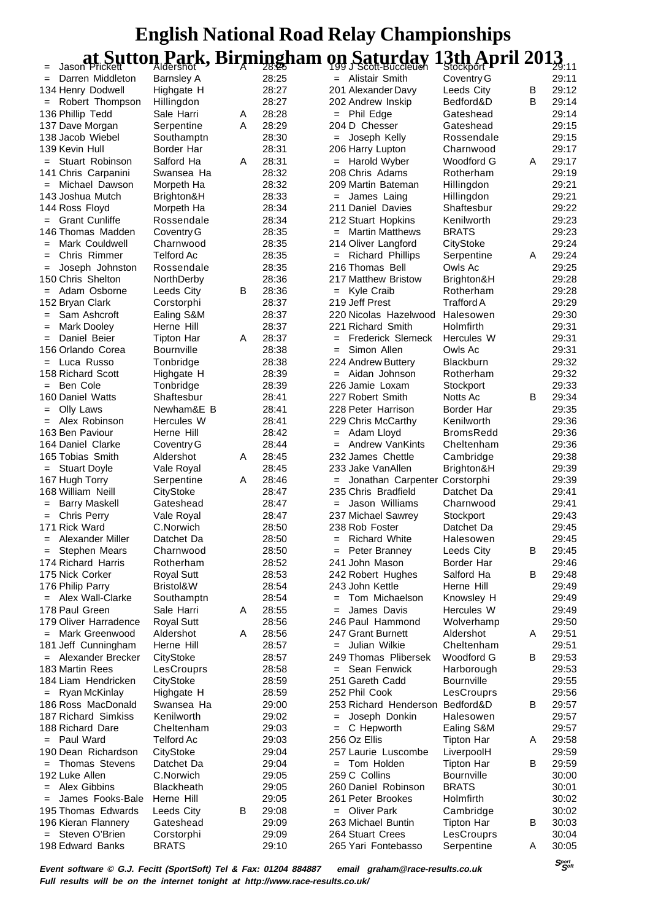# English National Road Relay Championships

## at Sutton Park, Birmingham on Saturday 13th April 2013

| | | | | | | | |
|---|---|---|---|---|---|---|---|
| = Jason Prickett | Aldershot | A | 28:25 | 199 J Scott-Buccleuch | Stockport | | 29:11 |
| = Darren Middleton | Barnsley A | | 28:25 | = Alistair Smith | Coventry G | | 29:11 |
| 134 Henry Dodwell | Highgate H | | 28:27 | 201 Alexander Davy | Leeds City | B | 29:12 |
| = Robert Thompson | Hillingdon | | 28:27 | 202 Andrew Inskip | Bedford&D | B | 29:14 |
| 136 Phillip Tedd | Sale Harri | A | 28:28 | = Phil Edge | Gateshead | | 29:14 |
| 137 Dave Morgan | Serpentine | A | 28:29 | 204 D Chesser | Gateshead | | 29:15 |
| 138 Jacob Wiebel | Southamptn | | 28:30 | = Joseph Kelly | Rossendale | | 29:15 |
| 139 Kevin Hull | Border Har | | 28:31 | 206 Harry Lupton | Charnwood | | 29:17 |
| = Stuart Robinson | Salford Ha | A | 28:31 | = Harold Wyber | Woodford G | A | 29:17 |
| 141 Chris Carpanini | Swansea Ha | | 28:32 | 208 Chris Adams | Rotherham | | 29:19 |
| = Michael Dawson | Morpeth Ha | | 28:32 | 209 Martin Bateman | Hillingdon | | 29:21 |
| 143 Joshua Mutch | Brighton&H | | 28:33 | = James Laing | Hillingdon | | 29:21 |
| 144 Ross Floyd | Morpeth Ha | | 28:34 | 211 Daniel Davies | Shaftesbur | | 29:22 |
| = Grant Cunliffe | Rossendale | | 28:34 | 212 Stuart Hopkins | Kenilworth | | 29:23 |
| 146 Thomas Madden | Coventry G | | 28:35 | = Martin Matthews | BRATS | | 29:23 |
| = Mark Couldwell | Charnwood | | 28:35 | 214 Oliver Langford | CityStoke | | 29:24 |
| = Chris Rimmer | Telford Ac | | 28:35 | = Richard Phillips | Serpentine | A | 29:24 |
| = Joseph Johnston | Rossendale | | 28:35 | 216 Thomas Bell | Owls Ac | | 29:25 |
| 150 Chris Shelton | NorthDerby | | 28:36 | 217 Matthew Bristow | Brighton&H | | 29:28 |
| = Adam Osborne | Leeds City | B | 28:36 | = Kyle Craib | Rotherham | | 29:28 |
| 152 Bryan Clark | Corstorphi | | 28:37 | 219 Jeff Prest | Trafford A | | 29:29 |
| = Sam Ashcroft | Ealing S&M | | 28:37 | 220 Nicolas Hazelwood | Halesowen | | 29:30 |
| = Mark Dooley | Herne Hill | | 28:37 | 221 Richard Smith | Holmfirth | | 29:31 |
| = Daniel Beier | Tipton Har | A | 28:37 | = Frederick Slemeck | Hercules W | | 29:31 |
| 156 Orlando Corea | Bournville | | 28:38 | = Simon Allen | Owls Ac | | 29:31 |
| = Luca Russo | Tonbridge | | 28:38 | 224 Andrew Buttery | Blackburn | | 29:32 |
| 158 Richard Scott | Highgate H | | 28:39 | = Aidan Johnson | Rotherham | | 29:32 |
| = Ben Cole | Tonbridge | | 28:39 | 226 Jamie Loxam | Stockport | | 29:33 |
| 160 Daniel Watts | Shaftesbur | | 28:41 | 227 Robert Smith | Notts Ac | B | 29:34 |
| = Olly Laws | Newham&E B | | 28:41 | 228 Peter Harrison | Border Har | | 29:35 |
| = Alex Robinson | Hercules W | | 28:41 | 229 Chris McCarthy | Kenilworth | | 29:36 |
| 163 Ben Paviour | Herne Hill | | 28:42 | = Adam Lloyd | BromsRedd | | 29:36 |
| 164 Daniel Clarke | Coventry G | | 28:44 | = Andrew VanKints | Cheltenham | | 29:36 |
| 165 Tobias Smith | Aldershot | A | 28:45 | 232 James Chettle | Cambridge | | 29:38 |
| = Stuart Doyle | Vale Royal | | 28:45 | 233 Jake VanAllen | Brighton&H | | 29:39 |
| 167 Hugh Torry | Serpentine | A | 28:46 | = Jonathan Carpenter | Corstorphi | | 29:39 |
| 168 William Neill | CityStoke | | 28:47 | 235 Chris Bradfield | Datchet Da | | 29:41 |
| = Barry Maskell | Gateshead | | 28:47 | = Jason Williams | Charnwood | | 29:41 |
| = Chris Perry | Vale Royal | | 28:47 | 237 Michael Sawrey | Stockport | | 29:43 |
| 171 Rick Ward | C.Norwich | | 28:50 | 238 Rob Foster | Datchet Da | | 29:45 |
| = Alexander Miller | Datchet Da | | 28:50 | = Richard White | Halesowen | | 29:45 |
| = Stephen Mears | Charnwood | | 28:50 | = Peter Branney | Leeds City | B | 29:45 |
| 174 Richard Harris | Rotherham | | 28:52 | 241 John Mason | Border Har | | 29:46 |
| 175 Nick Corker | Royal Sutt | | 28:53 | 242 Robert Hughes | Salford Ha | B | 29:48 |
| 176 Philip Parry | Bristol&W | | 28:54 | 243 John Kettle | Herne Hill | | 29:49 |
| = Alex Wall-Clarke | Southamptn | | 28:54 | = Tom Michaelson | Knowsley H | | 29:49 |
| 178 Paul Green | Sale Harri | A | 28:55 | = James Davis | Hercules W | | 29:49 |
| 179 Oliver Harradence | Royal Sutt | | 28:56 | 246 Paul Hammond | Wolverhamp | | 29:50 |
| = Mark Greenwood | Aldershot | A | 28:56 | 247 Grant Burnett | Aldershot | A | 29:51 |
| 181 Jeff Cunningham | Herne Hill | | 28:57 | = Julian Wilkie | Cheltenham | | 29:51 |
| = Alexander Brecker | CityStoke | | 28:57 | 249 Thomas Plibersek | Woodford G | B | 29:53 |
| 183 Martin Rees | LesCrouprs | | 28:58 | = Sean Fenwick | Harborough | | 29:53 |
| 184 Liam Hendricken | CityStoke | | 28:59 | 251 Gareth Cadd | Bournville | | 29:55 |
| = Ryan McKinlay | Highgate H | | 28:59 | 252 Phil Cook | LesCrouprs | | 29:56 |
| 186 Ross MacDonald | Swansea Ha | | 29:00 | 253 Richard Henderson | Bedford&D | B | 29:57 |
| 187 Richard Simkiss | Kenilworth | | 29:02 | = Joseph Donkin | Halesowen | | 29:57 |
| 188 Richard Dare | Cheltenham | | 29:03 | = C Hepworth | Ealing S&M | | 29:57 |
| = Paul Ward | Telford Ac | | 29:03 | 256 Oz Ellis | Tipton Har | A | 29:58 |
| 190 Dean Richardson | CityStoke | | 29:04 | 257 Laurie Luscombe | LiverpoolH | | 29:59 |
| = Thomas Stevens | Datchet Da | | 29:04 | = Tom Holden | Tipton Har | B | 29:59 |
| 192 Luke Allen | C.Norwich | | 29:05 | 259 C Collins | Bournville | | 30:00 |
| = Alex Gibbins | Blackheath | | 29:05 | 260 Daniel Robinson | BRATS | | 30:01 |
| = James Fooks-Bale | Herne Hill | | 29:05 | 261 Peter Brookes | Holmfirth | | 30:02 |
| 195 Thomas Edwards | Leeds City | B | 29:08 | = Oliver Park | Cambridge | | 30:02 |
| 196 Kieran Flannery | Gateshead | | 29:09 | 263 Michael Buntin | Tipton Har | B | 30:03 |
| = Steven O'Brien | Corstorphi | | 29:09 | 264 Stuart Crees | LesCrouprs | | 30:04 |
| 198 Edward Banks | BRATS | | 29:10 | 265 Yari Fontebasso | Serpentine | A | 30:05 |

*Event software © G.J. Fecitt (SportSoft) Tel & Fax: 01204 884887 email graham@race-results.co.uk*
*Full results will be on the internet tonight at http://www.race-results.co.uk/*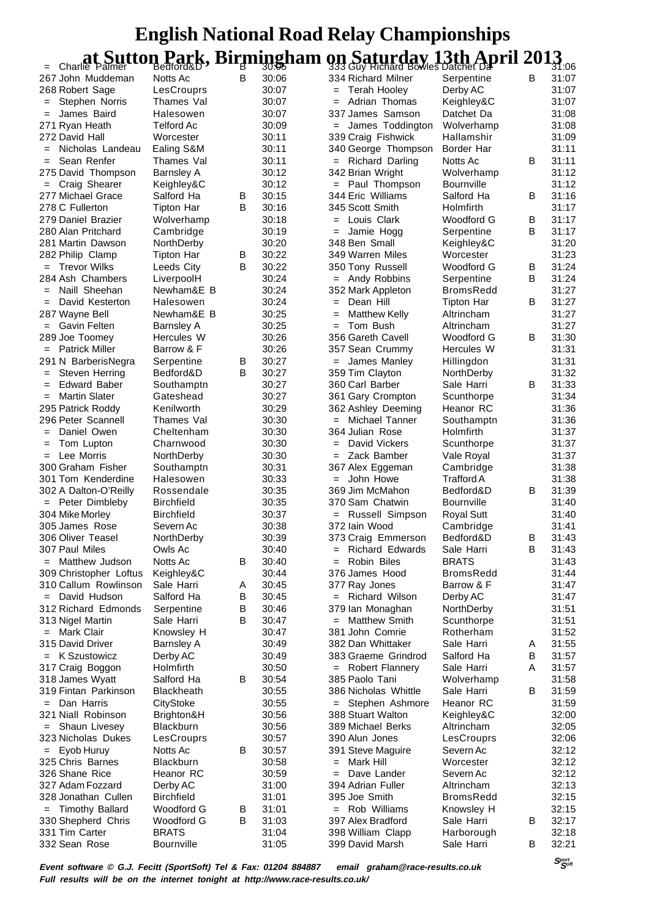# English National Road Relay Championships

## at Sutton Park, Birmingham on Saturday 13th April 2013

| | | | | | | | |
|---|---|---|---|---|---|---|---|
| = Charlie Palmer | Bedford&D | B | 30:05 | 333 Guy Richard Bowles | Datchet Da | | 31:06 |
| 267 John Muddeman | Notts Ac | B | 30:06 | 334 Richard Milner | Serpentine | B | 31:07 |
| 268 Robert Sage | LesCrouprs | | 30:07 | = Terah Hooley | Derby AC | | 31:07 |
| = Stephen Norris | Thames Val | | 30:07 | = Adrian Thomas | Keighley&C | | 31:07 |
| = James Baird | Halesowen | | 30:07 | 337 James Samson | Datchet Da | | 31:08 |
| 271 Ryan Heath | Telford Ac | | 30:09 | = James Toddington | Wolverhamp | | 31:08 |
| 272 David Hall | Worcester | | 30:11 | 339 Craig Fishwick | Hallamshir | | 31:09 |
| = Nicholas Landeau | Ealing S&M | | 30:11 | 340 George Thompson | Border Har | | 31:11 |
| = Sean Renfer | Thames Val | | 30:11 | = Richard Darling | Notts Ac | B | 31:11 |
| 275 David Thompson | Barnsley A | | 30:12 | 342 Brian Wright | Wolverhamp | | 31:12 |
| = Craig Shearer | Keighley&C | | 30:12 | = Paul Thompson | Bournville | | 31:12 |
| 277 Michael Grace | Salford Ha | B | 30:15 | 344 Eric Williams | Salford Ha | B | 31:16 |
| 278 C Fullerton | Tipton Har | B | 30:16 | 345 Scott Smith | Holmfirth | | 31:17 |
| 279 Daniel Brazier | Wolverhamp | | 30:18 | = Louis Clark | Woodford G | B | 31:17 |
| 280 Alan Pritchard | Cambridge | | 30:19 | = Jamie Hogg | Serpentine | B | 31:17 |
| 281 Martin Dawson | NorthDerby | | 30:20 | 348 Ben Small | Keighley&C | | 31:20 |
| 282 Philip Clamp | Tipton Har | B | 30:22 | 349 Warren Miles | Worcester | | 31:23 |
| = Trevor Wilks | Leeds City | B | 30:22 | 350 Tony Russell | Woodford G | B | 31:24 |
| 284 Ash Chambers | LiverpoolH | | 30:24 | = Andy Robbins | Serpentine | B | 31:24 |
| = Naill Sheehan | Newham&E B | | 30:24 | 352 Mark Appleton | BromsRedd | | 31:27 |
| = David Kesterton | Halesowen | | 30:24 | = Dean Hill | Tipton Har | B | 31:27 |
| 287 Wayne Bell | Newham&E B | | 30:25 | = Matthew Kelly | Altrincham | | 31:27 |
| = Gavin Felten | Barnsley A | | 30:25 | = Tom Bush | Altrincham | | 31:27 |
| 289 Joe Toomey | Hercules W | | 30:26 | 356 Gareth Cavell | Woodford G | B | 31:30 |
| = Patrick Miller | Barrow & F | | 30:26 | 357 Sean Crummy | Hercules W | | 31:31 |
| 291 N BarberisNegra | Serpentine | B | 30:27 | = James Manley | Hillingdon | | 31:31 |
| = Steven Herring | Bedford&D | B | 30:27 | 359 Tim Clayton | NorthDerby | | 31:32 |
| = Edward Baber | Southamptn | | 30:27 | 360 Carl Barber | Sale Harri | B | 31:33 |
| = Martin Slater | Gateshead | | 30:27 | 361 Gary Crompton | Scunthorpe | | 31:34 |
| 295 Patrick Roddy | Kenilworth | | 30:29 | 362 Ashley Deeming | Heanor RC | | 31:36 |
| 296 Peter Scannell | Thames Val | | 30:30 | = Michael Tanner | Southamptn | | 31:36 |
| = Daniel Owen | Cheltenham | | 30:30 | 364 Julian Rose | Holmfirth | | 31:37 |
| = Tom Lupton | Charnwood | | 30:30 | = David Vickers | Scunthorpe | | 31:37 |
| = Lee Morris | NorthDerby | | 30:30 | = Zack Bamber | Vale Royal | | 31:37 |
| 300 Graham Fisher | Southamptn | | 30:31 | 367 Alex Eggeman | Cambridge | | 31:38 |
| 301 Tom Kenderdine | Halesowen | | 30:33 | = John Howe | Trafford A | | 31:38 |
| 302 A Dalton-O'Reilly | Rossendale | | 30:35 | 369 Jim McMahon | Bedford&D | B | 31:39 |
| = Peter Dimbleby | Birchfield | | 30:35 | 370 Sam Chatwin | Bournville | | 31:40 |
| 304 Mike Morley | Birchfield | | 30:37 | = Russell Simpson | Royal Sutt | | 31:40 |
| 305 James Rose | Severn Ac | | 30:38 | 372 Iain Wood | Cambridge | | 31:41 |
| 306 Oliver Teasel | NorthDerby | | 30:39 | 373 Craig Emmerson | Bedford&D | B | 31:43 |
| 307 Paul Miles | Owls Ac | | 30:40 | = Richard Edwards | Sale Harri | B | 31:43 |
| = Matthew Judson | Notts Ac | B | 30:40 | = Robin Biles | BRATS | | 31:43 |
| 309 Christopher Loftus | Keighley&C | | 30:44 | 376 James Hood | BromsRedd | | 31:44 |
| 310 Callum Rowlinson | Sale Harri | A | 30:45 | 377 Ray Jones | Barrow & F | | 31:47 |
| = David Hudson | Salford Ha | B | 30:45 | = Richard Wilson | Derby AC | | 31:47 |
| 312 Richard Edmonds | Serpentine | B | 30:46 | 379 Ian Monaghan | NorthDerby | | 31:51 |
| 313 Nigel Martin | Sale Harri | B | 30:47 | = Matthew Smith | Scunthorpe | | 31:51 |
| = Mark Clair | Knowsley H | | 30:47 | 381 John Comrie | Rotherham | | 31:52 |
| 315 David Driver | Barnsley A | | 30:49 | 382 Dan Whittaker | Sale Harri | A | 31:55 |
| = K Szustowicz | Derby AC | | 30:49 | 383 Graeme Grindrod | Salford Ha | B | 31:57 |
| 317 Craig Boggon | Holmfirth | | 30:50 | = Robert Flannery | Sale Harri | A | 31:57 |
| 318 James Wyatt | Salford Ha | B | 30:54 | 385 Paolo Tani | Wolverhamp | | 31:58 |
| 319 Fintan Parkinson | Blackheath | | 30:55 | 386 Nicholas Whittle | Sale Harri | B | 31:59 |
| = Dan Harris | CityStoke | | 30:55 | = Stephen Ashmore | Heanor RC | | 31:59 |
| 321 Niall Robinson | Brighton&H | | 30:56 | 388 Stuart Walton | Keighley&C | | 32:00 |
| = Shaun Livesey | Blackburn | | 30:56 | 389 Michael Berks | Altrincham | | 32:05 |
| 323 Nicholas Dukes | LesCrouprs | | 30:57 | 390 Alun Jones | LesCrouprs | | 32:06 |
| = Eyob Huruy | Notts Ac | B | 30:57 | 391 Steve Maguire | Severn Ac | | 32:12 |
| 325 Chris Barnes | Blackburn | | 30:58 | = Mark Hill | Worcester | | 32:12 |
| 326 Shane Rice | Heanor RC | | 30:59 | = Dave Lander | Severn Ac | | 32:12 |
| 327 Adam Fozzard | Derby AC | | 31:00 | 394 Adrian Fuller | Altrincham | | 32:13 |
| 328 Jonathan Cullen | Birchfield | | 31:01 | 395 Joe Smith | BromsRedd | | 32:15 |
| = Timothy Ballard | Woodford G | B | 31:01 | = Rob Williams | Knowsley H | | 32:15 |
| 330 Shepherd Chris | Woodford G | B | 31:03 | 397 Alex Bradford | Sale Harri | B | 32:17 |
| 331 Tim Carter | BRATS | | 31:04 | 398 William Clapp | Harborough | | 32:18 |
| 332 Sean Rose | Bournville | | 31:05 | 399 David Marsh | Sale Harri | B | 32:21 |

*Event software © G.J. Fecitt (SportSoft) Tel & Fax: 01204 884887 email graham@race-results.co.uk*
*Full results will be on the internet tonight at http://www.race-results.co.uk/*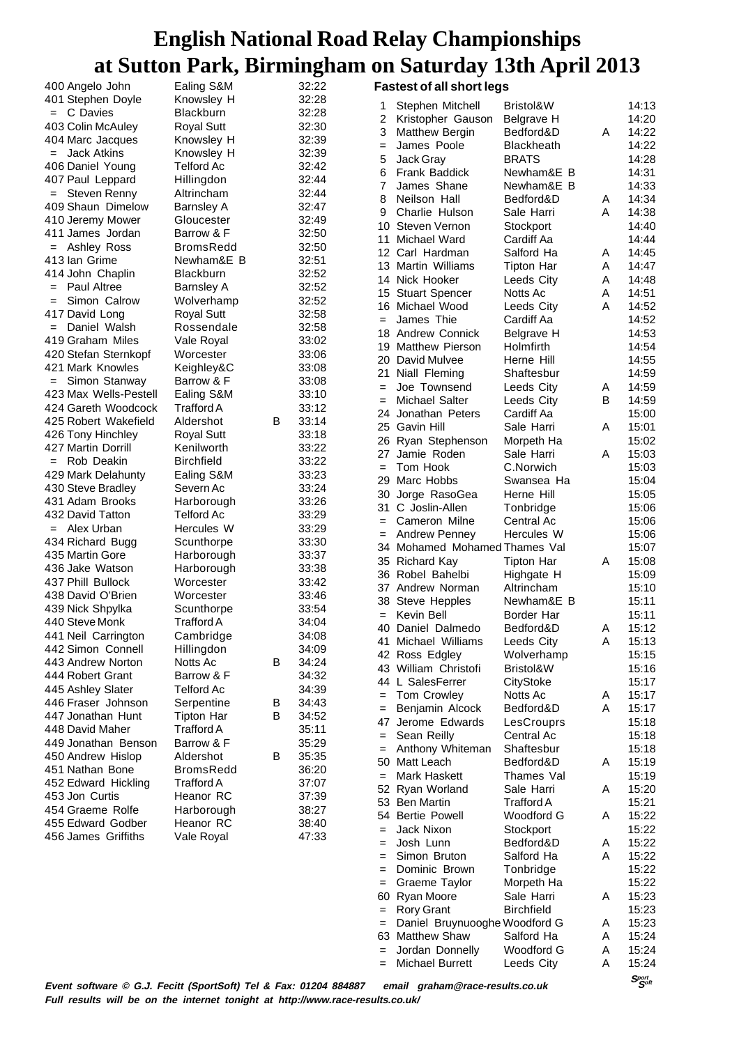# English National Road Relay Championships at Sutton Park, Birmingham on Saturday 13th April 2013

| | | | | |
|---|---|---|---|---|
| 400 | Angelo John | Ealing S&M | | 32:22 |
| 401 | Stephen Doyle | Knowsley H | | 32:28 |
| = | C Davies | Blackburn | | 32:28 |
| 403 | Colin McAuley | Royal Sutt | | 32:30 |
| 404 | Marc Jacques | Knowsley H | | 32:39 |
| = | Jack Atkins | Knowsley H | | 32:39 |
| 406 | Daniel Young | Telford Ac | | 32:42 |
| 407 | Paul Leppard | Hillingdon | | 32:44 |
| = | Steven Renny | Altrincham | | 32:44 |
| 409 | Shaun Dimelow | Barnsley A | | 32:47 |
| 410 | Jeremy Mower | Gloucester | | 32:49 |
| 411 | James Jordan | Barrow & F | | 32:50 |
| = | Ashley Ross | BromsRedd | | 32:50 |
| 413 | Ian Grime | Newham&E B | | 32:51 |
| 414 | John Chaplin | Blackburn | | 32:52 |
| = | Paul Altree | Barnsley A | | 32:52 |
| = | Simon Calrow | Wolverhamp | | 32:52 |
| 417 | David Long | Royal Sutt | | 32:58 |
| = | Daniel Walsh | Rossendale | | 32:58 |
| 419 | Graham Miles | Vale Royal | | 33:02 |
| 420 | Stefan Sternkopf | Worcester | | 33:06 |
| 421 | Mark Knowles | Keighley&C | | 33:08 |
| = | Simon Stanway | Barrow & F | | 33:08 |
| 423 | Max Wells-Pestell | Ealing S&M | | 33:10 |
| 424 | Gareth Woodcock | Trafford A | | 33:12 |
| 425 | Robert Wakefield | Aldershot | B | 33:14 |
| 426 | Tony Hinchley | Royal Sutt | | 33:18 |
| 427 | Martin Dorrill | Kenilworth | | 33:22 |
| = | Rob Deakin | Birchfield | | 33:22 |
| 429 | Mark Delahunty | Ealing S&M | | 33:23 |
| 430 | Steve Bradley | Severn Ac | | 33:24 |
| 431 | Adam Brooks | Harborough | | 33:26 |
| 432 | David Tatton | Telford Ac | | 33:29 |
| = | Alex Urban | Hercules W | | 33:29 |
| 434 | Richard Bugg | Scunthorpe | | 33:30 |
| 435 | Martin Gore | Harborough | | 33:37 |
| 436 | Jake Watson | Harborough | | 33:38 |
| 437 | Phill Bullock | Worcester | | 33:42 |
| 438 | David O'Brien | Worcester | | 33:46 |
| 439 | Nick Shpylka | Scunthorpe | | 33:54 |
| 440 | Steve Monk | Trafford A | | 34:04 |
| 441 | Neil Carrington | Cambridge | | 34:08 |
| 442 | Simon Connell | Hillingdon | | 34:09 |
| 443 | Andrew Norton | Notts Ac | B | 34:24 |
| 444 | Robert Grant | Barrow & F | | 34:32 |
| 445 | Ashley Slater | Telford Ac | | 34:39 |
| 446 | Fraser Johnson | Serpentine | B | 34:43 |
| 447 | Jonathan Hunt | Tipton Har | B | 34:52 |
| 448 | David Maher | Trafford A | | 35:11 |
| 449 | Jonathan Benson | Barrow & F | | 35:29 |
| 450 | Andrew Hislop | Aldershot | B | 35:35 |
| 451 | Nathan Bone | BromsRedd | | 36:20 |
| 452 | Edward Hickling | Trafford A | | 37:07 |
| 453 | Jon Curtis | Heanor RC | | 37:39 |
| 454 | Graeme Rolfe | Harborough | | 38:27 |
| 455 | Edward Godber | Heanor RC | | 38:40 |
| 456 | James Griffiths | Vale Royal | | 47:33 |

**Fastest of all short legs**

| | | | | |
|---|---|---|---|---|
| 1 | Stephen Mitchell | Bristol&W | | 14:13 |
| 2 | Kristopher Gauson | Belgrave H | | 14:20 |
| 3 | Matthew Bergin | Bedford&D | A | 14:22 |
| = | James Poole | Blackheath | | 14:22 |
| 5 | Jack Gray | BRATS | | 14:28 |
| 6 | Frank Baddick | Newham&E B | | 14:31 |
| 7 | James Shane | Newham&E B | | 14:33 |
| 8 | Neilson Hall | Bedford&D | A | 14:34 |
| 9 | Charlie Hulson | Sale Harri | A | 14:38 |
| 10 | Steven Vernon | Stockport | | 14:40 |
| 11 | Michael Ward | Cardiff Aa | | 14:44 |
| 12 | Carl Hardman | Salford Ha | A | 14:45 |
| 13 | Martin Williams | Tipton Har | A | 14:47 |
| 14 | Nick Hooker | Leeds City | A | 14:48 |
| 15 | Stuart Spencer | Notts Ac | A | 14:51 |
| 16 | Michael Wood | Leeds City | A | 14:52 |
| = | James Thie | Cardiff Aa | | 14:52 |
| 18 | Andrew Connick | Belgrave H | | 14:53 |
| 19 | Matthew Pierson | Holmfirth | | 14:54 |
| 20 | David Mulvee | Herne Hill | | 14:55 |
| 21 | Niall Fleming | Shaftesbur | | 14:59 |
| = | Joe Townsend | Leeds City | A | 14:59 |
| = | Michael Salter | Leeds City | B | 14:59 |
| 24 | Jonathan Peters | Cardiff Aa | | 15:00 |
| 25 | Gavin Hill | Sale Harri | A | 15:01 |
| 26 | Ryan Stephenson | Morpeth Ha | | 15:02 |
| 27 | Jamie Roden | Sale Harri | A | 15:03 |
| = | Tom Hook | C.Norwich | | 15:03 |
| 29 | Marc Hobbs | Swansea Ha | | 15:04 |
| 30 | Jorge RasoGea | Herne Hill | | 15:05 |
| 31 | C Joslin-Allen | Tonbridge | | 15:06 |
| = | Cameron Milne | Central Ac | | 15:06 |
| = | Andrew Penney | Hercules W | | 15:06 |
| 34 | Mohamed Mohamed | Thames Val | | 15:07 |
| 35 | Richard Kay | Tipton Har | A | 15:08 |
| 36 | Robel Bahelbi | Highgate H | | 15:09 |
| 37 | Andrew Norman | Altrincham | | 15:10 |
| 38 | Steve Hepples | Newham&E B | | 15:11 |
| = | Kevin Bell | Border Har | | 15:11 |
| 40 | Daniel Dalmedo | Bedford&D | A | 15:12 |
| 41 | Michael Williams | Leeds City | A | 15:13 |
| 42 | Ross Edgley | Wolverhamp | | 15:15 |
| 43 | William Christofi | Bristol&W | | 15:16 |
| 44 | L SalesFerrer | CityStoke | | 15:17 |
| = | Tom Crowley | Notts Ac | A | 15:17 |
| = | Benjamin Alcock | Bedford&D | A | 15:17 |
| 47 | Jerome Edwards | LesCrouprs | | 15:18 |
| = | Sean Reilly | Central Ac | | 15:18 |
| = | Anthony Whiteman | Shaftesbur | | 15:18 |
| 50 | Matt Leach | Bedford&D | A | 15:19 |
| = | Mark Haskett | Thames Val | | 15:19 |
| 52 | Ryan Worland | Sale Harri | A | 15:20 |
| 53 | Ben Martin | Trafford A | | 15:21 |
| 54 | Bertie Powell | Woodford G | A | 15:22 |
| = | Jack Nixon | Stockport | | 15:22 |
| = | Josh Lunn | Bedford&D | A | 15:22 |
| = | Simon Bruton | Salford Ha | A | 15:22 |
| = | Dominic Brown | Tonbridge | | 15:22 |
| = | Graeme Taylor | Morpeth Ha | | 15:22 |
| 60 | Ryan Moore | Sale Harri | A | 15:23 |
| = | Rory Grant | Birchfield | | 15:23 |
| = | Daniel Bruynuooghe | Woodford G | A | 15:23 |
| 63 | Matthew Shaw | Salford Ha | A | 15:24 |
| = | Jordan Donnelly | Woodford G | A | 15:24 |
| = | Michael Burrett | Leeds City | A | 15:24 |

*Event software © G.J. Fecitt (SportSoft) Tel & Fax: 01204 884887 email graham@race-results.co.uk*
*Full results will be on the internet tonight at http://www.race-results.co.uk/*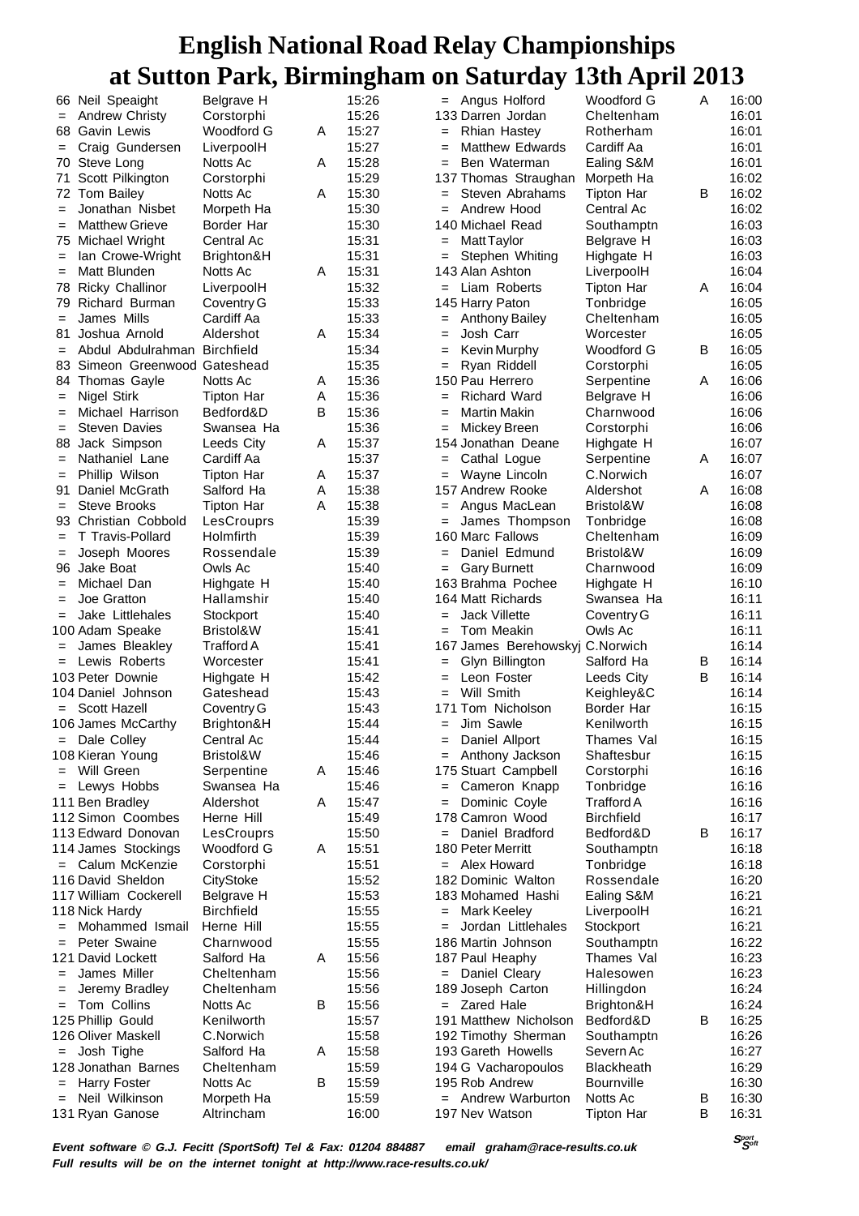# English National Road Relay Championships
# at Sutton Park, Birmingham on Saturday 13th April 2013

| | | | | |
|---|---|---|---|---|
| 66 | Neil Speaight | Belgrave H | | 15:26 |
| = | Andrew Christy | Corstorphi | | 15:26 |
| 68 | Gavin Lewis | Woodford G | A | 15:27 |
| = | Craig Gundersen | LiverpoolH | | 15:27 |
| 70 | Steve Long | Notts Ac | A | 15:28 |
| 71 | Scott Pilkington | Corstorphi | | 15:29 |
| 72 | Tom Bailey | Notts Ac | A | 15:30 |
| = | Jonathan Nisbet | Morpeth Ha | | 15:30 |
| = | Matthew Grieve | Border Har | | 15:30 |
| 75 | Michael Wright | Central Ac | | 15:31 |
| = | Ian Crowe-Wright | Brighton&H | | 15:31 |
| = | Matt Blunden | Notts Ac | A | 15:31 |
| 78 | Ricky Challinor | LiverpoolH | | 15:32 |
| 79 | Richard Burman | Coventry G | | 15:33 |
| = | James Mills | Cardiff Aa | | 15:33 |
| 81 | Joshua Arnold | Aldershot | A | 15:34 |
| = | Abdul Abdulrahman | Birchfield | | 15:34 |
| 83 | Simeon Greenwood | Gateshead | | 15:35 |
| 84 | Thomas Gayle | Notts Ac | A | 15:36 |
| = | Nigel Stirk | Tipton Har | A | 15:36 |
| = | Michael Harrison | Bedford&D | B | 15:36 |
| = | Steven Davies | Swansea Ha | | 15:36 |
| 88 | Jack Simpson | Leeds City | A | 15:37 |
| = | Nathaniel Lane | Cardiff Aa | | 15:37 |
| = | Phillip Wilson | Tipton Har | A | 15:37 |
| 91 | Daniel McGrath | Salford Ha | A | 15:38 |
| = | Steve Brooks | Tipton Har | A | 15:38 |
| 93 | Christian Cobbold | LesCrouprs | | 15:39 |
| = | T Travis-Pollard | Holmfirth | | 15:39 |
| = | Joseph Moores | Rossendale | | 15:39 |
| 96 | Jake Boat | Owls Ac | | 15:40 |
| = | Michael Dan | Highgate H | | 15:40 |
| = | Joe Gratton | Hallamshir | | 15:40 |
| = | Jake Littlehales | Stockport | | 15:40 |
| 100 | Adam Speake | Bristol&W | | 15:41 |
| = | James Bleakley | Trafford A | | 15:41 |
| = | Lewis Roberts | Worcester | | 15:41 |
| 103 | Peter Downie | Highgate H | | 15:42 |
| 104 | Daniel Johnson | Gateshead | | 15:43 |
| = | Scott Hazell | Coventry G | | 15:43 |
| 106 | James McCarthy | Brighton&H | | 15:44 |
| = | Dale Colley | Central Ac | | 15:44 |
| 108 | Kieran Young | Bristol&W | | 15:46 |
| = | Will Green | Serpentine | A | 15:46 |
| = | Lewys Hobbs | Swansea Ha | | 15:46 |
| 111 | Ben Bradley | Aldershot | A | 15:47 |
| 112 | Simon Coombes | Herne Hill | | 15:49 |
| 113 | Edward Donovan | LesCrouprs | | 15:50 |
| 114 | James Stockings | Woodford G | A | 15:51 |
| = | Calum McKenzie | Corstorphi | | 15:51 |
| 116 | David Sheldon | CityStoke | | 15:52 |
| 117 | William Cockerell | Belgrave H | | 15:53 |
| 118 | Nick Hardy | Birchfield | | 15:55 |
| = | Mohammed Ismail | Herne Hill | | 15:55 |
| = | Peter Swaine | Charnwood | | 15:55 |
| 121 | David Lockett | Salford Ha | A | 15:56 |
| = | James Miller | Cheltenham | | 15:56 |
| = | Jeremy Bradley | Cheltenham | | 15:56 |
| = | Tom Collins | Notts Ac | B | 15:56 |
| 125 | Phillip Gould | Kenilworth | | 15:57 |
| 126 | Oliver Maskell | C.Norwich | | 15:58 |
| = | Josh Tighe | Salford Ha | A | 15:58 |
| 128 | Jonathan Barnes | Cheltenham | | 15:59 |
| = | Harry Foster | Notts Ac | B | 15:59 |
| = | Neil Wilkinson | Morpeth Ha | | 15:59 |
| 131 | Ryan Ganose | Altrincham | | 16:00 |
| = | Angus Holford | Woodford G | A | 16:00 |
| 133 | Darren Jordan | Cheltenham | | 16:01 |
| = | Rhian Hastey | Rotherham | | 16:01 |
| = | Matthew Edwards | Cardiff Aa | | 16:01 |
| = | Ben Waterman | Ealing S&M | | 16:01 |
| 137 | Thomas Straughan | Morpeth Ha | | 16:02 |
| = | Steven Abrahams | Tipton Har | B | 16:02 |
| = | Andrew Hood | Central Ac | | 16:02 |
| 140 | Michael Read | Southamptn | | 16:03 |
| = | Matt Taylor | Belgrave H | | 16:03 |
| = | Stephen Whiting | Highgate H | | 16:03 |
| 143 | Alan Ashton | LiverpoolH | | 16:04 |
| = | Liam Roberts | Tipton Har | A | 16:04 |
| 145 | Harry Paton | Tonbridge | | 16:05 |
| = | Anthony Bailey | Cheltenham | | 16:05 |
| = | Josh Carr | Worcester | | 16:05 |
| = | Kevin Murphy | Woodford G | B | 16:05 |
| = | Ryan Riddell | Corstorphi | | 16:05 |
| 150 | Pau Herrero | Serpentine | A | 16:06 |
| = | Richard Ward | Belgrave H | | 16:06 |
| = | Martin Makin | Charnwood | | 16:06 |
| = | Mickey Breen | Corstorphi | | 16:06 |
| 154 | Jonathan Deane | Highgate H | | 16:07 |
| = | Cathal Logue | Serpentine | A | 16:07 |
| = | Wayne Lincoln | C.Norwich | | 16:07 |
| 157 | Andrew Rooke | Aldershot | A | 16:08 |
| = | Angus MacLean | Bristol&W | | 16:08 |
| = | James Thompson | Tonbridge | | 16:08 |
| 160 | Marc Fallows | Cheltenham | | 16:09 |
| = | Daniel Edmund | Bristol&W | | 16:09 |
| = | Gary Burnett | Charnwood | | 16:09 |
| 163 | Brahma Pochee | Highgate H | | 16:10 |
| 164 | Matt Richards | Swansea Ha | | 16:11 |
| = | Jack Villette | Coventry G | | 16:11 |
| = | Tom Meakin | Owls Ac | | 16:11 |
| 167 | James Berehowskyj | C.Norwich | | 16:14 |
| = | Glyn Billington | Salford Ha | B | 16:14 |
| = | Leon Foster | Leeds City | B | 16:14 |
| = | Will Smith | Keighley&C | | 16:14 |
| 171 | Tom Nicholson | Border Har | | 16:15 |
| = | Jim Sawle | Kenilworth | | 16:15 |
| = | Daniel Allport | Thames Val | | 16:15 |
| = | Anthony Jackson | Shaftesbur | | 16:15 |
| 175 | Stuart Campbell | Corstorphi | | 16:16 |
| = | Cameron Knapp | Tonbridge | | 16:16 |
| = | Dominic Coyle | Trafford A | | 16:16 |
| 178 | Camron Wood | Birchfield | | 16:17 |
| = | Daniel Bradford | Bedford&D | B | 16:17 |
| 180 | Peter Merritt | Southamptn | | 16:18 |
| = | Alex Howard | Tonbridge | | 16:18 |
| 182 | Dominic Walton | Rossendale | | 16:20 |
| 183 | Mohamed Hashi | Ealing S&M | | 16:21 |
| = | Mark Keeley | LiverpoolH | | 16:21 |
| = | Jordan Littlehales | Stockport | | 16:21 |
| 186 | Martin Johnson | Southamptn | | 16:22 |
| 187 | Paul Heaphy | Thames Val | | 16:23 |
| = | Daniel Cleary | Halesowen | | 16:23 |
| 189 | Joseph Carton | Hillingdon | | 16:24 |
| = | Zared Hale | Brighton&H | | 16:24 |
| 191 | Matthew Nicholson | Bedford&D | B | 16:25 |
| 192 | Timothy Sherman | Southamptn | | 16:26 |
| 193 | Gareth Howells | Severn Ac | | 16:27 |
| 194 | G Vacharopoulos | Blackheath | | 16:29 |
| 195 | Rob Andrew | Bournville | | 16:30 |
| = | Andrew Warburton | Notts Ac | B | 16:30 |
| 197 | Nev Watson | Tipton Har | B | 16:31 |

*Event software © G.J. Fecitt (SportSoft) Tel & Fax: 01204 884887 email graham@race-results.co.uk*
*Full results will be on the internet tonight at http://www.race-results.co.uk/*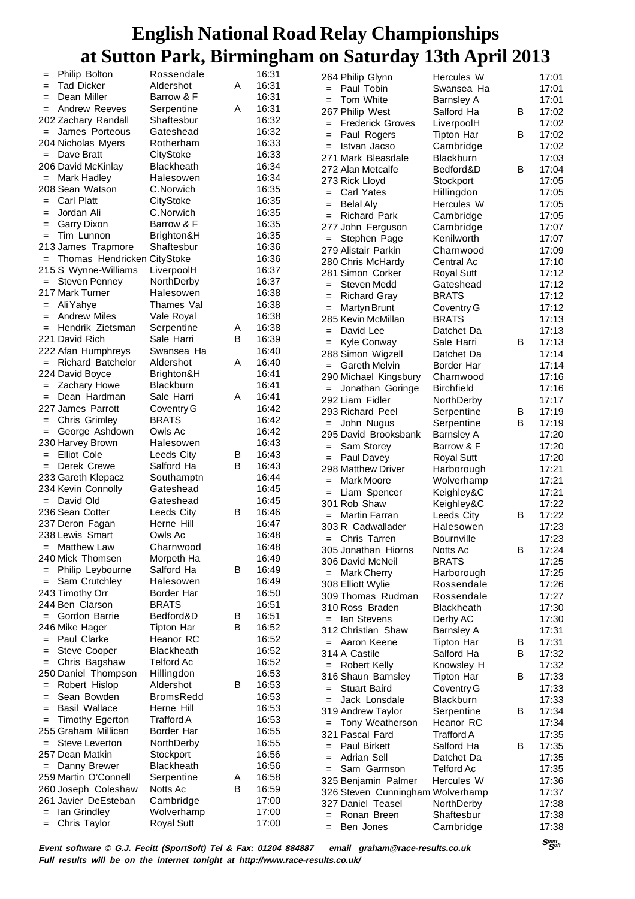# English National Road Relay Championships at Sutton Park, Birmingham on Saturday 13th April 2013

| | | | | |
|---|---|---|---|---|
| = | Philip Bolton | Rossendale | | 16:31 |
| = | Tad Dicker | Aldershot | A | 16:31 |
| = | Dean Miller | Barrow & F | | 16:31 |
| = | Andrew Reeves | Serpentine | A | 16:31 |
| 202 | Zachary Randall | Shaftesbur | | 16:32 |
| = | James Porteous | Gateshead | | 16:32 |
| 204 | Nicholas Myers | Rotherham | | 16:33 |
| = | Dave Bratt | CityStoke | | 16:33 |
| 206 | David McKinlay | Blackheath | | 16:34 |
| = | Mark Hadley | Halesowen | | 16:34 |
| 208 | Sean Watson | C.Norwich | | 16:35 |
| = | Carl Platt | CityStoke | | 16:35 |
| = | Jordan Ali | C.Norwich | | 16:35 |
| = | Garry Dixon | Barrow & F | | 16:35 |
| = | Tim Lunnon | Brighton&H | | 16:35 |
| 213 | James Trapmore | Shaftesbur | | 16:36 |
| = | Thomas Hendricken | CityStoke | | 16:36 |
| 215 | S Wynne-Williams | LiverpoolH | | 16:37 |
| = | Steven Penney | NorthDerby | | 16:37 |
| 217 | Mark Turner | Halesowen | | 16:38 |
| = | Ali Yahye | Thames Val | | 16:38 |
| = | Andrew Miles | Vale Royal | | 16:38 |
| = | Hendrik Zietsman | Serpentine | A | 16:38 |
| 221 | David Rich | Sale Harri | B | 16:39 |
| 222 | Afan Humphreys | Swansea Ha | | 16:40 |
| = | Richard Batchelor | Aldershot | A | 16:40 |
| 224 | David Boyce | Brighton&H | | 16:41 |
| = | Zachary Howe | Blackburn | | 16:41 |
| = | Dean Hardman | Sale Harri | A | 16:41 |
| 227 | James Parrott | Coventry G | | 16:42 |
| = | Chris Grimley | BRATS | | 16:42 |
| = | George Ashdown | Owls Ac | | 16:42 |
| 230 | Harvey Brown | Halesowen | | 16:43 |
| = | Elliot Cole | Leeds City | B | 16:43 |
| = | Derek Crewe | Salford Ha | B | 16:43 |
| 233 | Gareth Klepacz | Southamptn | | 16:44 |
| 234 | Kevin Connolly | Gateshead | | 16:45 |
| = | David Old | Gateshead | | 16:45 |
| 236 | Sean Cotter | Leeds City | B | 16:46 |
| 237 | Deron Fagan | Herne Hill | | 16:47 |
| 238 | Lewis Smart | Owls Ac | | 16:48 |
| = | Matthew Law | Charnwood | | 16:48 |
| 240 | Mick Thomsen | Morpeth Ha | | 16:49 |
| = | Philip Leybourne | Salford Ha | B | 16:49 |
| = | Sam Crutchley | Halesowen | | 16:49 |
| 243 | Timothy Orr | Border Har | | 16:50 |
| 244 | Ben Clarson | BRATS | | 16:51 |
| = | Gordon Barrie | Bedford&D | B | 16:51 |
| 246 | Mike Hager | Tipton Har | B | 16:52 |
| = | Paul Clarke | Heanor RC | | 16:52 |
| = | Steve Cooper | Blackheath | | 16:52 |
| = | Chris Bagshaw | Telford Ac | | 16:52 |
| 250 | Daniel Thompson | Hillingdon | | 16:53 |
| = | Robert Hislop | Aldershot | B | 16:53 |
| = | Sean Bowden | BromsRedd | | 16:53 |
| = | Basil Wallace | Herne Hill | | 16:53 |
| = | Timothy Egerton | Trafford A | | 16:53 |
| 255 | Graham Millican | Border Har | | 16:55 |
| = | Steve Leverton | NorthDerby | | 16:55 |
| 257 | Dean Matkin | Stockport | | 16:56 |
| = | Danny Brewer | Blackheath | | 16:56 |
| 259 | Martin O'Connell | Serpentine | A | 16:58 |
| 260 | Joseph Coleshaw | Notts Ac | B | 16:59 |
| 261 | Javier DeEsteban | Cambridge | | 17:00 |
| = | Ian Grindley | Wolverhamp | | 17:00 |
| = | Chris Taylor | Royal Sutt | | 17:00 |
| 264 | Philip Glynn | Hercules W | | 17:01 |
| = | Paul Tobin | Swansea Ha | | 17:01 |
| = | Tom White | Barnsley A | | 17:01 |
| 267 | Philip West | Salford Ha | B | 17:02 |
| = | Frederick Groves | LiverpoolH | | 17:02 |
| = | Paul Rogers | Tipton Har | B | 17:02 |
| = | Istvan Jacso | Cambridge | | 17:02 |
| 271 | Mark Bleasdale | Blackburn | | 17:03 |
| 272 | Alan Metcalfe | Bedford&D | B | 17:04 |
| 273 | Rick Lloyd | Stockport | | 17:05 |
| = | Carl Yates | Hillingdon | | 17:05 |
| = | Belal Aly | Hercules W | | 17:05 |
| = | Richard Park | Cambridge | | 17:05 |
| 277 | John Ferguson | Cambridge | | 17:07 |
| = | Stephen Page | Kenilworth | | 17:07 |
| 279 | Alistair Parkin | Charnwood | | 17:09 |
| 280 | Chris McHardy | Central Ac | | 17:10 |
| 281 | Simon Corker | Royal Sutt | | 17:12 |
| = | Steven Medd | Gateshead | | 17:12 |
| = | Richard Gray | BRATS | | 17:12 |
| = | Martyn Brunt | Coventry G | | 17:12 |
| 285 | Kevin McMillan | BRATS | | 17:13 |
| = | David Lee | Datchet Da | | 17:13 |
| = | Kyle Conway | Sale Harri | B | 17:13 |
| 288 | Simon Wigzell | Datchet Da | | 17:14 |
| = | Gareth Melvin | Border Har | | 17:14 |
| 290 | Michael Kingsbury | Charnwood | | 17:16 |
| = | Jonathan Goringe | Birchfield | | 17:16 |
| 292 | Liam Fidler | NorthDerby | | 17:17 |
| 293 | Richard Peel | Serpentine | B | 17:19 |
| = | John Nugus | Serpentine | B | 17:19 |
| 295 | David Brooksbank | Barnsley A | | 17:20 |
| = | Sam Storey | Barrow & F | | 17:20 |
| = | Paul Davey | Royal Sutt | | 17:20 |
| 298 | Matthew Driver | Harborough | | 17:21 |
| = | Mark Moore | Wolverhamp | | 17:21 |
| = | Liam Spencer | Keighley&C | | 17:21 |
| 301 | Rob Shaw | Keighley&C | | 17:22 |
| = | Martin Farran | Leeds City | B | 17:22 |
| 303 | R Cadwallader | Halesowen | | 17:23 |
| = | Chris Tarren | Bournville | | 17:23 |
| 305 | Jonathan Hiorns | Notts Ac | B | 17:24 |
| 306 | David McNeil | BRATS | | 17:25 |
| = | Mark Cherry | Harborough | | 17:25 |
| 308 | Elliott Wylie | Rossendale | | 17:26 |
| 309 | Thomas Rudman | Rossendale | | 17:27 |
| 310 | Ross Braden | Blackheath | | 17:30 |
| = | Ian Stevens | Derby AC | | 17:30 |
| 312 | Christian Shaw | Barnsley A | | 17:31 |
| = | Aaron Keene | Tipton Har | B | 17:31 |
| 314 | A Castile | Salford Ha | B | 17:32 |
| = | Robert Kelly | Knowsley H | | 17:32 |
| 316 | Shaun Barnsley | Tipton Har | B | 17:33 |
| = | Stuart Baird | Coventry G | | 17:33 |
| = | Jack Lonsdale | Blackburn | | 17:33 |
| 319 | Andrew Taylor | Serpentine | B | 17:34 |
| = | Tony Weatherson | Heanor RC | | 17:34 |
| 321 | Pascal Fard | Trafford A | | 17:35 |
| = | Paul Birkett | Salford Ha | B | 17:35 |
| = | Adrian Sell | Datchet Da | | 17:35 |
| = | Sam Garmson | Telford Ac | | 17:35 |
| 325 | Benjamin Palmer | Hercules W | | 17:36 |
| 326 | Steven Cunningham | Wolverhamp | | 17:37 |
| 327 | Daniel Teasel | NorthDerby | | 17:38 |
| = | Ronan Breen | Shaftesbur | | 17:38 |
| = | Ben Jones | Cambridge | | 17:38 |

*Event software © G.J. Fecitt (SportSoft) Tel & Fax: 01204 884887 email graham@race-results.co.uk*
*Full results will be on the internet tonight at http://www.race-results.co.uk/*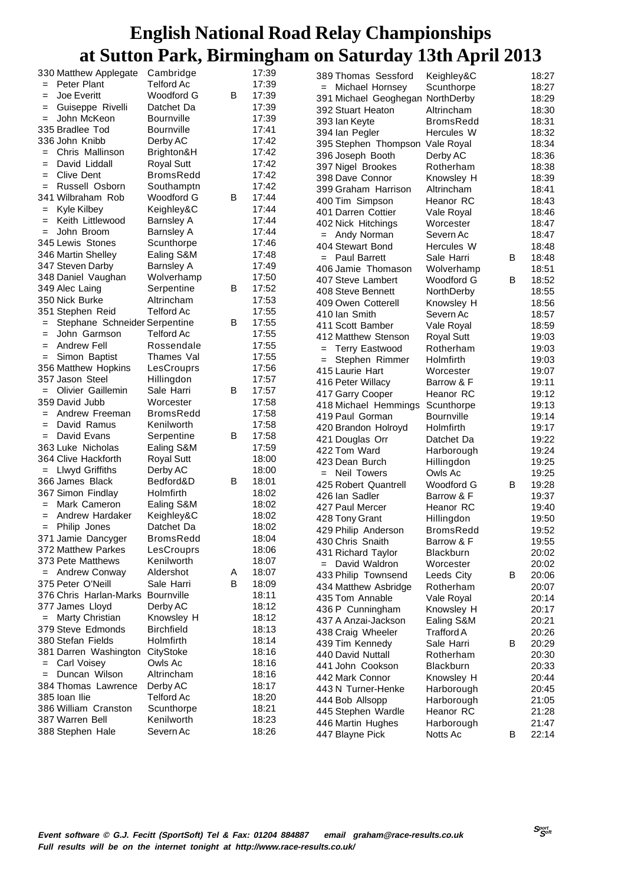# English National Road Relay Championships at Sutton Park, Birmingham on Saturday 13th April 2013

| | | | | |
|---|---|---|---|---|
| 330 | Matthew Applegate | Cambridge | | 17:39 |
| = | Peter Plant | Telford Ac | | 17:39 |
| = | Joe Everitt | Woodford G | B | 17:39 |
| = | Guiseppe Rivelli | Datchet Da | | 17:39 |
| = | John McKeon | Bournville | | 17:39 |
| 335 | Bradlee Tod | Bournville | | 17:41 |
| 336 | John Knibb | Derby AC | | 17:42 |
| = | Chris Mallinson | Brighton&H | | 17:42 |
| = | David Liddall | Royal Sutt | | 17:42 |
| = | Clive Dent | BromsRedd | | 17:42 |
| = | Russell Osborn | Southamptn | | 17:42 |
| 341 | Wilbraham Rob | Woodford G | B | 17:44 |
| = | Kyle Kilbey | Keighley&C | | 17:44 |
| = | Keith Littlewood | Barnsley A | | 17:44 |
| = | John Broom | Barnsley A | | 17:44 |
| 345 | Lewis Stones | Scunthorpe | | 17:46 |
| 346 | Martin Shelley | Ealing S&M | | 17:48 |
| 347 | Steven Darby | Barnsley A | | 17:49 |
| 348 | Daniel Vaughan | Wolverhamp | | 17:50 |
| 349 | Alec Laing | Serpentine | B | 17:52 |
| 350 | Nick Burke | Altrincham | | 17:53 |
| 351 | Stephen Reid | Telford Ac | | 17:55 |
| = | Stephane Schneider | Serpentine | B | 17:55 |
| = | John Garmson | Telford Ac | | 17:55 |
| = | Andrew Fell | Rossendale | | 17:55 |
| = | Simon Baptist | Thames Val | | 17:55 |
| 356 | Matthew Hopkins | LesCrouprs | | 17:56 |
| 357 | Jason Steel | Hillingdon | | 17:57 |
| = | Olivier Gaillemin | Sale Harri | B | 17:57 |
| 359 | David Jubb | Worcester | | 17:58 |
| = | Andrew Freeman | BromsRedd | | 17:58 |
| = | David Ramus | Kenilworth | | 17:58 |
| = | David Evans | Serpentine | B | 17:58 |
| 363 | Luke Nicholas | Ealing S&M | | 17:59 |
| 364 | Clive Hackforth | Royal Sutt | | 18:00 |
| = | Llwyd Griffiths | Derby AC | | 18:00 |
| 366 | James Black | Bedford&D | B | 18:01 |
| 367 | Simon Findlay | Holmfirth | | 18:02 |
| = | Mark Cameron | Ealing S&M | | 18:02 |
| = | Andrew Hardaker | Keighley&C | | 18:02 |
| = | Philip Jones | Datchet Da | | 18:02 |
| 371 | Jamie Dancyger | BromsRedd | | 18:04 |
| 372 | Matthew Parkes | LesCrouprs | | 18:06 |
| 373 | Pete Matthews | Kenilworth | | 18:07 |
| = | Andrew Conway | Aldershot | A | 18:07 |
| 375 | Peter O'Neill | Sale Harri | B | 18:09 |
| 376 | Chris Harlan-Marks | Bournville | | 18:11 |
| 377 | James Lloyd | Derby AC | | 18:12 |
| = | Marty Christian | Knowsley H | | 18:12 |
| 379 | Steve Edmonds | Birchfield | | 18:13 |
| 380 | Stefan Fields | Holmfirth | | 18:14 |
| 381 | Darren Washington | CityStoke | | 18:16 |
| = | Carl Voisey | Owls Ac | | 18:16 |
| = | Duncan Wilson | Altrincham | | 18:16 |
| 384 | Thomas Lawrence | Derby AC | | 18:17 |
| 385 | Ioan Ilie | Telford Ac | | 18:20 |
| 386 | William Cranston | Scunthorpe | | 18:21 |
| 387 | Warren Bell | Kenilworth | | 18:23 |
| 388 | Stephen Hale | Severn Ac | | 18:26 |
| 389 | Thomas Sessford | Keighley&C | | 18:27 |
| = | Michael Hornsey | Scunthorpe | | 18:27 |
| 391 | Michael Geoghegan | NorthDerby | | 18:29 |
| 392 | Stuart Heaton | Altrincham | | 18:30 |
| 393 | Ian Keyte | BromsRedd | | 18:31 |
| 394 | Ian Pegler | Hercules W | | 18:32 |
| 395 | Stephen Thompson | Vale Royal | | 18:34 |
| 396 | Joseph Booth | Derby AC | | 18:36 |
| 397 | Nigel Brookes | Rotherham | | 18:38 |
| 398 | Dave Connor | Knowsley H | | 18:39 |
| 399 | Graham Harrison | Altrincham | | 18:41 |
| 400 | Tim Simpson | Heanor RC | | 18:43 |
| 401 | Darren Cottier | Vale Royal | | 18:46 |
| 402 | Nick Hitchings | Worcester | | 18:47 |
| = | Andy Norman | Severn Ac | | 18:47 |
| 404 | Stewart Bond | Hercules W | | 18:48 |
| = | Paul Barrett | Sale Harri | B | 18:48 |
| 406 | Jamie Thomason | Wolverhamp | | 18:51 |
| 407 | Steve Lambert | Woodford G | B | 18:52 |
| 408 | Steve Bennett | NorthDerby | | 18:55 |
| 409 | Owen Cotterell | Knowsley H | | 18:56 |
| 410 | Ian Smith | Severn Ac | | 18:57 |
| 411 | Scott Bamber | Vale Royal | | 18:59 |
| 412 | Matthew Stenson | Royal Sutt | | 19:03 |
| = | Terry Eastwood | Rotherham | | 19:03 |
| = | Stephen Rimmer | Holmfirth | | 19:03 |
| 415 | Laurie Hart | Worcester | | 19:07 |
| 416 | Peter Willacy | Barrow & F | | 19:11 |
| 417 | Garry Cooper | Heanor RC | | 19:12 |
| 418 | Michael Hemmings | Scunthorpe | | 19:13 |
| 419 | Paul Gorman | Bournville | | 19:14 |
| 420 | Brandon Holroyd | Holmfirth | | 19:17 |
| 421 | Douglas Orr | Datchet Da | | 19:22 |
| 422 | Tom Ward | Harborough | | 19:24 |
| 423 | Dean Burch | Hillingdon | | 19:25 |
| = | Neil Towers | Owls Ac | | 19:25 |
| 425 | Robert Quantrell | Woodford G | B | 19:28 |
| 426 | Ian Sadler | Barrow & F | | 19:37 |
| 427 | Paul Mercer | Heanor RC | | 19:40 |
| 428 | Tony Grant | Hillingdon | | 19:50 |
| 429 | Philip Anderson | BromsRedd | | 19:52 |
| 430 | Chris Snaith | Barrow & F | | 19:55 |
| 431 | Richard Taylor | Blackburn | | 20:02 |
| = | David Waldron | Worcester | | 20:02 |
| 433 | Philip Townsend | Leeds City | B | 20:06 |
| 434 | Matthew Asbridge | Rotherham | | 20:07 |
| 435 | Tom Annable | Vale Royal | | 20:14 |
| 436 | P Cunningham | Knowsley H | | 20:17 |
| 437 | A Anzai-Jackson | Ealing S&M | | 20:21 |
| 438 | Craig Wheeler | Trafford A | | 20:26 |
| 439 | Tim Kennedy | Sale Harri | B | 20:29 |
| 440 | David Nuttall | Rotherham | | 20:30 |
| 441 | John Cookson | Blackburn | | 20:33 |
| 442 | Mark Connor | Knowsley H | | 20:44 |
| 443 | N Turner-Henke | Harborough | | 20:45 |
| 444 | Bob Allsopp | Harborough | | 21:05 |
| 445 | Stephen Wardle | Heanor RC | | 21:28 |
| 446 | Martin Hughes | Harborough | | 21:47 |
| 447 | Blayne Pick | Notts Ac | B | 22:14 |

*Event software © G.J. Fecitt (SportSoft) Tel & Fax: 01204 884887 email graham@race-results.co.uk*
*Full results will be on the internet tonight at http://www.race-results.co.uk/*